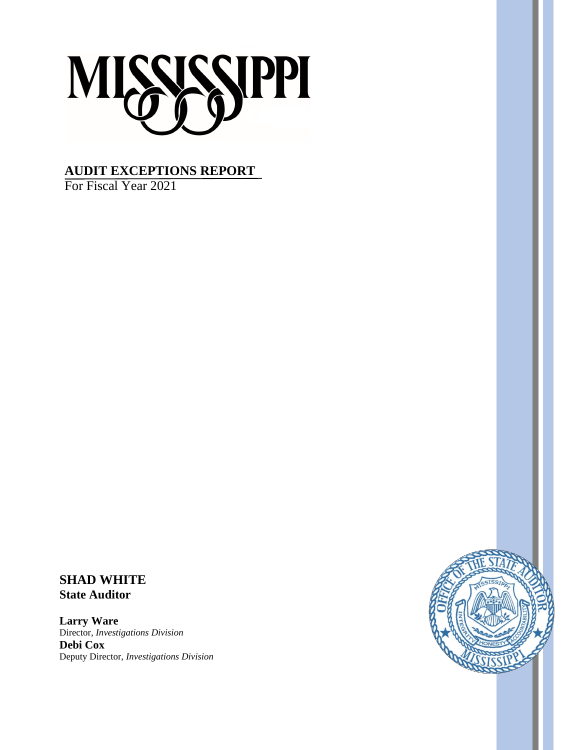MISSISSIPPI

# AUDIT EXCEPTIONS REPORT

For Fiscal Year 2021

**SHAD WHITE**
**State Auditor**

**Larry Ware**
Director, *Investigations Division*
**Debi Cox**
Deputy Director, *Investigations Division*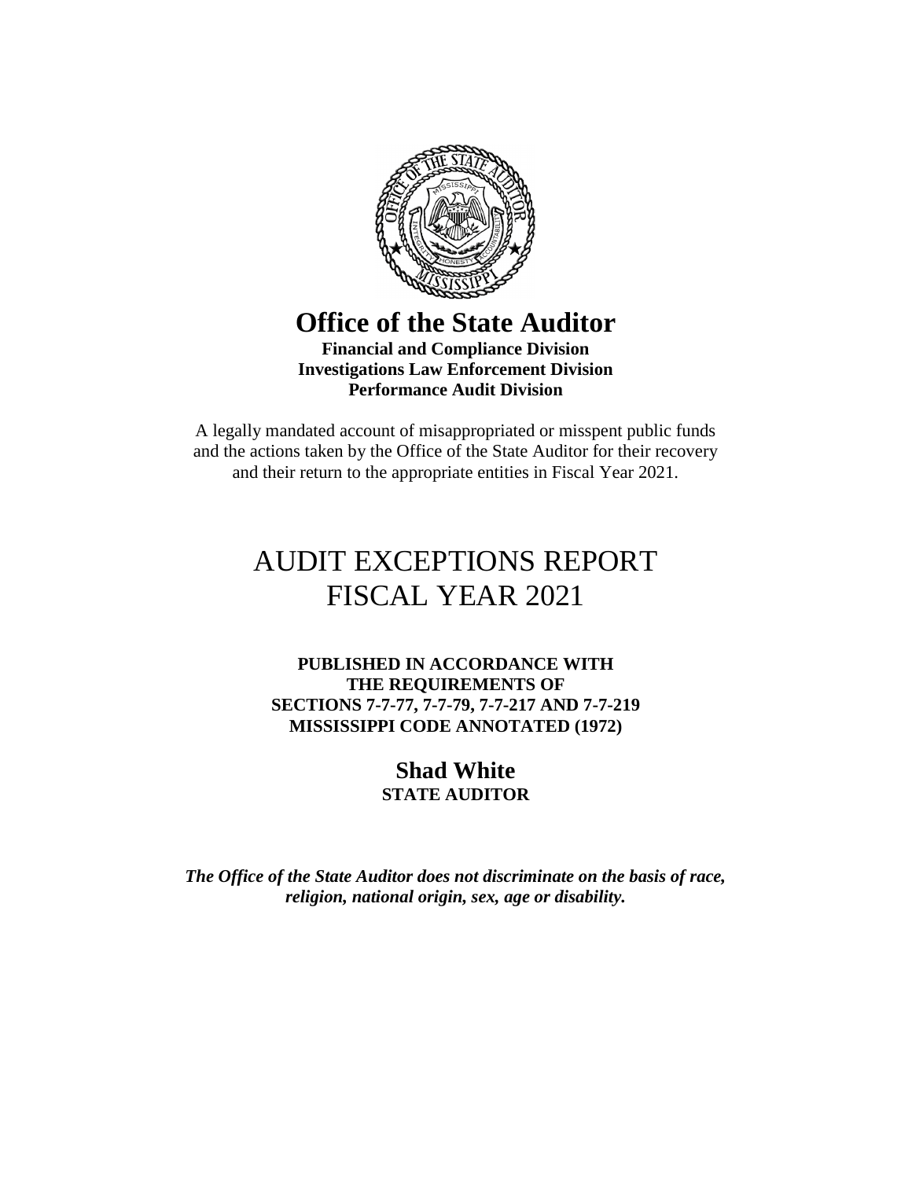# Office of the State Auditor

**Financial and Compliance Division**
**Investigations Law Enforcement Division**
**Performance Audit Division**

A legally mandated account of misappropriated or misspent public funds and the actions taken by the Office of the State Auditor for their recovery and their return to the appropriate entities in Fiscal Year 2021.

# AUDIT EXCEPTIONS REPORT FISCAL YEAR 2021

**PUBLISHED IN ACCORDANCE WITH THE REQUIREMENTS OF SECTIONS 7-7-77, 7-7-79, 7-7-217 AND 7-7-219 MISSISSIPPI CODE ANNOTATED (1972)**

**Shad White**
**STATE AUDITOR**

***The Office of the State Auditor does not discriminate on the basis of race, religion, national origin, sex, age or disability.***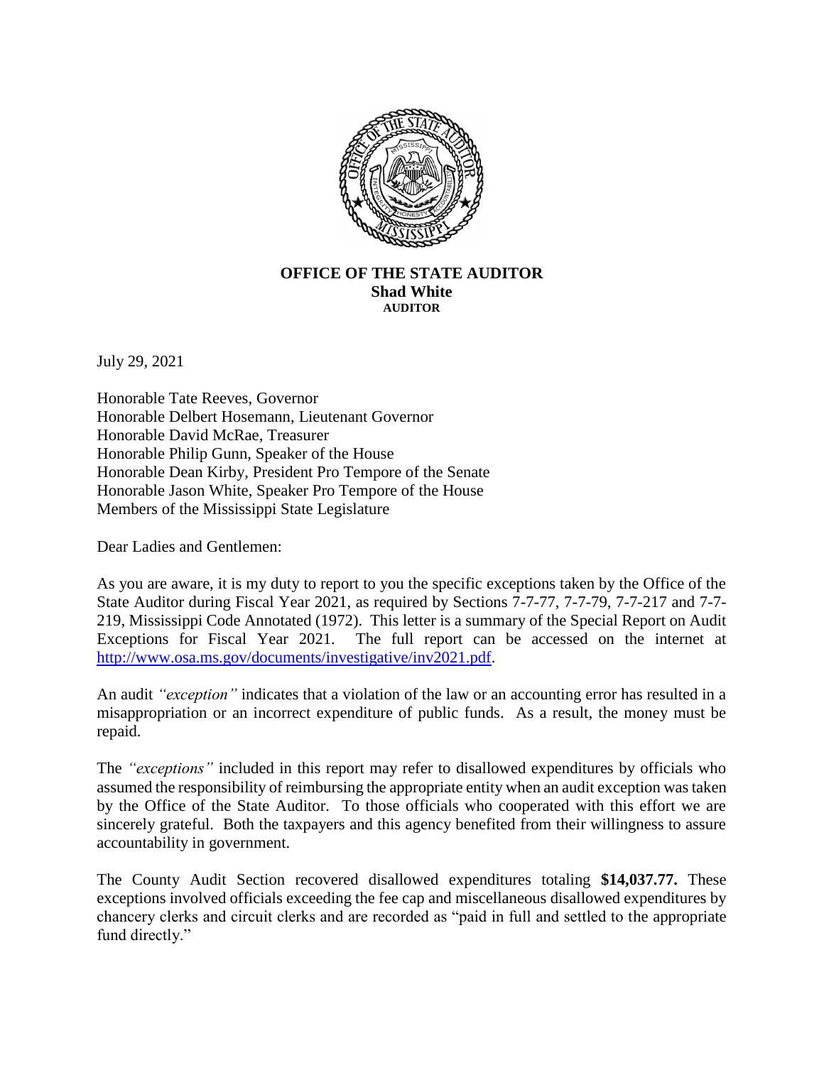**OFFICE OF THE STATE AUDITOR**
**Shad White**
**AUDITOR**

July 29, 2021

Honorable Tate Reeves, Governor
Honorable Delbert Hosemann, Lieutenant Governor
Honorable David McRae, Treasurer
Honorable Philip Gunn, Speaker of the House
Honorable Dean Kirby, President Pro Tempore of the Senate
Honorable Jason White, Speaker Pro Tempore of the House
Members of the Mississippi State Legislature

Dear Ladies and Gentlemen:

As you are aware, it is my duty to report to you the specific exceptions taken by the Office of the State Auditor during Fiscal Year 2021, as required by Sections 7-7-77, 7-7-79, 7-7-217 and 7-7-219, Mississippi Code Annotated (1972). This letter is a summary of the Special Report on Audit Exceptions for Fiscal Year 2021. The full report can be accessed on the internet at http://www.osa.ms.gov/documents/investigative/inv2021.pdf.

An audit *"exception"* indicates that a violation of the law or an accounting error has resulted in a misappropriation or an incorrect expenditure of public funds. As a result, the money must be repaid.

The *"exceptions"* included in this report may refer to disallowed expenditures by officials who assumed the responsibility of reimbursing the appropriate entity when an audit exception was taken by the Office of the State Auditor. To those officials who cooperated with this effort we are sincerely grateful. Both the taxpayers and this agency benefited from their willingness to assure accountability in government.

The County Audit Section recovered disallowed expenditures totaling **$14,037.77.** These exceptions involved officials exceeding the fee cap and miscellaneous disallowed expenditures by chancery clerks and circuit clerks and are recorded as "paid in full and settled to the appropriate fund directly."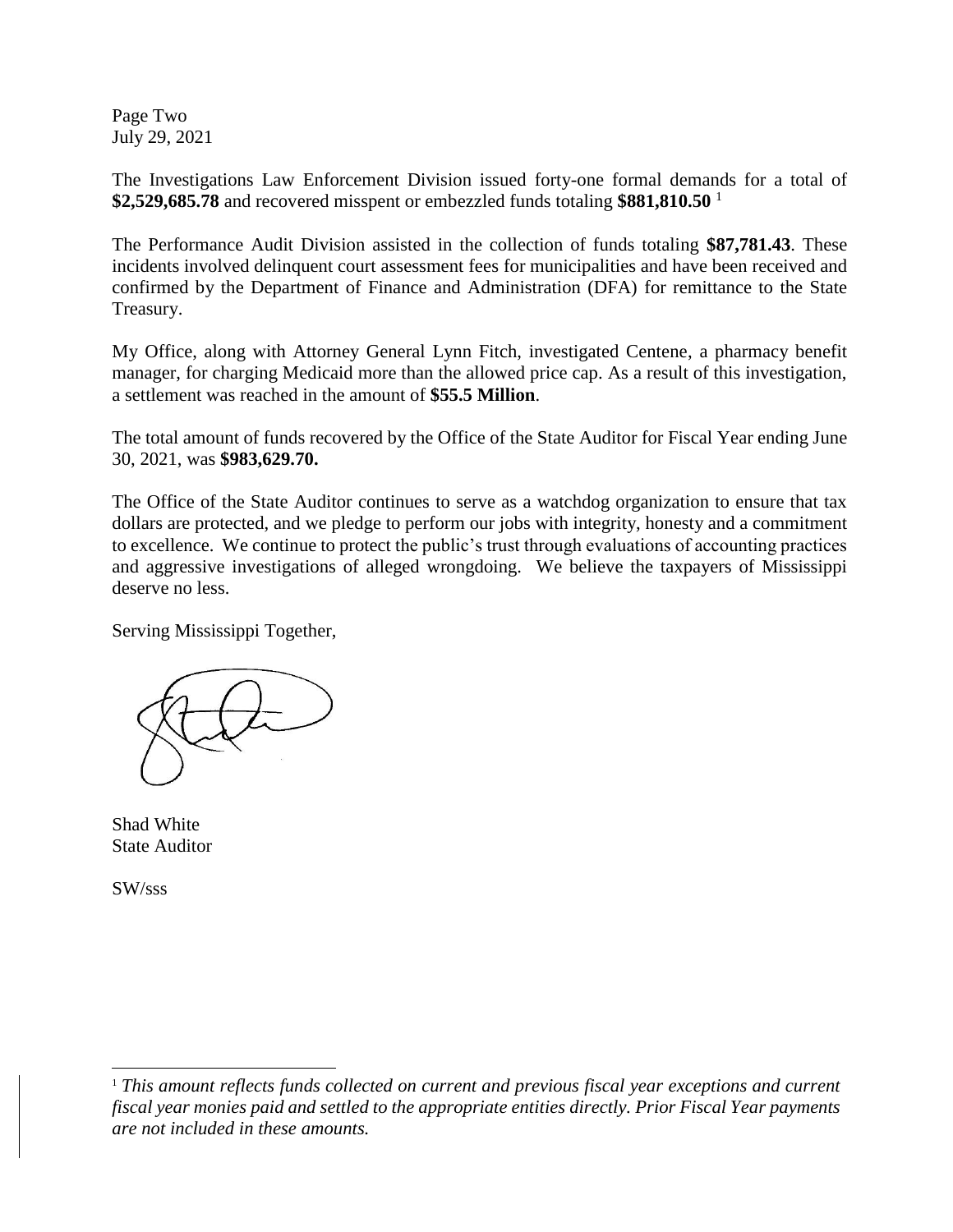Page Two
July 29, 2021

The Investigations Law Enforcement Division issued forty-one formal demands for a total of **$2,529,685.78** and recovered misspent or embezzled funds totaling **$881,810.50** [1]

The Performance Audit Division assisted in the collection of funds totaling **$87,781.43**. These incidents involved delinquent court assessment fees for municipalities and have been received and confirmed by the Department of Finance and Administration (DFA) for remittance to the State Treasury.

My Office, along with Attorney General Lynn Fitch, investigated Centene, a pharmacy benefit manager, for charging Medicaid more than the allowed price cap. As a result of this investigation, a settlement was reached in the amount of **$55.5 Million**.

The total amount of funds recovered by the Office of the State Auditor for Fiscal Year ending June 30, 2021, was **$983,629.70.**

The Office of the State Auditor continues to serve as a watchdog organization to ensure that tax dollars are protected, and we pledge to perform our jobs with integrity, honesty and a commitment to excellence. We continue to protect the public's trust through evaluations of accounting practices and aggressive investigations of alleged wrongdoing. We believe the taxpayers of Mississippi deserve no less.

Serving Mississippi Together,

Shad White
State Auditor

SW/sss

[1] *This amount reflects funds collected on current and previous fiscal year exceptions and current fiscal year monies paid and settled to the appropriate entities directly. Prior Fiscal Year payments are not included in these amounts.*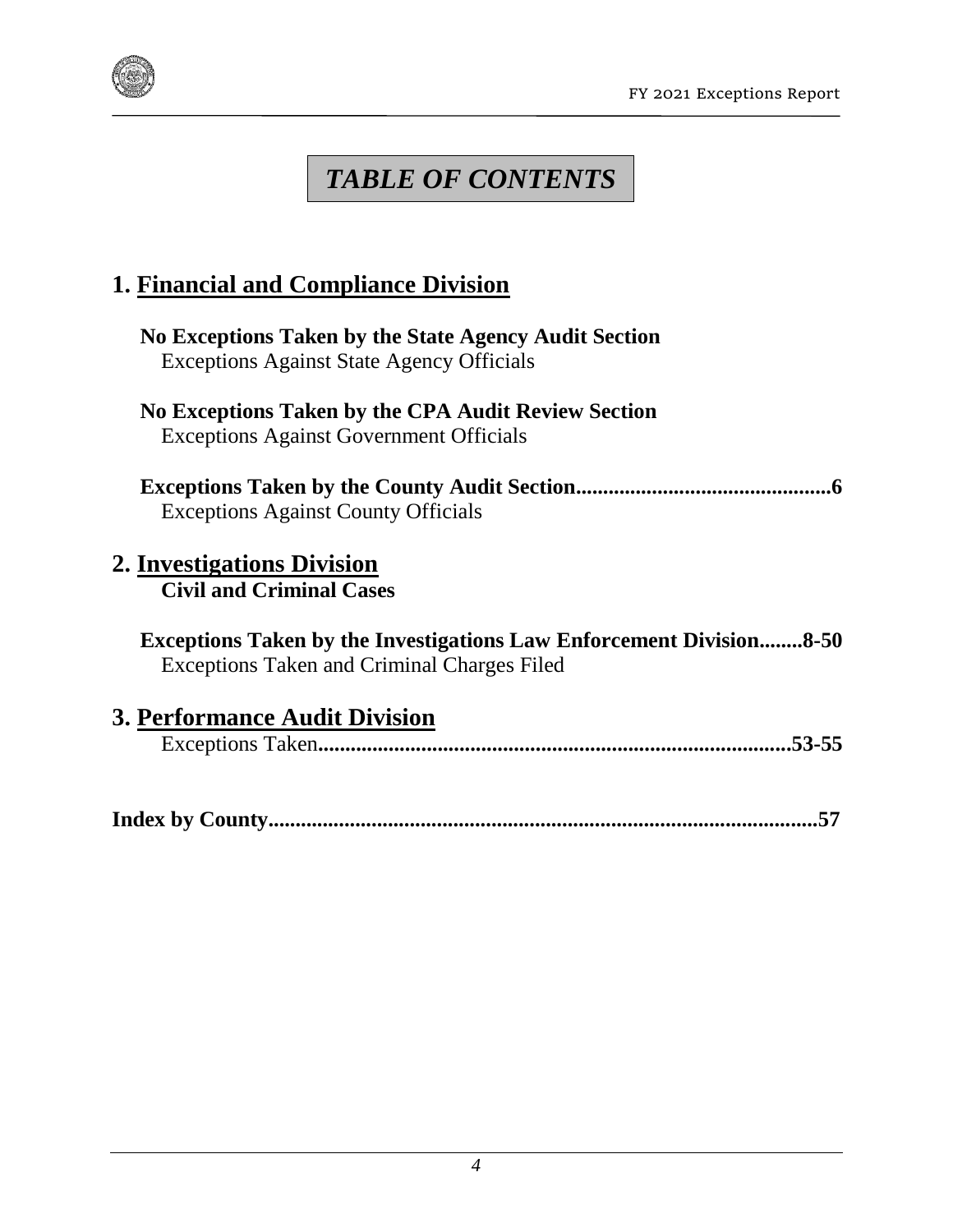# *TABLE OF CONTENTS*

## 1. Financial and Compliance Division

**No Exceptions Taken by the State Agency Audit Section**
Exceptions Against State Agency Officials

**No Exceptions Taken by the CPA Audit Review Section**
Exceptions Against Government Officials

**Exceptions Taken by the County Audit Section..............................................6**
Exceptions Against County Officials

## 2. Investigations Division

**Civil and Criminal Cases**

**Exceptions Taken by the Investigations Law Enforcement Division........8-50**
Exceptions Taken and Criminal Charges Filed

## 3. Performance Audit Division

Exceptions Taken**.....................................................................................53-55**

**Index by County....................................................................................................57**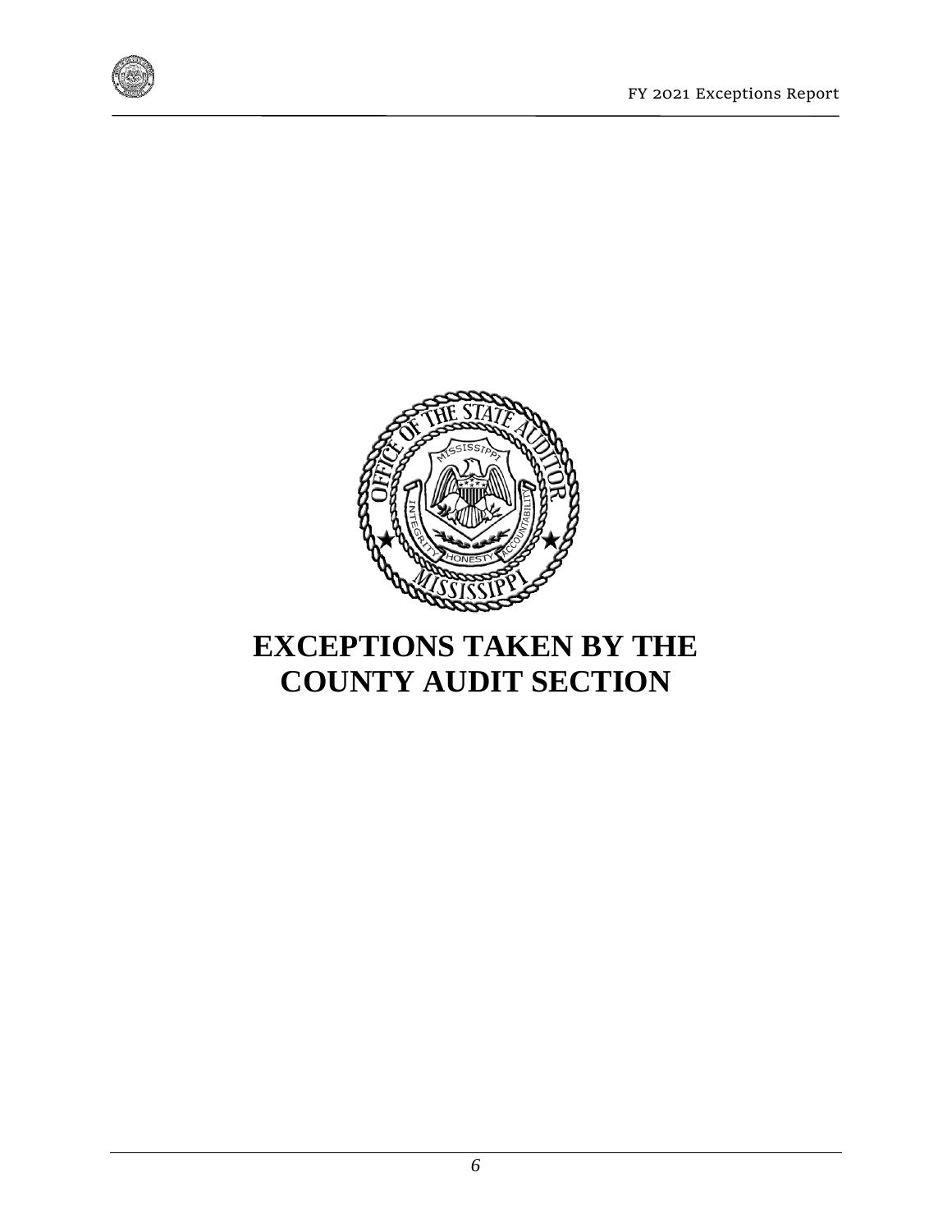# EXCEPTIONS TAKEN BY THE COUNTY AUDIT SECTION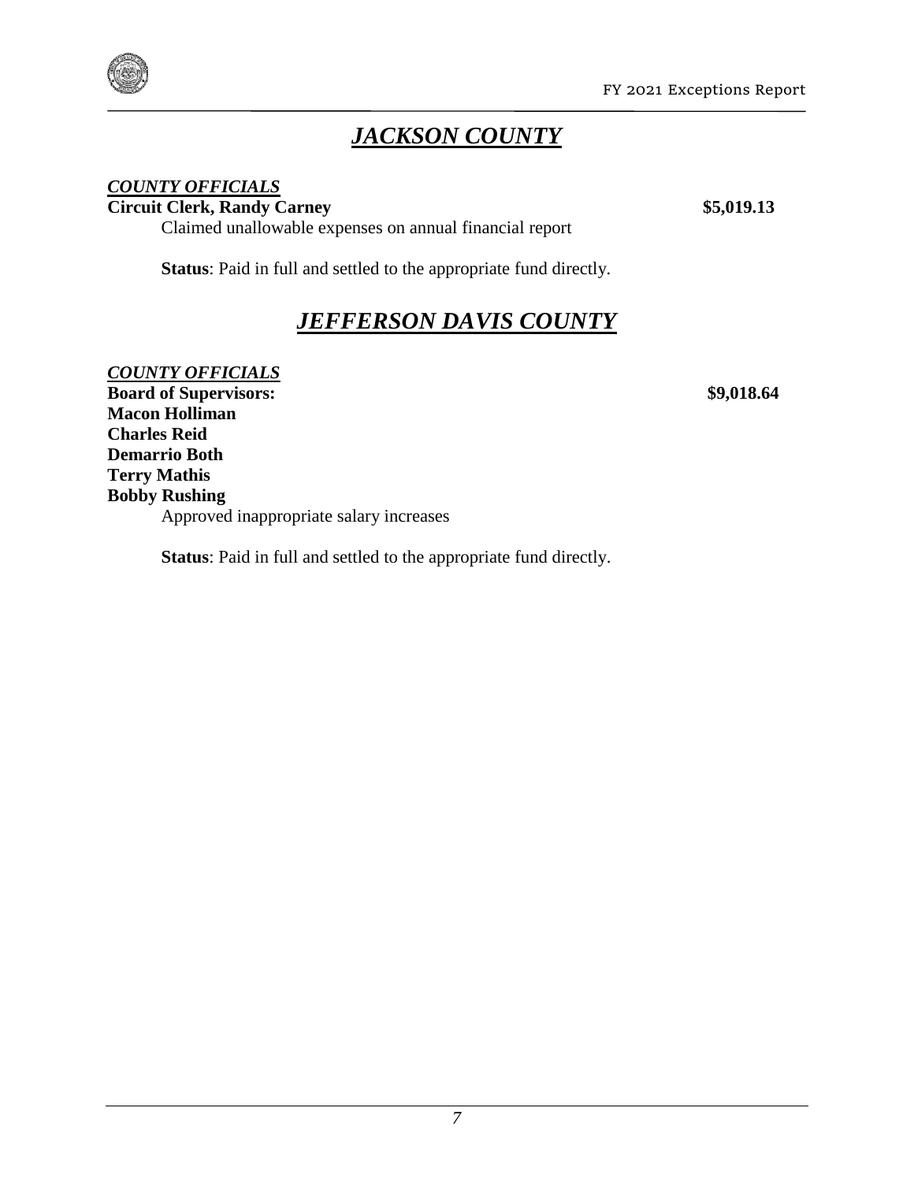# ***JACKSON COUNTY***

***COUNTY OFFICIALS***

**Circuit Clerk, Randy Carney** **$5,019.13**

Claimed unallowable expenses on annual financial report

**Status**: Paid in full and settled to the appropriate fund directly.

# ***JEFFERSON DAVIS COUNTY***

***COUNTY OFFICIALS***

**Board of Supervisors:** **$9,018.64**
**Macon Holliman**
**Charles Reid**
**Demarrio Both**
**Terry Mathis**
**Bobby Rushing**

Approved inappropriate salary increases

**Status**: Paid in full and settled to the appropriate fund directly.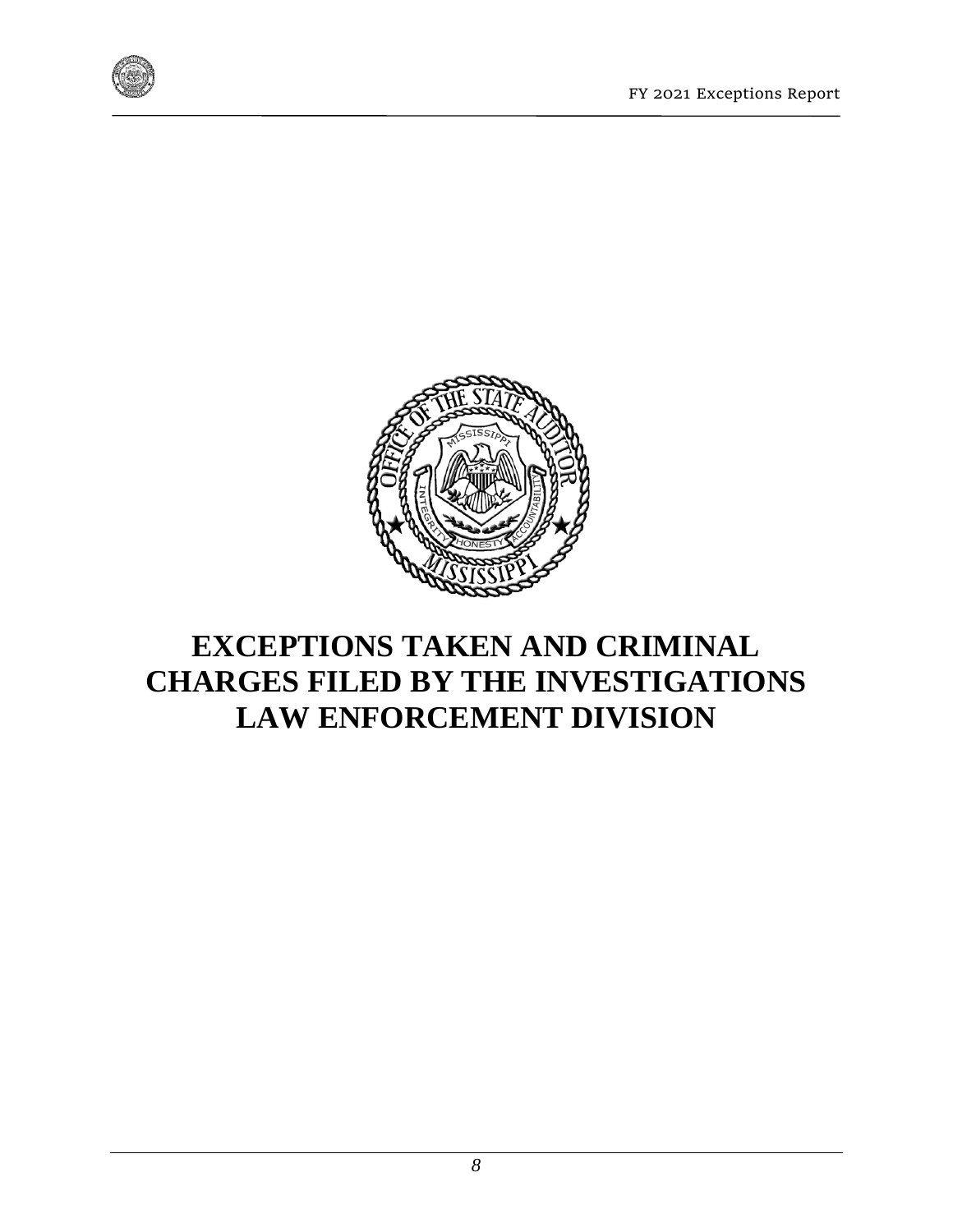# EXCEPTIONS TAKEN AND CRIMINAL CHARGES FILED BY THE INVESTIGATIONS LAW ENFORCEMENT DIVISION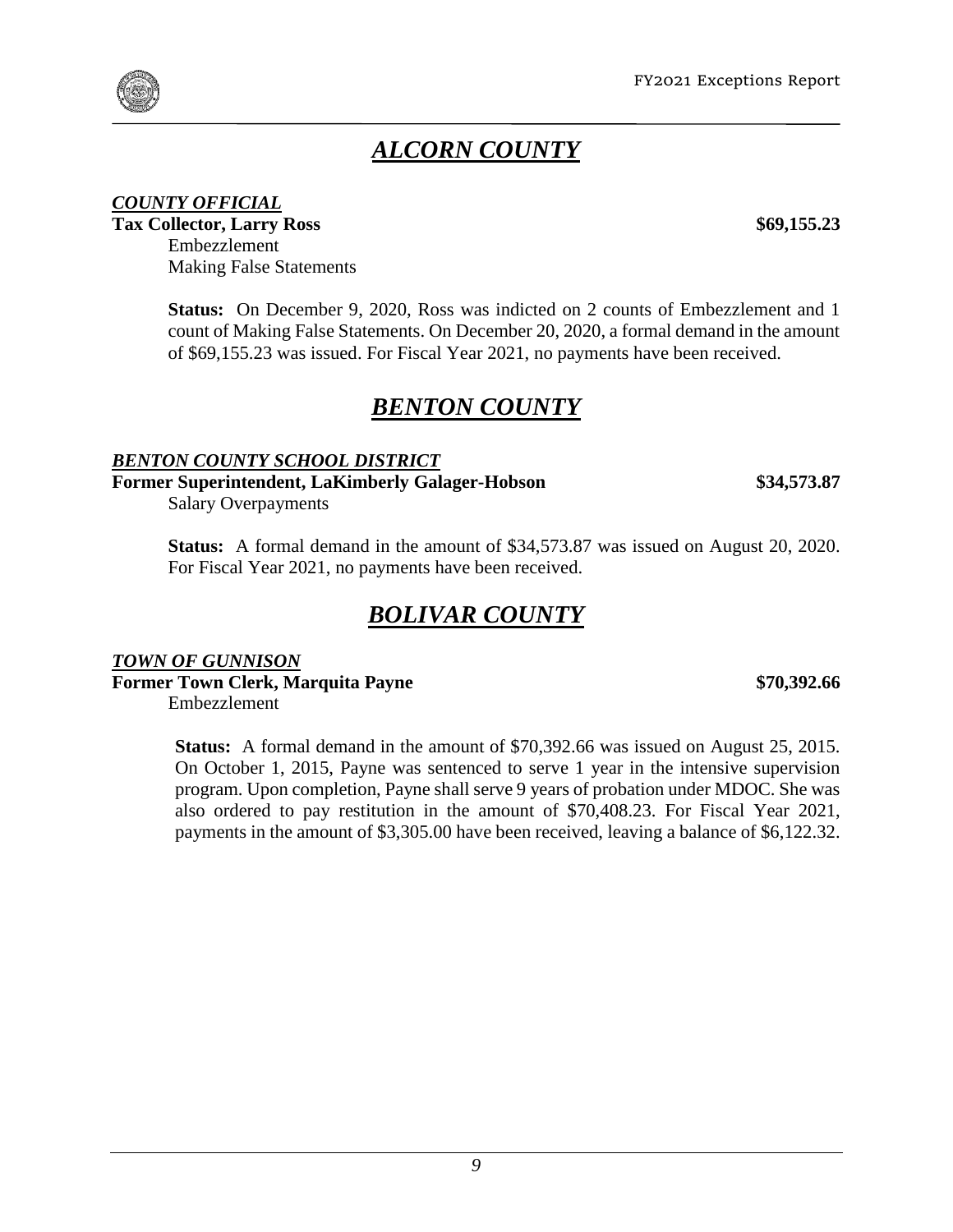# *ALCORN COUNTY*

***COUNTY OFFICIAL***

**Tax Collector, Larry Ross** **$69,155.23**

Embezzlement
Making False Statements

**Status:** On December 9, 2020, Ross was indicted on 2 counts of Embezzlement and 1 count of Making False Statements. On December 20, 2020, a formal demand in the amount of $69,155.23 was issued. For Fiscal Year 2021, no payments have been received.

# *BENTON COUNTY*

***BENTON COUNTY SCHOOL DISTRICT***

**Former Superintendent, LaKimberly Galager-Hobson** **$34,573.87**

Salary Overpayments

**Status:** A formal demand in the amount of $34,573.87 was issued on August 20, 2020. For Fiscal Year 2021, no payments have been received.

# *BOLIVAR COUNTY*

***TOWN OF GUNNISON***

**Former Town Clerk, Marquita Payne** **$70,392.66**

Embezzlement

**Status:** A formal demand in the amount of $70,392.66 was issued on August 25, 2015. On October 1, 2015, Payne was sentenced to serve 1 year in the intensive supervision program. Upon completion, Payne shall serve 9 years of probation under MDOC. She was also ordered to pay restitution in the amount of $70,408.23. For Fiscal Year 2021, payments in the amount of $3,305.00 have been received, leaving a balance of $6,122.32.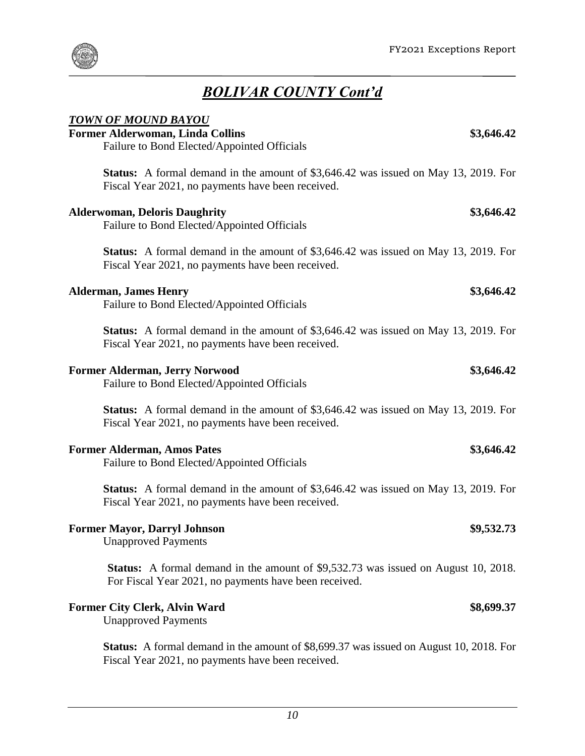# *BOLIVAR COUNTY Cont'd*

***TOWN OF MOUND BAYOU***

**Former Alderwoman, Linda Collins** **$3,646.42**

Failure to Bond Elected/Appointed Officials

**Status:** A formal demand in the amount of $3,646.42 was issued on May 13, 2019. For Fiscal Year 2021, no payments have been received.

**Alderwoman, Deloris Daughrity** **$3,646.42**

Failure to Bond Elected/Appointed Officials

**Status:** A formal demand in the amount of $3,646.42 was issued on May 13, 2019. For Fiscal Year 2021, no payments have been received.

**Alderman, James Henry** **$3,646.42**

Failure to Bond Elected/Appointed Officials

**Status:** A formal demand in the amount of $3,646.42 was issued on May 13, 2019. For Fiscal Year 2021, no payments have been received.

**Former Alderman, Jerry Norwood** **$3,646.42**

Failure to Bond Elected/Appointed Officials

**Status:** A formal demand in the amount of $3,646.42 was issued on May 13, 2019. For Fiscal Year 2021, no payments have been received.

**Former Alderman, Amos Pates** **$3,646.42**

Failure to Bond Elected/Appointed Officials

**Status:** A formal demand in the amount of $3,646.42 was issued on May 13, 2019. For Fiscal Year 2021, no payments have been received.

**Former Mayor, Darryl Johnson** **$9,532.73**

Unapproved Payments

**Status:** A formal demand in the amount of $9,532.73 was issued on August 10, 2018. For Fiscal Year 2021, no payments have been received.

**Former City Clerk, Alvin Ward** **$8,699.37**

Unapproved Payments

**Status:** A formal demand in the amount of $8,699.37 was issued on August 10, 2018. For Fiscal Year 2021, no payments have been received.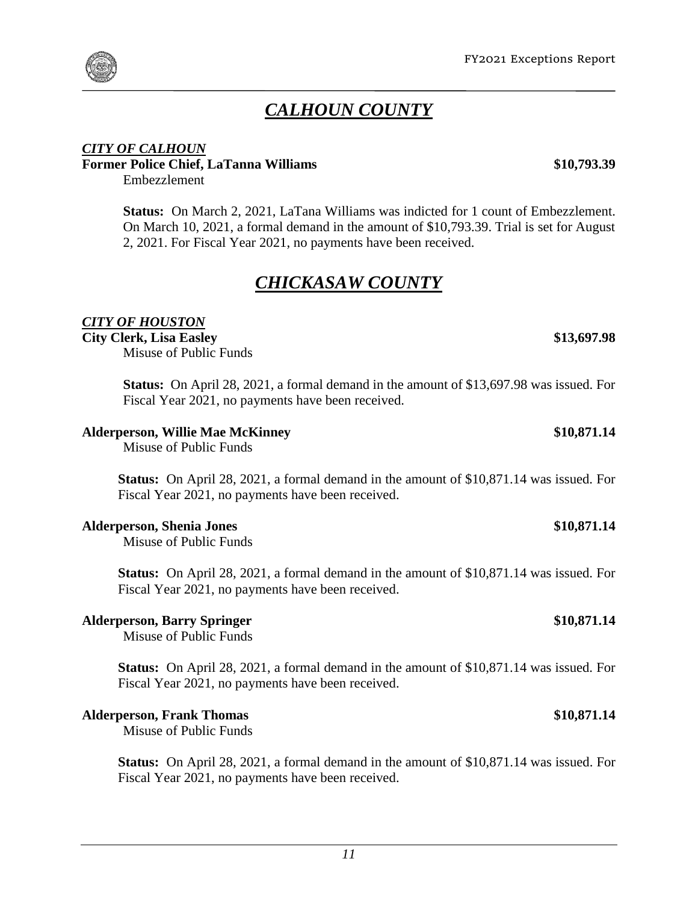## *CALHOUN COUNTY*

***CITY OF CALHOUN***

**Former Police Chief, LaTanna Williams** **$10,793.39**

Embezzlement

**Status:** On March 2, 2021, LaTana Williams was indicted for 1 count of Embezzlement. On March 10, 2021, a formal demand in the amount of $10,793.39. Trial is set for August 2, 2021. For Fiscal Year 2021, no payments have been received.

## *CHICKASAW COUNTY*

***CITY OF HOUSTON***

**City Clerk, Lisa Easley** **$13,697.98**

Misuse of Public Funds

**Status:** On April 28, 2021, a formal demand in the amount of $13,697.98 was issued. For Fiscal Year 2021, no payments have been received.

**Alderperson, Willie Mae McKinney** **$10,871.14**

Misuse of Public Funds

**Status:** On April 28, 2021, a formal demand in the amount of $10,871.14 was issued. For Fiscal Year 2021, no payments have been received.

**Alderperson, Shenia Jones** **$10,871.14**

Misuse of Public Funds

**Status:** On April 28, 2021, a formal demand in the amount of $10,871.14 was issued. For Fiscal Year 2021, no payments have been received.

**Alderperson, Barry Springer** **$10,871.14**

Misuse of Public Funds

**Status:** On April 28, 2021, a formal demand in the amount of $10,871.14 was issued. For Fiscal Year 2021, no payments have been received.

**Alderperson, Frank Thomas** **$10,871.14**

Misuse of Public Funds

**Status:** On April 28, 2021, a formal demand in the amount of $10,871.14 was issued. For Fiscal Year 2021, no payments have been received.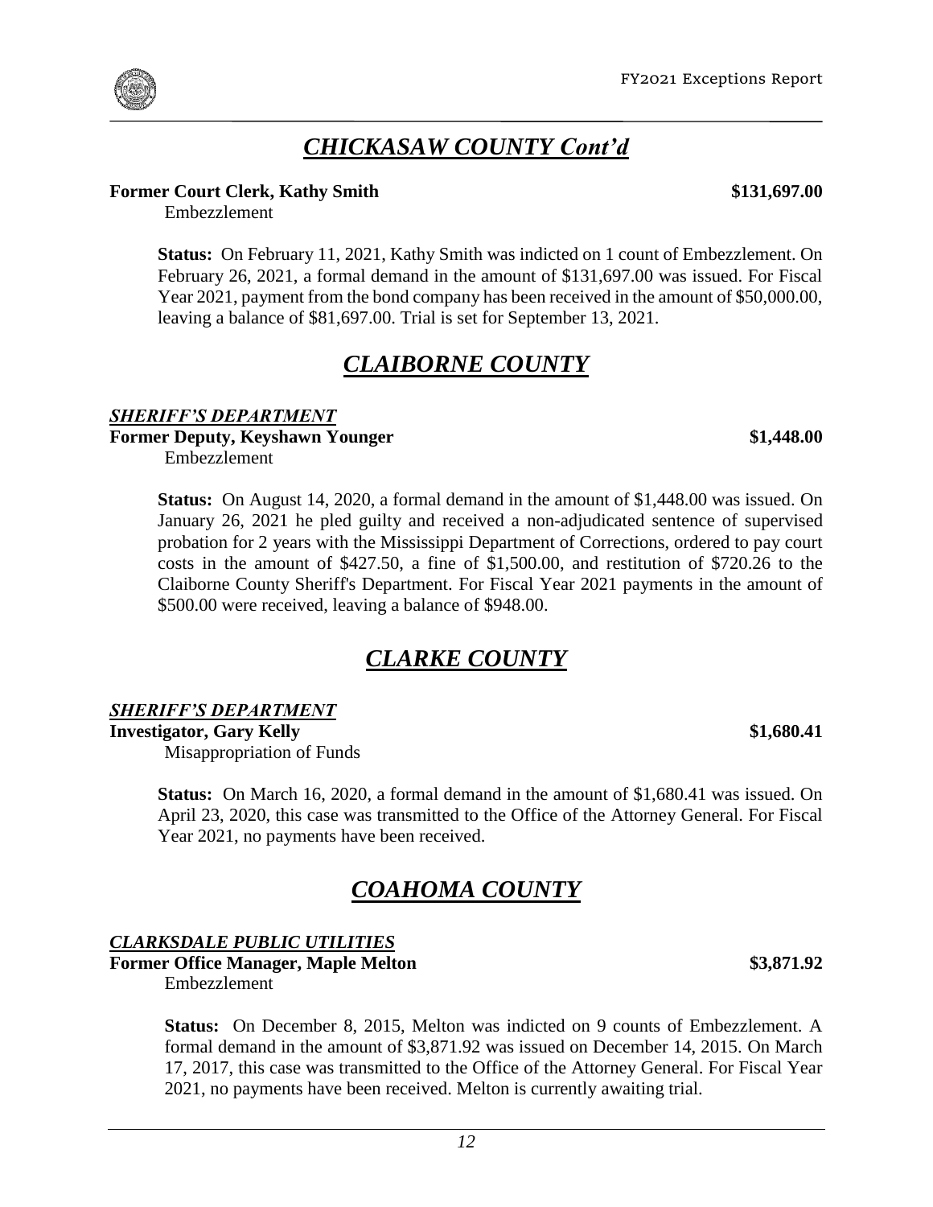## *CHICKASAW COUNTY Cont'd*

**Former Court Clerk, Kathy Smith** **$131,697.00**

Embezzlement

**Status:** On February 11, 2021, Kathy Smith was indicted on 1 count of Embezzlement. On February 26, 2021, a formal demand in the amount of $131,697.00 was issued. For Fiscal Year 2021, payment from the bond company has been received in the amount of $50,000.00, leaving a balance of $81,697.00. Trial is set for September 13, 2021.

## *CLAIBORNE COUNTY*

***SHERIFF'S DEPARTMENT***

**Former Deputy, Keyshawn Younger** **$1,448.00**

Embezzlement

**Status:** On August 14, 2020, a formal demand in the amount of $1,448.00 was issued. On January 26, 2021 he pled guilty and received a non-adjudicated sentence of supervised probation for 2 years with the Mississippi Department of Corrections, ordered to pay court costs in the amount of $427.50, a fine of $1,500.00, and restitution of $720.26 to the Claiborne County Sheriff's Department. For Fiscal Year 2021 payments in the amount of $500.00 were received, leaving a balance of $948.00.

## *CLARKE COUNTY*

***SHERIFF'S DEPARTMENT***

**Investigator, Gary Kelly** **$1,680.41**

Misappropriation of Funds

**Status:** On March 16, 2020, a formal demand in the amount of $1,680.41 was issued. On April 23, 2020, this case was transmitted to the Office of the Attorney General. For Fiscal Year 2021, no payments have been received.

## *COAHOMA COUNTY*

***CLARKSDALE PUBLIC UTILITIES***

**Former Office Manager, Maple Melton** **$3,871.92**

Embezzlement

**Status:** On December 8, 2015, Melton was indicted on 9 counts of Embezzlement. A formal demand in the amount of $3,871.92 was issued on December 14, 2015. On March 17, 2017, this case was transmitted to the Office of the Attorney General. For Fiscal Year 2021, no payments have been received. Melton is currently awaiting trial.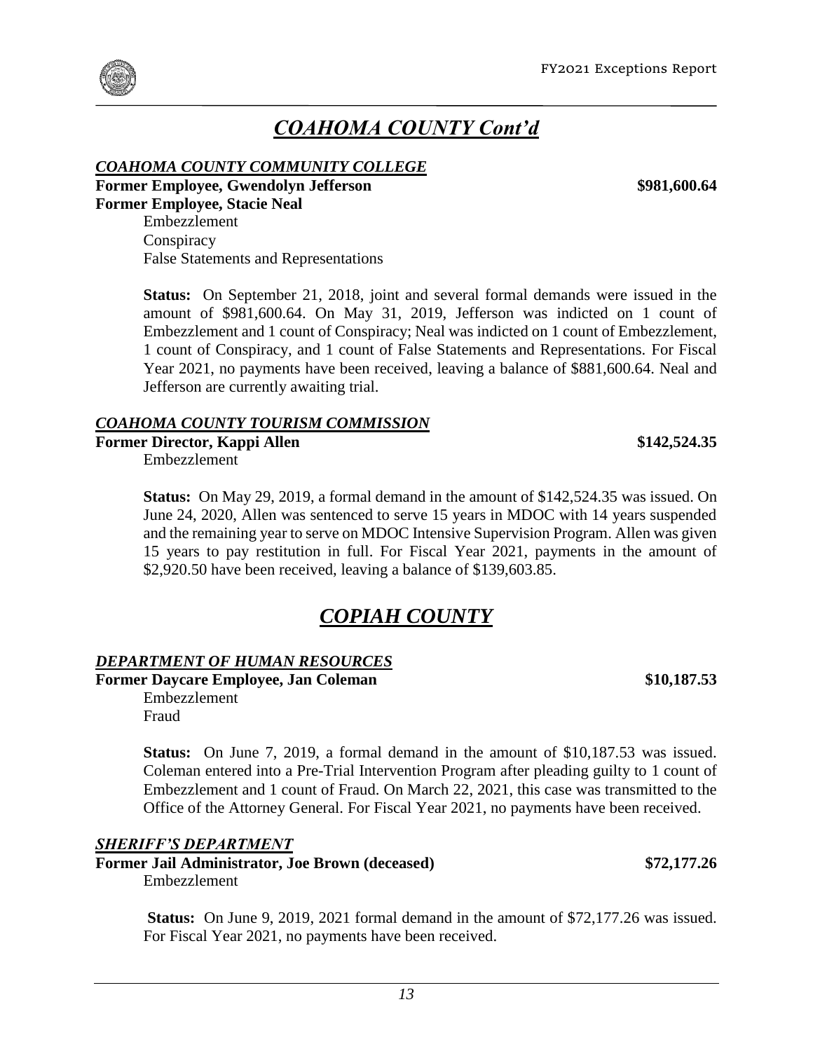# *COAHOMA COUNTY Cont'd*

### *COAHOMA COUNTY COMMUNITY COLLEGE*

**Former Employee, Gwendolyn Jefferson** **$981,600.64**
**Former Employee, Stacie Neal**

Embezzlement
Conspiracy
False Statements and Representations

**Status:** On September 21, 2018, joint and several formal demands were issued in the amount of $981,600.64. On May 31, 2019, Jefferson was indicted on 1 count of Embezzlement and 1 count of Conspiracy; Neal was indicted on 1 count of Embezzlement, 1 count of Conspiracy, and 1 count of False Statements and Representations. For Fiscal Year 2021, no payments have been received, leaving a balance of $881,600.64. Neal and Jefferson are currently awaiting trial.

### *COAHOMA COUNTY TOURISM COMMISSION*

**Former Director, Kappi Allen** **$142,524.35**

Embezzlement

**Status:** On May 29, 2019, a formal demand in the amount of $142,524.35 was issued. On June 24, 2020, Allen was sentenced to serve 15 years in MDOC with 14 years suspended and the remaining year to serve on MDOC Intensive Supervision Program. Allen was given 15 years to pay restitution in full. For Fiscal Year 2021, payments in the amount of $2,920.50 have been received, leaving a balance of $139,603.85.

# *COPIAH COUNTY*

### *DEPARTMENT OF HUMAN RESOURCES*

**Former Daycare Employee, Jan Coleman** **$10,187.53**

Embezzlement
Fraud

**Status:** On June 7, 2019, a formal demand in the amount of $10,187.53 was issued. Coleman entered into a Pre-Trial Intervention Program after pleading guilty to 1 count of Embezzlement and 1 count of Fraud. On March 22, 2021, this case was transmitted to the Office of the Attorney General. For Fiscal Year 2021, no payments have been received.

### *SHERIFF'S DEPARTMENT*

**Former Jail Administrator, Joe Brown (deceased)** **$72,177.26**

Embezzlement

**Status:** On June 9, 2019, 2021 formal demand in the amount of $72,177.26 was issued. For Fiscal Year 2021, no payments have been received.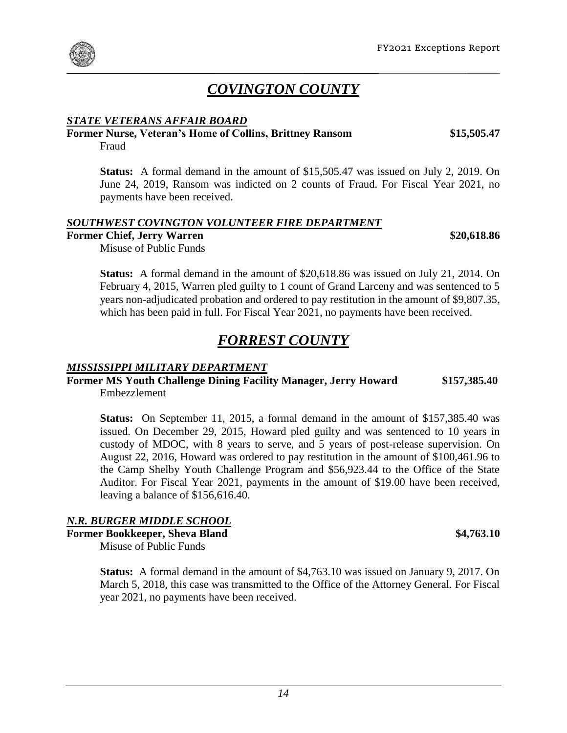# *COVINGTON COUNTY*

***STATE VETERANS AFFAIR BOARD***

**Former Nurse, Veteran's Home of Collins, Brittney Ransom** **$15,505.47**

Fraud

**Status:** A formal demand in the amount of $15,505.47 was issued on July 2, 2019. On June 24, 2019, Ransom was indicted on 2 counts of Fraud. For Fiscal Year 2021, no payments have been received.

***SOUTHWEST COVINGTON VOLUNTEER FIRE DEPARTMENT***

**Former Chief, Jerry Warren** **$20,618.86**

Misuse of Public Funds

**Status:** A formal demand in the amount of $20,618.86 was issued on July 21, 2014. On February 4, 2015, Warren pled guilty to 1 count of Grand Larceny and was sentenced to 5 years non-adjudicated probation and ordered to pay restitution in the amount of $9,807.35, which has been paid in full. For Fiscal Year 2021, no payments have been received.

# *FORREST COUNTY*

***MISSISSIPPI MILITARY DEPARTMENT***

**Former MS Youth Challenge Dining Facility Manager, Jerry Howard** **$157,385.40**

Embezzlement

**Status:** On September 11, 2015, a formal demand in the amount of $157,385.40 was issued. On December 29, 2015, Howard pled guilty and was sentenced to 10 years in custody of MDOC, with 8 years to serve, and 5 years of post-release supervision. On August 22, 2016, Howard was ordered to pay restitution in the amount of $100,461.96 to the Camp Shelby Youth Challenge Program and $56,923.44 to the Office of the State Auditor. For Fiscal Year 2021, payments in the amount of $19.00 have been received, leaving a balance of $156,616.40.

***N.R. BURGER MIDDLE SCHOOL***

**Former Bookkeeper, Sheva Bland** **$4,763.10**

Misuse of Public Funds

**Status:** A formal demand in the amount of $4,763.10 was issued on January 9, 2017. On March 5, 2018, this case was transmitted to the Office of the Attorney General. For Fiscal year 2021, no payments have been received.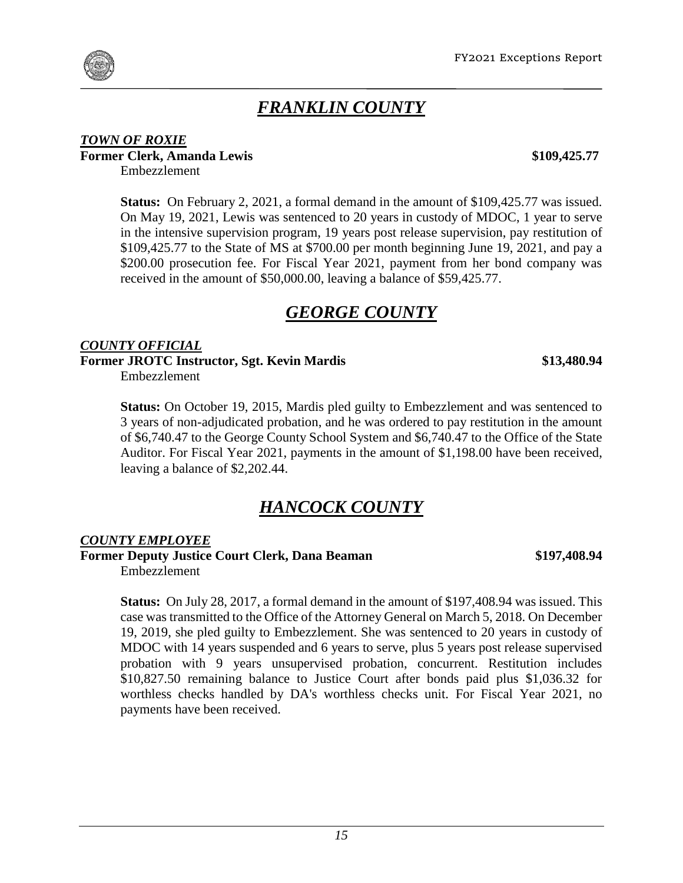# *FRANKLIN COUNTY*

***TOWN OF ROXIE***

**Former Clerk, Amanda Lewis** **$109,425.77**

Embezzlement

**Status:** On February 2, 2021, a formal demand in the amount of $109,425.77 was issued. On May 19, 2021, Lewis was sentenced to 20 years in custody of MDOC, 1 year to serve in the intensive supervision program, 19 years post release supervision, pay restitution of $109,425.77 to the State of MS at $700.00 per month beginning June 19, 2021, and pay a $200.00 prosecution fee. For Fiscal Year 2021, payment from her bond company was received in the amount of $50,000.00, leaving a balance of $59,425.77.

# *GEORGE COUNTY*

***COUNTY OFFICIAL***

**Former JROTC Instructor, Sgt. Kevin Mardis** **$13,480.94**

Embezzlement

**Status:** On October 19, 2015, Mardis pled guilty to Embezzlement and was sentenced to 3 years of non-adjudicated probation, and he was ordered to pay restitution in the amount of $6,740.47 to the George County School System and $6,740.47 to the Office of the State Auditor. For Fiscal Year 2021, payments in the amount of $1,198.00 have been received, leaving a balance of $2,202.44.

# *HANCOCK COUNTY*

***COUNTY EMPLOYEE***

**Former Deputy Justice Court Clerk, Dana Beaman** **$197,408.94**

Embezzlement

**Status:** On July 28, 2017, a formal demand in the amount of $197,408.94 was issued. This case was transmitted to the Office of the Attorney General on March 5, 2018. On December 19, 2019, she pled guilty to Embezzlement. She was sentenced to 20 years in custody of MDOC with 14 years suspended and 6 years to serve, plus 5 years post release supervised probation with 9 years unsupervised probation, concurrent. Restitution includes $10,827.50 remaining balance to Justice Court after bonds paid plus $1,036.32 for worthless checks handled by DA's worthless checks unit. For Fiscal Year 2021, no payments have been received.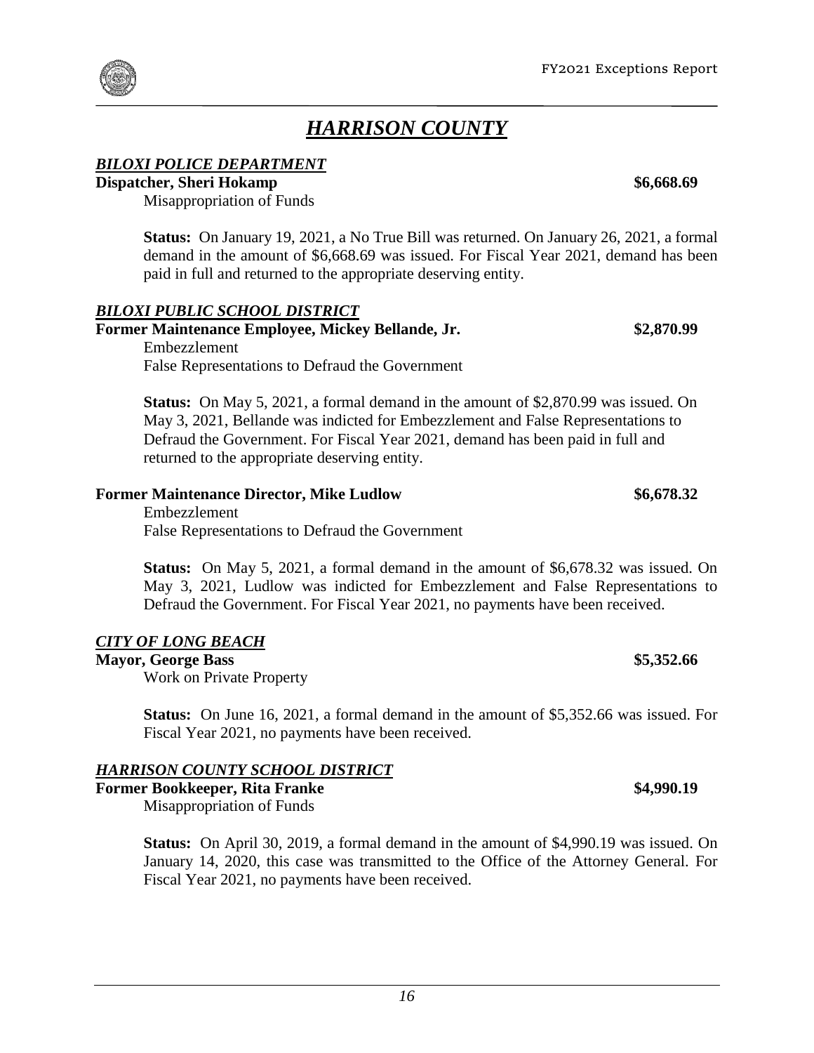# *HARRISON COUNTY*

***BILOXI POLICE DEPARTMENT***

**Dispatcher, Sheri Hokamp** **\$6,668.69**

Misappropriation of Funds

**Status:** On January 19, 2021, a No True Bill was returned. On January 26, 2021, a formal demand in the amount of \$6,668.69 was issued. For Fiscal Year 2021, demand has been paid in full and returned to the appropriate deserving entity.

***BILOXI PUBLIC SCHOOL DISTRICT***

**Former Maintenance Employee, Mickey Bellande, Jr.** **\$2,870.99**

Embezzlement
False Representations to Defraud the Government

**Status:** On May 5, 2021, a formal demand in the amount of \$2,870.99 was issued. On May 3, 2021, Bellande was indicted for Embezzlement and False Representations to Defraud the Government. For Fiscal Year 2021, demand has been paid in full and returned to the appropriate deserving entity.

**Former Maintenance Director, Mike Ludlow** **\$6,678.32**

Embezzlement
False Representations to Defraud the Government

**Status:** On May 5, 2021, a formal demand in the amount of \$6,678.32 was issued. On May 3, 2021, Ludlow was indicted for Embezzlement and False Representations to Defraud the Government. For Fiscal Year 2021, no payments have been received.

***CITY OF LONG BEACH***

**Mayor, George Bass** **\$5,352.66**

Work on Private Property

**Status:** On June 16, 2021, a formal demand in the amount of \$5,352.66 was issued. For Fiscal Year 2021, no payments have been received.

***HARRISON COUNTY SCHOOL DISTRICT***

**Former Bookkeeper, Rita Franke** **\$4,990.19**

Misappropriation of Funds

**Status:** On April 30, 2019, a formal demand in the amount of \$4,990.19 was issued. On January 14, 2020, this case was transmitted to the Office of the Attorney General. For Fiscal Year 2021, no payments have been received.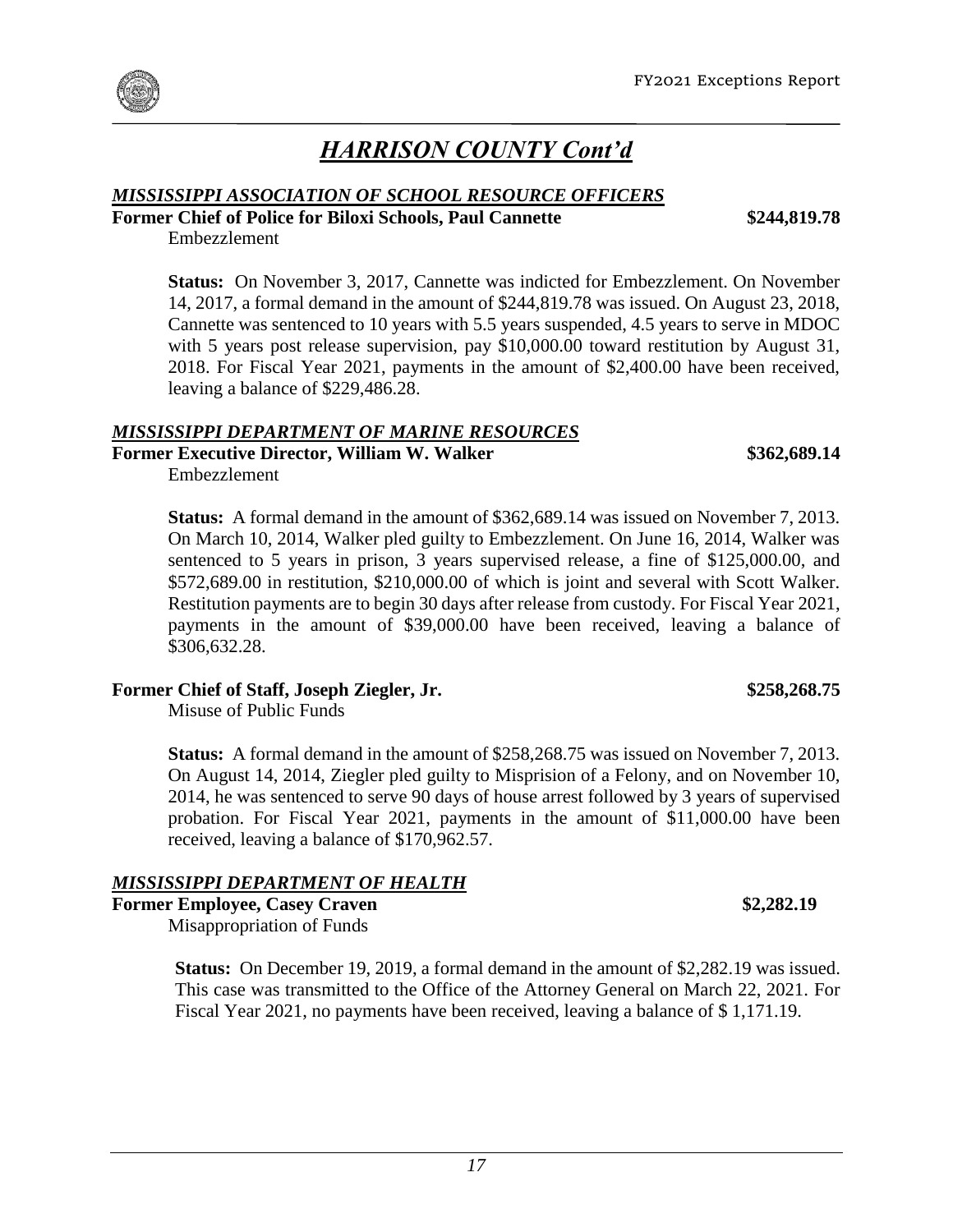# *HARRISON COUNTY Cont'd*

## *MISSISSIPPI ASSOCIATION OF SCHOOL RESOURCE OFFICERS*

**Former Chief of Police for Biloxi Schools, Paul Cannette** **$244,819.78**

Embezzlement

**Status:** On November 3, 2017, Cannette was indicted for Embezzlement. On November 14, 2017, a formal demand in the amount of $244,819.78 was issued. On August 23, 2018, Cannette was sentenced to 10 years with 5.5 years suspended, 4.5 years to serve in MDOC with 5 years post release supervision, pay $10,000.00 toward restitution by August 31, 2018. For Fiscal Year 2021, payments in the amount of $2,400.00 have been received, leaving a balance of $229,486.28.

## *MISSISSIPPI DEPARTMENT OF MARINE RESOURCES*

**Former Executive Director, William W. Walker** **$362,689.14**

Embezzlement

**Status:** A formal demand in the amount of $362,689.14 was issued on November 7, 2013. On March 10, 2014, Walker pled guilty to Embezzlement. On June 16, 2014, Walker was sentenced to 5 years in prison, 3 years supervised release, a fine of $125,000.00, and $572,689.00 in restitution, $210,000.00 of which is joint and several with Scott Walker. Restitution payments are to begin 30 days after release from custody. For Fiscal Year 2021, payments in the amount of $39,000.00 have been received, leaving a balance of $306,632.28.

**Former Chief of Staff, Joseph Ziegler, Jr.** **$258,268.75**

Misuse of Public Funds

**Status:** A formal demand in the amount of $258,268.75 was issued on November 7, 2013. On August 14, 2014, Ziegler pled guilty to Misprision of a Felony, and on November 10, 2014, he was sentenced to serve 90 days of house arrest followed by 3 years of supervised probation. For Fiscal Year 2021, payments in the amount of $11,000.00 have been received, leaving a balance of $170,962.57.

## *MISSISSIPPI DEPARTMENT OF HEALTH*

**Former Employee, Casey Craven** **$2,282.19**

Misappropriation of Funds

**Status:** On December 19, 2019, a formal demand in the amount of $2,282.19 was issued. This case was transmitted to the Office of the Attorney General on March 22, 2021. For Fiscal Year 2021, no payments have been received, leaving a balance of $ 1,171.19.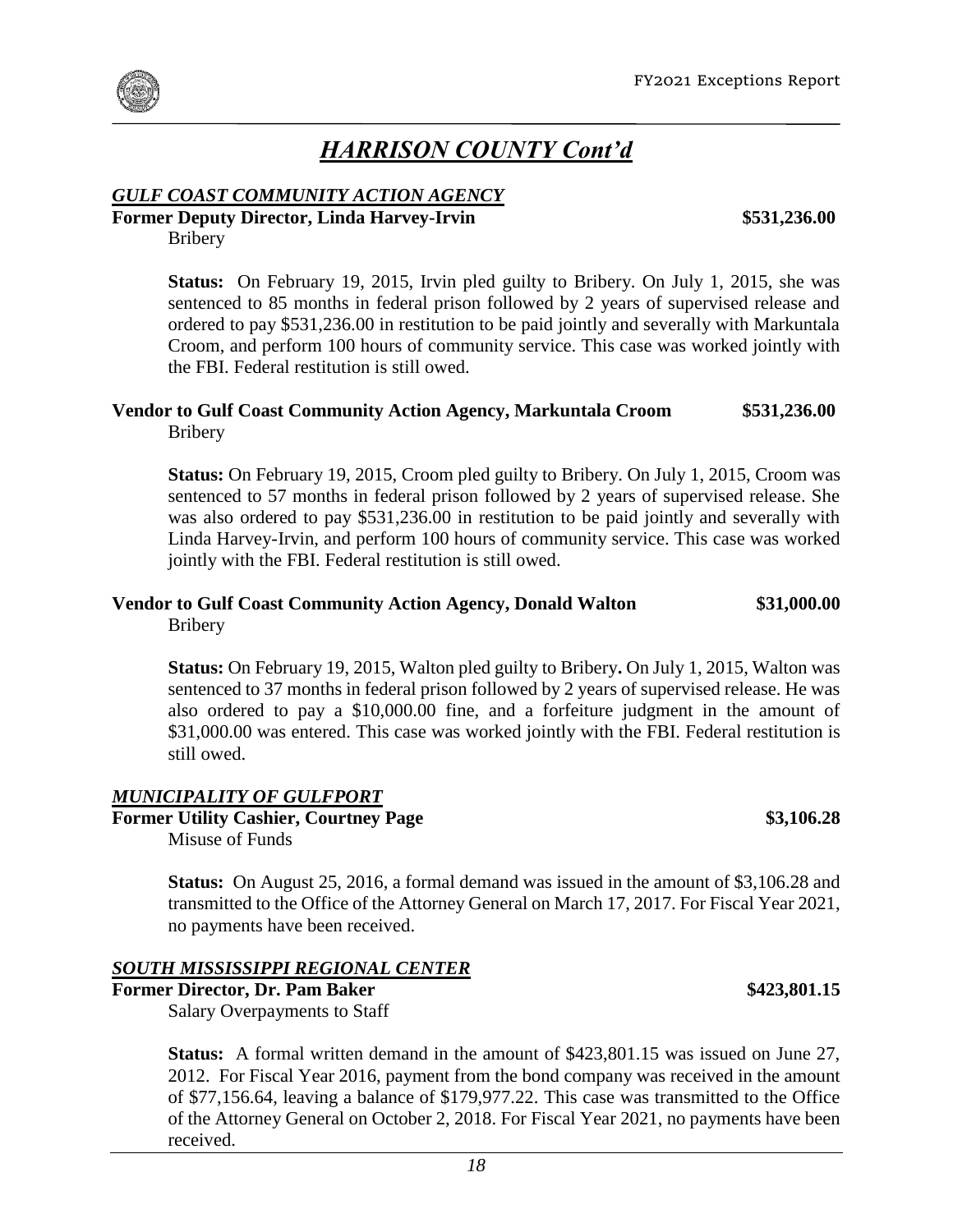# *HARRISON COUNTY Cont'd*

***GULF COAST COMMUNITY ACTION AGENCY***

**Former Deputy Director, Linda Harvey-Irvin** **$531,236.00**

Bribery

**Status:** On February 19, 2015, Irvin pled guilty to Bribery. On July 1, 2015, she was sentenced to 85 months in federal prison followed by 2 years of supervised release and ordered to pay $531,236.00 in restitution to be paid jointly and severally with Markuntala Croom, and perform 100 hours of community service. This case was worked jointly with the FBI. Federal restitution is still owed.

**Vendor to Gulf Coast Community Action Agency, Markuntala Croom** **$531,236.00**

Bribery

**Status:** On February 19, 2015, Croom pled guilty to Bribery. On July 1, 2015, Croom was sentenced to 57 months in federal prison followed by 2 years of supervised release. She was also ordered to pay $531,236.00 in restitution to be paid jointly and severally with Linda Harvey-Irvin, and perform 100 hours of community service. This case was worked jointly with the FBI. Federal restitution is still owed.

**Vendor to Gulf Coast Community Action Agency, Donald Walton** **$31,000.00**

Bribery

**Status:** On February 19, 2015, Walton pled guilty to Bribery**.** On July 1, 2015, Walton was sentenced to 37 months in federal prison followed by 2 years of supervised release. He was also ordered to pay a $10,000.00 fine, and a forfeiture judgment in the amount of $31,000.00 was entered. This case was worked jointly with the FBI. Federal restitution is still owed.

***MUNICIPALITY OF GULFPORT***

**Former Utility Cashier, Courtney Page** **$3,106.28**

Misuse of Funds

**Status:** On August 25, 2016, a formal demand was issued in the amount of $3,106.28 and transmitted to the Office of the Attorney General on March 17, 2017. For Fiscal Year 2021, no payments have been received.

***SOUTH MISSISSIPPI REGIONAL CENTER***

**Former Director, Dr. Pam Baker** **$423,801.15**

Salary Overpayments to Staff

**Status:** A formal written demand in the amount of $423,801.15 was issued on June 27, 2012. For Fiscal Year 2016, payment from the bond company was received in the amount of $77,156.64, leaving a balance of $179,977.22. This case was transmitted to the Office of the Attorney General on October 2, 2018. For Fiscal Year 2021, no payments have been received.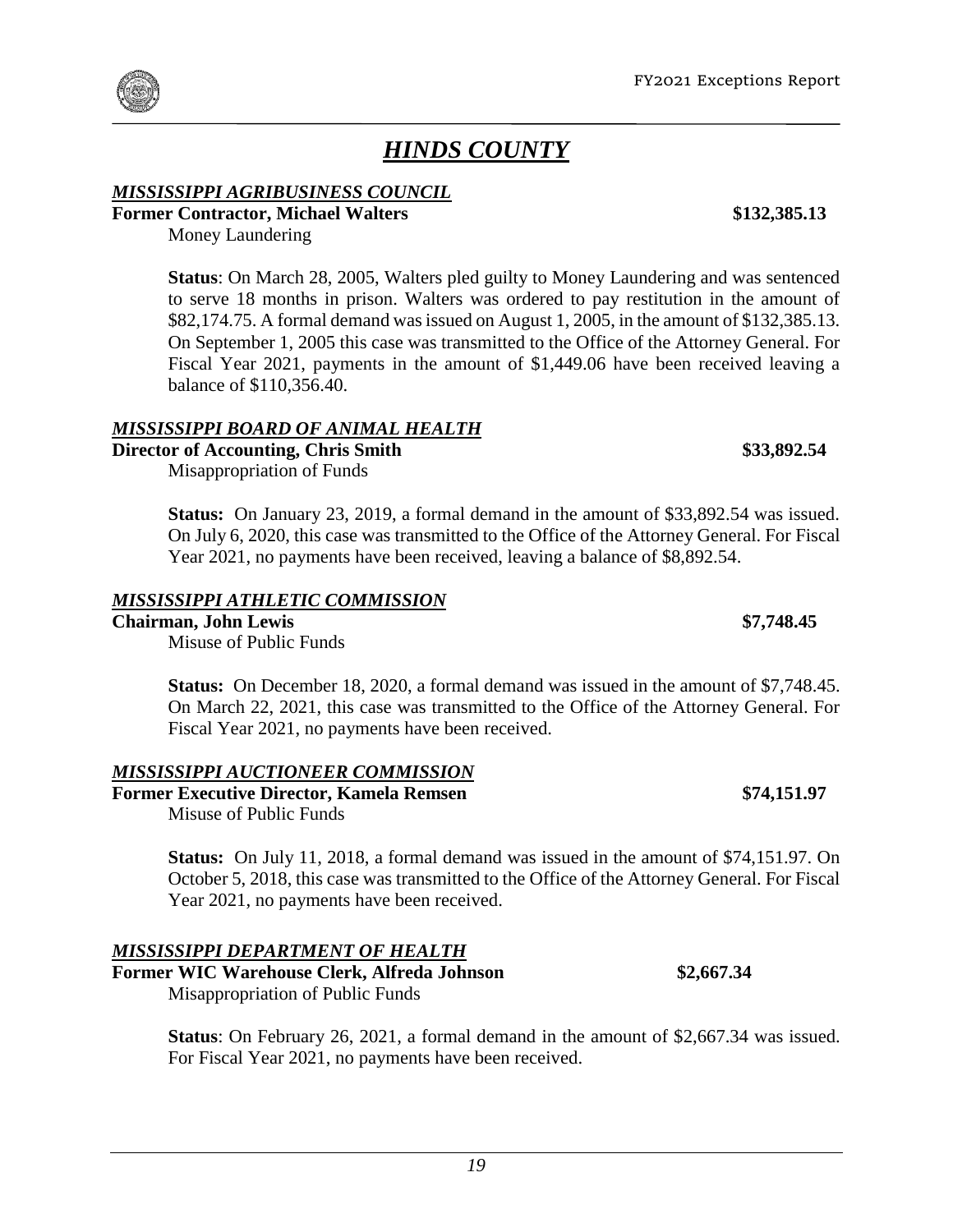# *HINDS COUNTY*

***MISSISSIPPI AGRIBUSINESS COUNCIL***

**Former Contractor, Michael Walters** **$132,385.13**

Money Laundering

**Status**: On March 28, 2005, Walters pled guilty to Money Laundering and was sentenced to serve 18 months in prison. Walters was ordered to pay restitution in the amount of $82,174.75. A formal demand was issued on August 1, 2005, in the amount of $132,385.13. On September 1, 2005 this case was transmitted to the Office of the Attorney General. For Fiscal Year 2021, payments in the amount of $1,449.06 have been received leaving a balance of $110,356.40.

***MISSISSIPPI BOARD OF ANIMAL HEALTH***

**Director of Accounting, Chris Smith** **$33,892.54**

Misappropriation of Funds

**Status:** On January 23, 2019, a formal demand in the amount of $33,892.54 was issued. On July 6, 2020, this case was transmitted to the Office of the Attorney General. For Fiscal Year 2021, no payments have been received, leaving a balance of $8,892.54.

***MISSISSIPPI ATHLETIC COMMISSION***

**Chairman, John Lewis** **$7,748.45**

Misuse of Public Funds

**Status:** On December 18, 2020, a formal demand was issued in the amount of $7,748.45. On March 22, 2021, this case was transmitted to the Office of the Attorney General. For Fiscal Year 2021, no payments have been received.

***MISSISSIPPI AUCTIONEER COMMISSION***

**Former Executive Director, Kamela Remsen** **$74,151.97**

Misuse of Public Funds

**Status:** On July 11, 2018, a formal demand was issued in the amount of $74,151.97. On October 5, 2018, this case was transmitted to the Office of the Attorney General. For Fiscal Year 2021, no payments have been received.

***MISSISSIPPI DEPARTMENT OF HEALTH***

**Former WIC Warehouse Clerk, Alfreda Johnson** **$2,667.34**

Misappropriation of Public Funds

**Status**: On February 26, 2021, a formal demand in the amount of $2,667.34 was issued. For Fiscal Year 2021, no payments have been received.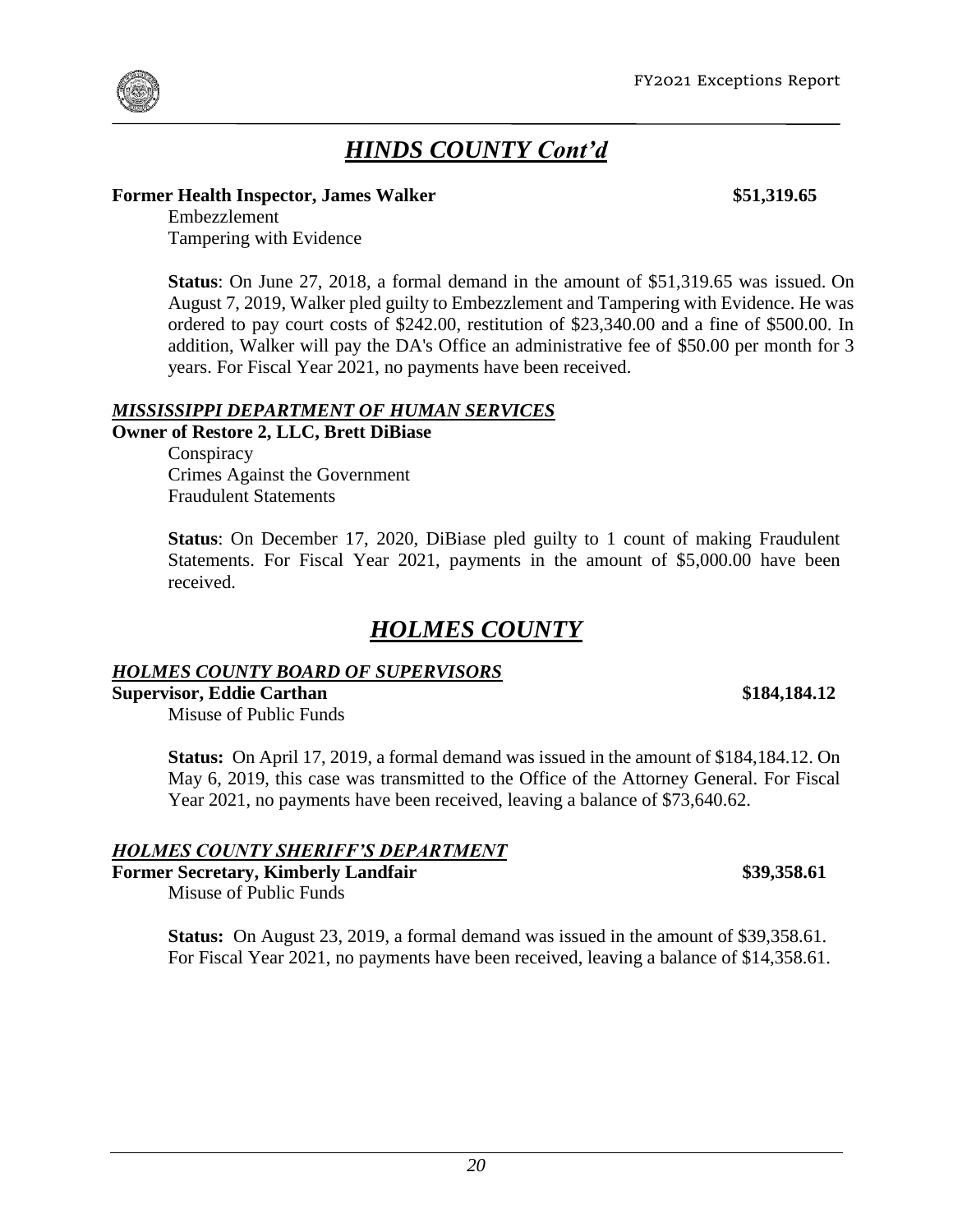## *HINDS COUNTY Cont'd*

**Former Health Inspector, James Walker** **$51,319.65**

Embezzlement
Tampering with Evidence

**Status**: On June 27, 2018, a formal demand in the amount of $51,319.65 was issued. On August 7, 2019, Walker pled guilty to Embezzlement and Tampering with Evidence. He was ordered to pay court costs of $242.00, restitution of $23,340.00 and a fine of $500.00. In addition, Walker will pay the DA's Office an administrative fee of $50.00 per month for 3 years. For Fiscal Year 2021, no payments have been received.

### *MISSISSIPPI DEPARTMENT OF HUMAN SERVICES*

**Owner of Restore 2, LLC, Brett DiBiase**

Conspiracy
Crimes Against the Government
Fraudulent Statements

**Status**: On December 17, 2020, DiBiase pled guilty to 1 count of making Fraudulent Statements. For Fiscal Year 2021, payments in the amount of $5,000.00 have been received.

## *HOLMES COUNTY*

### *HOLMES COUNTY BOARD OF SUPERVISORS*

**Supervisor, Eddie Carthan** **$184,184.12**

Misuse of Public Funds

**Status:** On April 17, 2019, a formal demand was issued in the amount of $184,184.12. On May 6, 2019, this case was transmitted to the Office of the Attorney General. For Fiscal Year 2021, no payments have been received, leaving a balance of $73,640.62.

### *HOLMES COUNTY SHERIFF'S DEPARTMENT*

**Former Secretary, Kimberly Landfair** **$39,358.61**

Misuse of Public Funds

**Status:** On August 23, 2019, a formal demand was issued in the amount of $39,358.61. For Fiscal Year 2021, no payments have been received, leaving a balance of $14,358.61.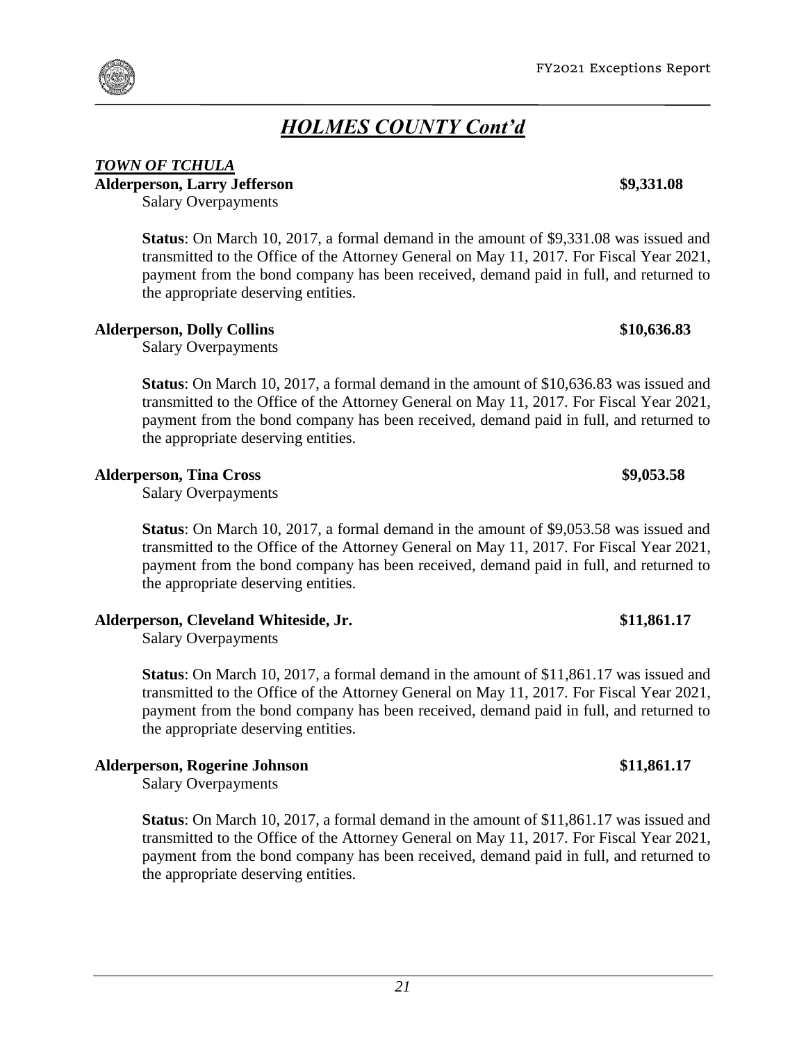# *HOLMES COUNTY Cont'd*

***TOWN OF TCHULA***

**Alderperson, Larry Jefferson** **$9,331.08**

Salary Overpayments

**Status**: On March 10, 2017, a formal demand in the amount of $9,331.08 was issued and transmitted to the Office of the Attorney General on May 11, 2017. For Fiscal Year 2021, payment from the bond company has been received, demand paid in full, and returned to the appropriate deserving entities.

**Alderperson, Dolly Collins** **$10,636.83**

Salary Overpayments

**Status**: On March 10, 2017, a formal demand in the amount of $10,636.83 was issued and transmitted to the Office of the Attorney General on May 11, 2017. For Fiscal Year 2021, payment from the bond company has been received, demand paid in full, and returned to the appropriate deserving entities.

**Alderperson, Tina Cross** **$9,053.58**

Salary Overpayments

**Status**: On March 10, 2017, a formal demand in the amount of $9,053.58 was issued and transmitted to the Office of the Attorney General on May 11, 2017. For Fiscal Year 2021, payment from the bond company has been received, demand paid in full, and returned to the appropriate deserving entities.

**Alderperson, Cleveland Whiteside, Jr.** **$11,861.17**

Salary Overpayments

**Status**: On March 10, 2017, a formal demand in the amount of $11,861.17 was issued and transmitted to the Office of the Attorney General on May 11, 2017. For Fiscal Year 2021, payment from the bond company has been received, demand paid in full, and returned to the appropriate deserving entities.

**Alderperson, Rogerine Johnson** **$11,861.17**

Salary Overpayments

**Status**: On March 10, 2017, a formal demand in the amount of $11,861.17 was issued and transmitted to the Office of the Attorney General on May 11, 2017. For Fiscal Year 2021, payment from the bond company has been received, demand paid in full, and returned to the appropriate deserving entities.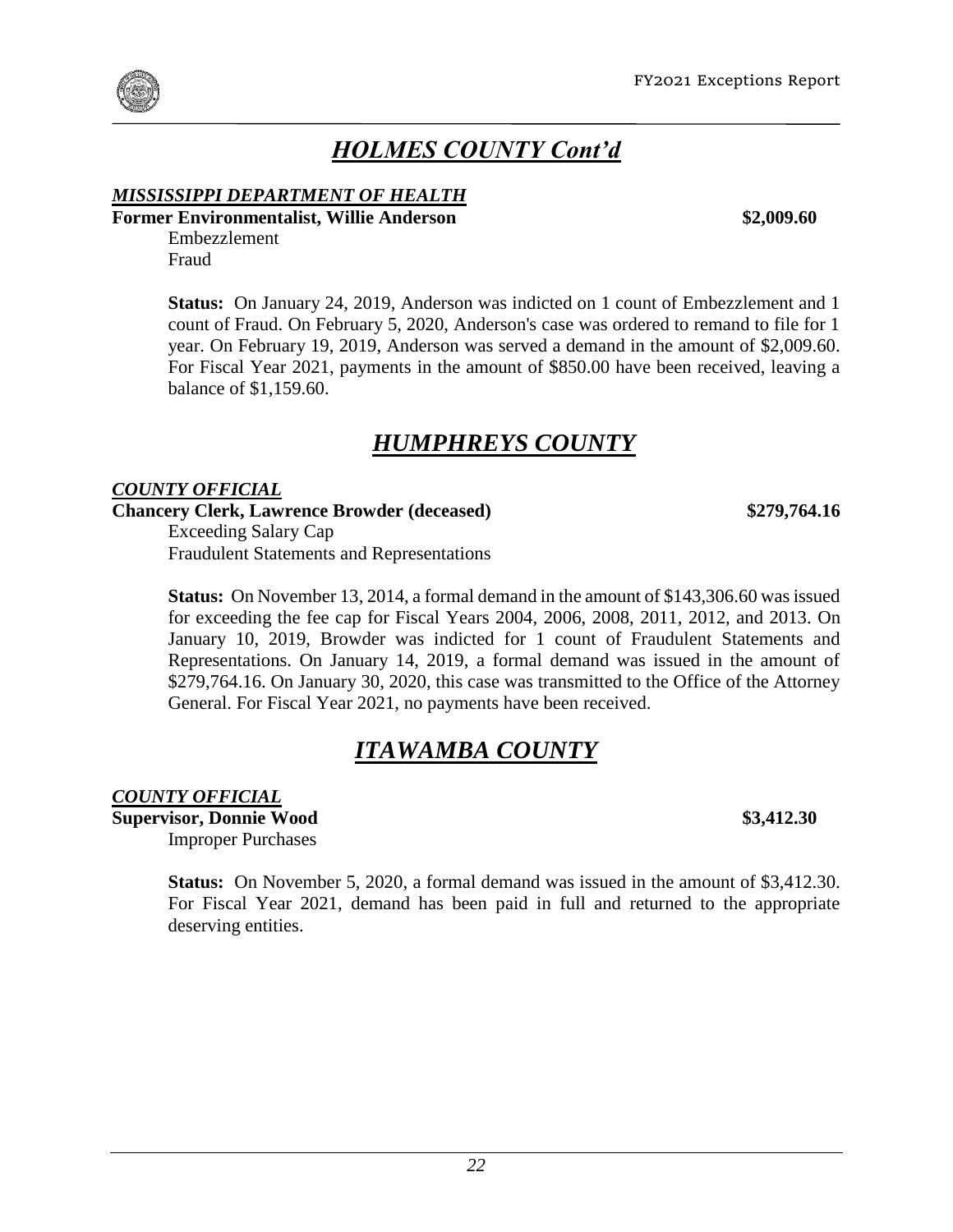# *HOLMES COUNTY Cont'd*

***MISSISSIPPI DEPARTMENT OF HEALTH***

**Former Environmentalist, Willie Anderson** **\$2,009.60**

Embezzlement
Fraud

**Status:** On January 24, 2019, Anderson was indicted on 1 count of Embezzlement and 1 count of Fraud. On February 5, 2020, Anderson's case was ordered to remand to file for 1 year. On February 19, 2019, Anderson was served a demand in the amount of \$2,009.60. For Fiscal Year 2021, payments in the amount of \$850.00 have been received, leaving a balance of \$1,159.60.

# *HUMPHREYS COUNTY*

***COUNTY OFFICIAL***

**Chancery Clerk, Lawrence Browder (deceased)** **\$279,764.16**

Exceeding Salary Cap
Fraudulent Statements and Representations

**Status:** On November 13, 2014, a formal demand in the amount of \$143,306.60 was issued for exceeding the fee cap for Fiscal Years 2004, 2006, 2008, 2011, 2012, and 2013. On January 10, 2019, Browder was indicted for 1 count of Fraudulent Statements and Representations. On January 14, 2019, a formal demand was issued in the amount of \$279,764.16. On January 30, 2020, this case was transmitted to the Office of the Attorney General. For Fiscal Year 2021, no payments have been received.

# *ITAWAMBA COUNTY*

***COUNTY OFFICIAL***

**Supervisor, Donnie Wood** **\$3,412.30**

Improper Purchases

**Status:** On November 5, 2020, a formal demand was issued in the amount of \$3,412.30. For Fiscal Year 2021, demand has been paid in full and returned to the appropriate deserving entities.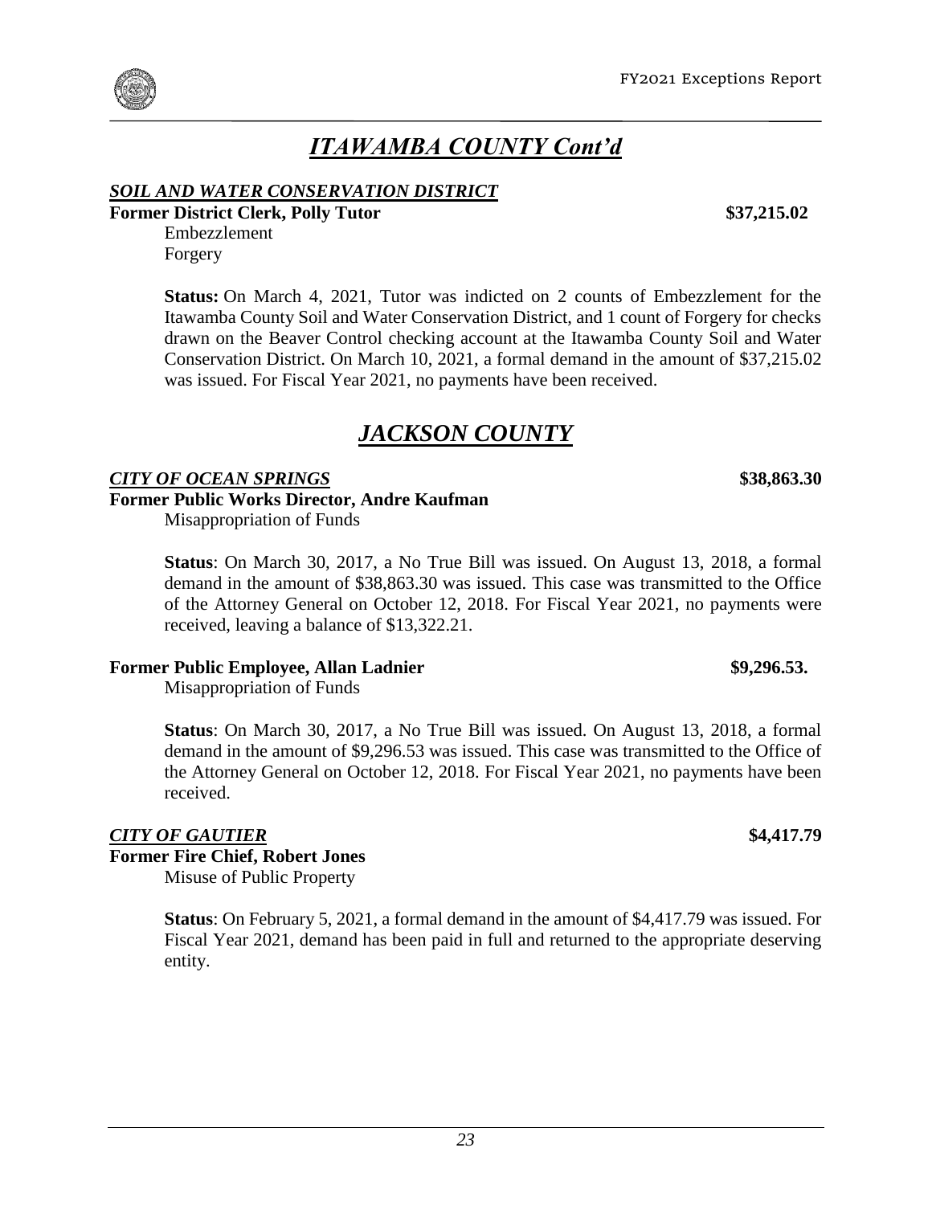# *ITAWAMBA COUNTY Cont'd*

***SOIL AND WATER CONSERVATION DISTRICT***

**Former District Clerk, Polly Tutor** **$37,215.02**

Embezzlement
Forgery

**Status:** On March 4, 2021, Tutor was indicted on 2 counts of Embezzlement for the Itawamba County Soil and Water Conservation District, and 1 count of Forgery for checks drawn on the Beaver Control checking account at the Itawamba County Soil and Water Conservation District. On March 10, 2021, a formal demand in the amount of $37,215.02 was issued. For Fiscal Year 2021, no payments have been received.

# *JACKSON COUNTY*

***CITY OF OCEAN SPRINGS*** **$38,863.30**

**Former Public Works Director, Andre Kaufman**

Misappropriation of Funds

**Status**: On March 30, 2017, a No True Bill was issued. On August 13, 2018, a formal demand in the amount of $38,863.30 was issued. This case was transmitted to the Office of the Attorney General on October 12, 2018. For Fiscal Year 2021, no payments were received, leaving a balance of $13,322.21.

**Former Public Employee, Allan Ladnier** **$9,296.53.**

Misappropriation of Funds

**Status**: On March 30, 2017, a No True Bill was issued. On August 13, 2018, a formal demand in the amount of $9,296.53 was issued. This case was transmitted to the Office of the Attorney General on October 12, 2018. For Fiscal Year 2021, no payments have been received.

***CITY OF GAUTIER*** **$4,417.79**

**Former Fire Chief, Robert Jones**

Misuse of Public Property

**Status**: On February 5, 2021, a formal demand in the amount of $4,417.79 was issued. For Fiscal Year 2021, demand has been paid in full and returned to the appropriate deserving entity.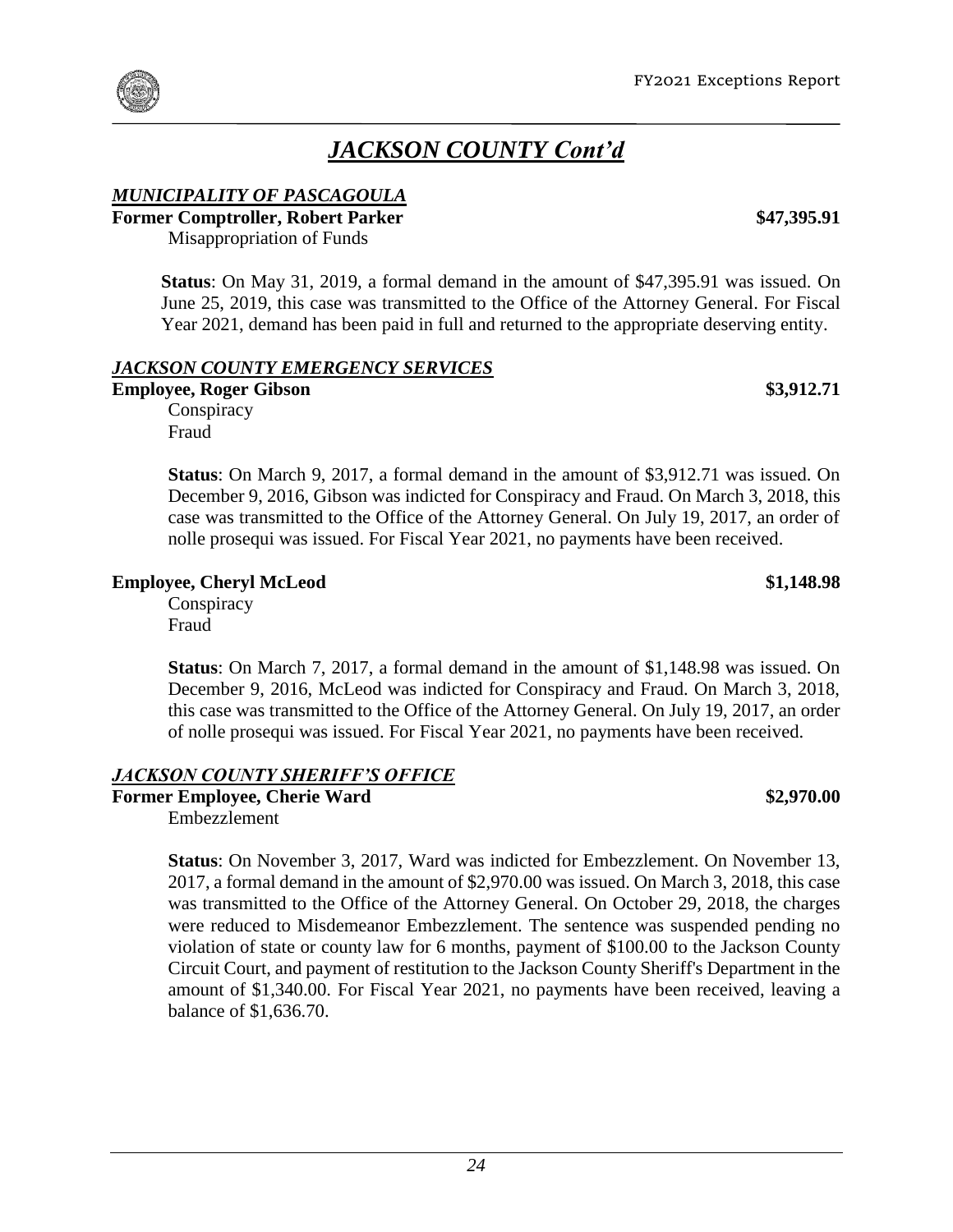# *JACKSON COUNTY Cont'd*

## *MUNICIPALITY OF PASCAGOULA*

**Former Comptroller, Robert Parker** **$47,395.91**

Misappropriation of Funds

**Status**: On May 31, 2019, a formal demand in the amount of $47,395.91 was issued. On June 25, 2019, this case was transmitted to the Office of the Attorney General. For Fiscal Year 2021, demand has been paid in full and returned to the appropriate deserving entity.

## *JACKSON COUNTY EMERGENCY SERVICES*

**Employee, Roger Gibson** **$3,912.71**

Conspiracy
Fraud

**Status**: On March 9, 2017, a formal demand in the amount of $3,912.71 was issued. On December 9, 2016, Gibson was indicted for Conspiracy and Fraud. On March 3, 2018, this case was transmitted to the Office of the Attorney General. On July 19, 2017, an order of nolle prosequi was issued. For Fiscal Year 2021, no payments have been received.

**Employee, Cheryl McLeod** **$1,148.98**

Conspiracy
Fraud

**Status**: On March 7, 2017, a formal demand in the amount of $1,148.98 was issued. On December 9, 2016, McLeod was indicted for Conspiracy and Fraud. On March 3, 2018, this case was transmitted to the Office of the Attorney General. On July 19, 2017, an order of nolle prosequi was issued. For Fiscal Year 2021, no payments have been received.

## *JACKSON COUNTY SHERIFF'S OFFICE*

**Former Employee, Cherie Ward** **$2,970.00**

Embezzlement

**Status**: On November 3, 2017, Ward was indicted for Embezzlement. On November 13, 2017, a formal demand in the amount of $2,970.00 was issued. On March 3, 2018, this case was transmitted to the Office of the Attorney General. On October 29, 2018, the charges were reduced to Misdemeanor Embezzlement. The sentence was suspended pending no violation of state or county law for 6 months, payment of $100.00 to the Jackson County Circuit Court, and payment of restitution to the Jackson County Sheriff's Department in the amount of $1,340.00. For Fiscal Year 2021, no payments have been received, leaving a balance of $1,636.70.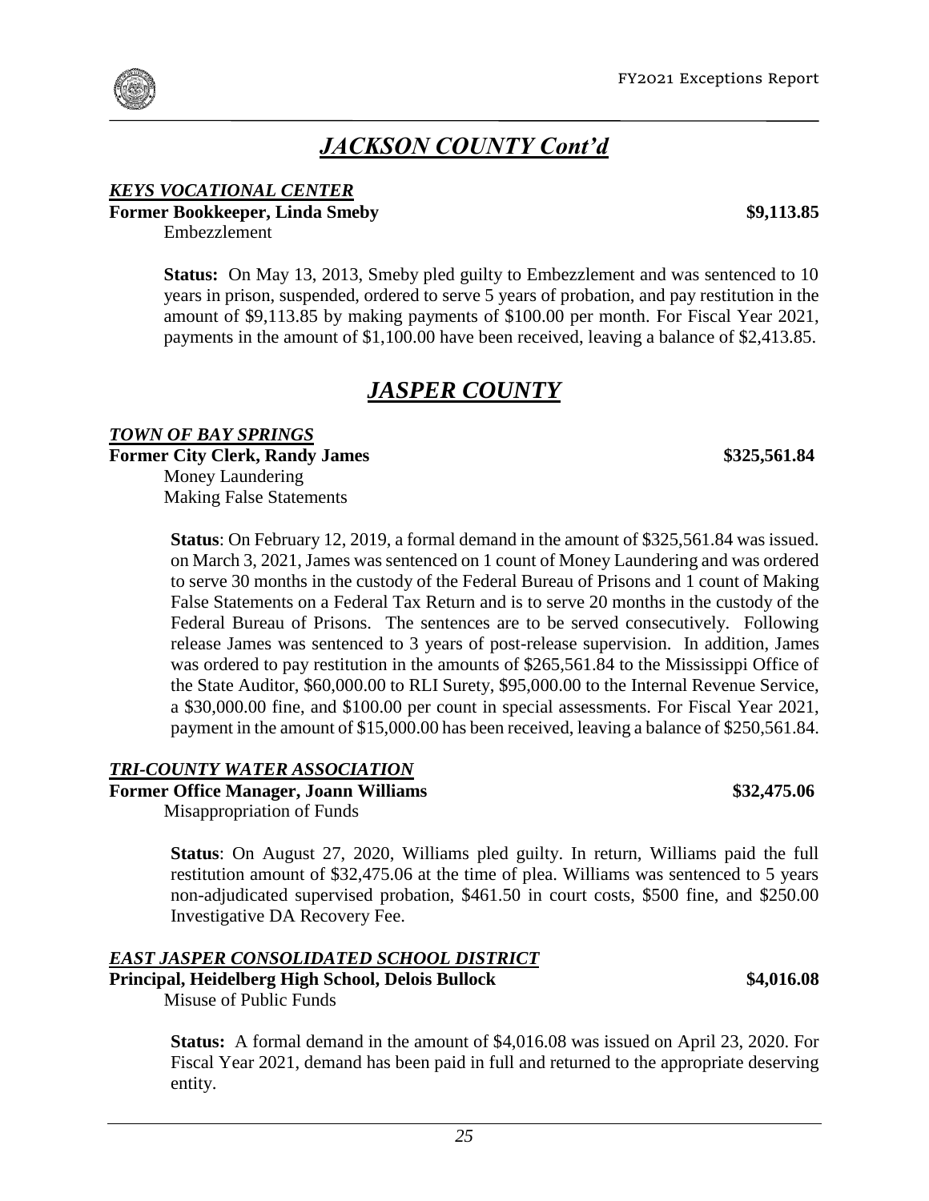## *JACKSON COUNTY Cont'd*

***KEYS VOCATIONAL CENTER***

**Former Bookkeeper, Linda Smeby** **$9,113.85**

Embezzlement

**Status:** On May 13, 2013, Smeby pled guilty to Embezzlement and was sentenced to 10 years in prison, suspended, ordered to serve 5 years of probation, and pay restitution in the amount of $9,113.85 by making payments of $100.00 per month. For Fiscal Year 2021, payments in the amount of $1,100.00 have been received, leaving a balance of $2,413.85.

## *JASPER COUNTY*

***TOWN OF BAY SPRINGS***

**Former City Clerk, Randy James** **$325,561.84**

Money Laundering
Making False Statements

**Status**: On February 12, 2019, a formal demand in the amount of $325,561.84 was issued. on March 3, 2021, James was sentenced on 1 count of Money Laundering and was ordered to serve 30 months in the custody of the Federal Bureau of Prisons and 1 count of Making False Statements on a Federal Tax Return and is to serve 20 months in the custody of the Federal Bureau of Prisons. The sentences are to be served consecutively. Following release James was sentenced to 3 years of post-release supervision. In addition, James was ordered to pay restitution in the amounts of $265,561.84 to the Mississippi Office of the State Auditor, $60,000.00 to RLI Surety, $95,000.00 to the Internal Revenue Service, a $30,000.00 fine, and $100.00 per count in special assessments. For Fiscal Year 2021, payment in the amount of $15,000.00 has been received, leaving a balance of $250,561.84.

***TRI-COUNTY WATER ASSOCIATION***

**Former Office Manager, Joann Williams** **$32,475.06**

Misappropriation of Funds

**Status**: On August 27, 2020, Williams pled guilty. In return, Williams paid the full restitution amount of $32,475.06 at the time of plea. Williams was sentenced to 5 years non-adjudicated supervised probation, $461.50 in court costs, $500 fine, and $250.00 Investigative DA Recovery Fee.

***EAST JASPER CONSOLIDATED SCHOOL DISTRICT***

**Principal, Heidelberg High School, Delois Bullock** **$4,016.08**

Misuse of Public Funds

**Status:** A formal demand in the amount of $4,016.08 was issued on April 23, 2020. For Fiscal Year 2021, demand has been paid in full and returned to the appropriate deserving entity.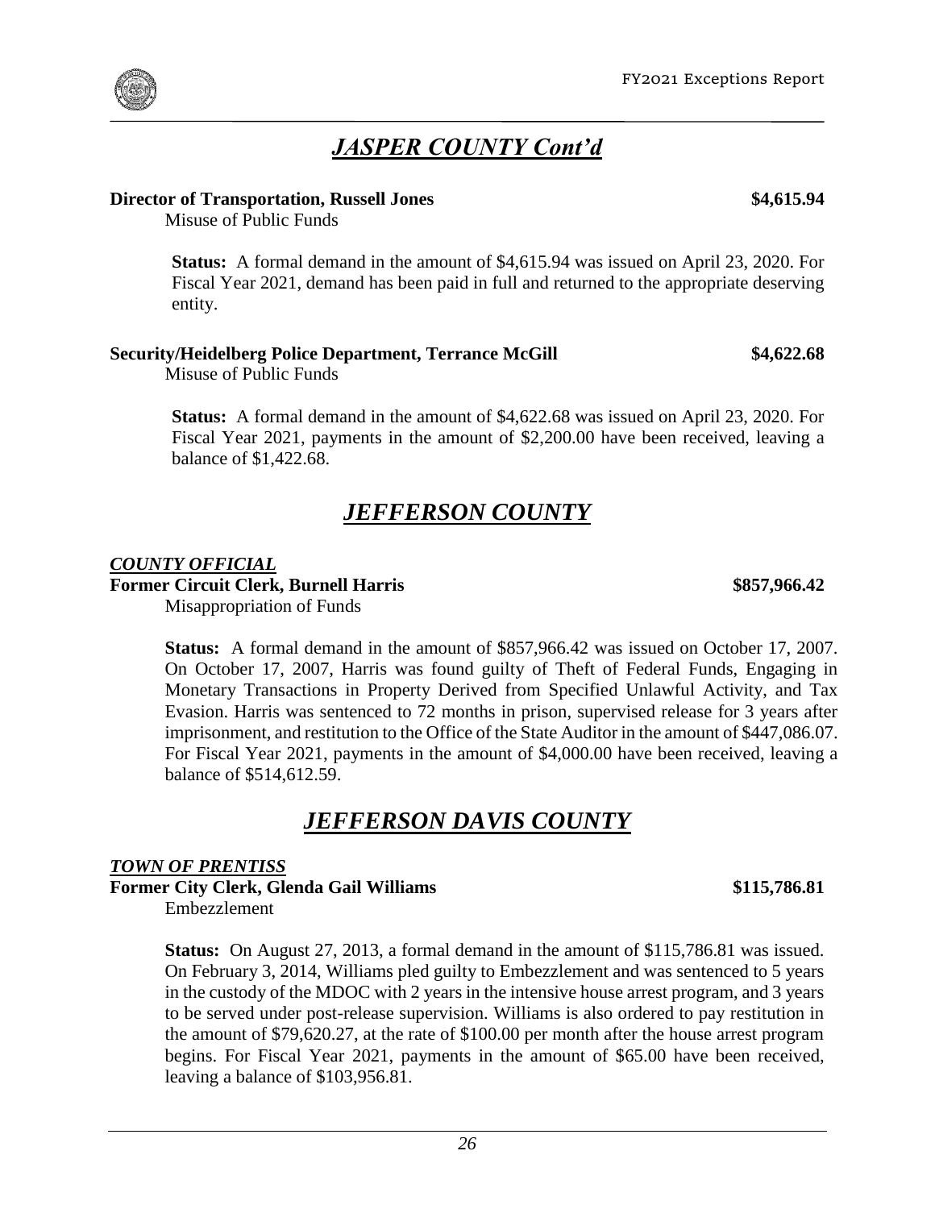## *JASPER COUNTY Cont'd*

**Director of Transportation, Russell Jones** **$4,615.94**

Misuse of Public Funds

**Status:** A formal demand in the amount of $4,615.94 was issued on April 23, 2020. For Fiscal Year 2021, demand has been paid in full and returned to the appropriate deserving entity.

**Security/Heidelberg Police Department, Terrance McGill** **$4,622.68**

Misuse of Public Funds

**Status:** A formal demand in the amount of $4,622.68 was issued on April 23, 2020. For Fiscal Year 2021, payments in the amount of $2,200.00 have been received, leaving a balance of $1,422.68.

## *JEFFERSON COUNTY*

### *COUNTY OFFICIAL*

**Former Circuit Clerk, Burnell Harris** **$857,966.42**

Misappropriation of Funds

**Status:** A formal demand in the amount of $857,966.42 was issued on October 17, 2007. On October 17, 2007, Harris was found guilty of Theft of Federal Funds, Engaging in Monetary Transactions in Property Derived from Specified Unlawful Activity, and Tax Evasion. Harris was sentenced to 72 months in prison, supervised release for 3 years after imprisonment, and restitution to the Office of the State Auditor in the amount of $447,086.07. For Fiscal Year 2021, payments in the amount of $4,000.00 have been received, leaving a balance of $514,612.59.

## *JEFFERSON DAVIS COUNTY*

### *TOWN OF PRENTISS*

**Former City Clerk, Glenda Gail Williams** **$115,786.81**

Embezzlement

**Status:** On August 27, 2013, a formal demand in the amount of $115,786.81 was issued. On February 3, 2014, Williams pled guilty to Embezzlement and was sentenced to 5 years in the custody of the MDOC with 2 years in the intensive house arrest program, and 3 years to be served under post-release supervision. Williams is also ordered to pay restitution in the amount of $79,620.27, at the rate of $100.00 per month after the house arrest program begins. For Fiscal Year 2021, payments in the amount of $65.00 have been received, leaving a balance of $103,956.81.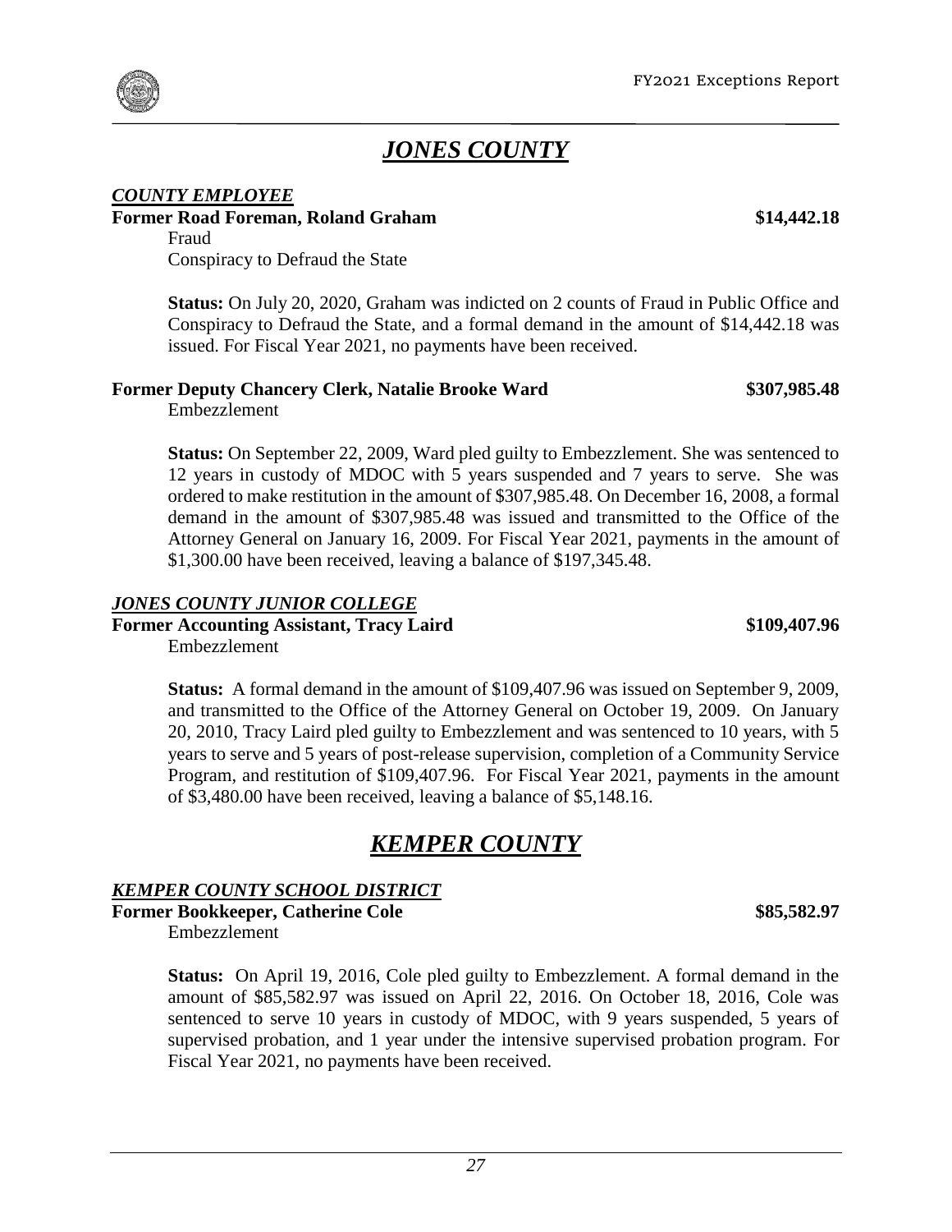# *JONES COUNTY*

### *COUNTY EMPLOYEE*

**Former Road Foreman, Roland Graham** **\$14,442.18**

Fraud
Conspiracy to Defraud the State

**Status:** On July 20, 2020, Graham was indicted on 2 counts of Fraud in Public Office and Conspiracy to Defraud the State, and a formal demand in the amount of \$14,442.18 was issued. For Fiscal Year 2021, no payments have been received.

**Former Deputy Chancery Clerk, Natalie Brooke Ward** **\$307,985.48**

Embezzlement

**Status:** On September 22, 2009, Ward pled guilty to Embezzlement. She was sentenced to 12 years in custody of MDOC with 5 years suspended and 7 years to serve. She was ordered to make restitution in the amount of \$307,985.48. On December 16, 2008, a formal demand in the amount of \$307,985.48 was issued and transmitted to the Office of the Attorney General on January 16, 2009. For Fiscal Year 2021, payments in the amount of \$1,300.00 have been received, leaving a balance of \$197,345.48.

### *JONES COUNTY JUNIOR COLLEGE*

**Former Accounting Assistant, Tracy Laird** **\$109,407.96**

Embezzlement

**Status:** A formal demand in the amount of \$109,407.96 was issued on September 9, 2009, and transmitted to the Office of the Attorney General on October 19, 2009. On January 20, 2010, Tracy Laird pled guilty to Embezzlement and was sentenced to 10 years, with 5 years to serve and 5 years of post-release supervision, completion of a Community Service Program, and restitution of \$109,407.96. For Fiscal Year 2021, payments in the amount of \$3,480.00 have been received, leaving a balance of \$5,148.16.

# *KEMPER COUNTY*

### *KEMPER COUNTY SCHOOL DISTRICT*

**Former Bookkeeper, Catherine Cole** **\$85,582.97**

Embezzlement

**Status:** On April 19, 2016, Cole pled guilty to Embezzlement. A formal demand in the amount of \$85,582.97 was issued on April 22, 2016. On October 18, 2016, Cole was sentenced to serve 10 years in custody of MDOC, with 9 years suspended, 5 years of supervised probation, and 1 year under the intensive supervised probation program. For Fiscal Year 2021, no payments have been received.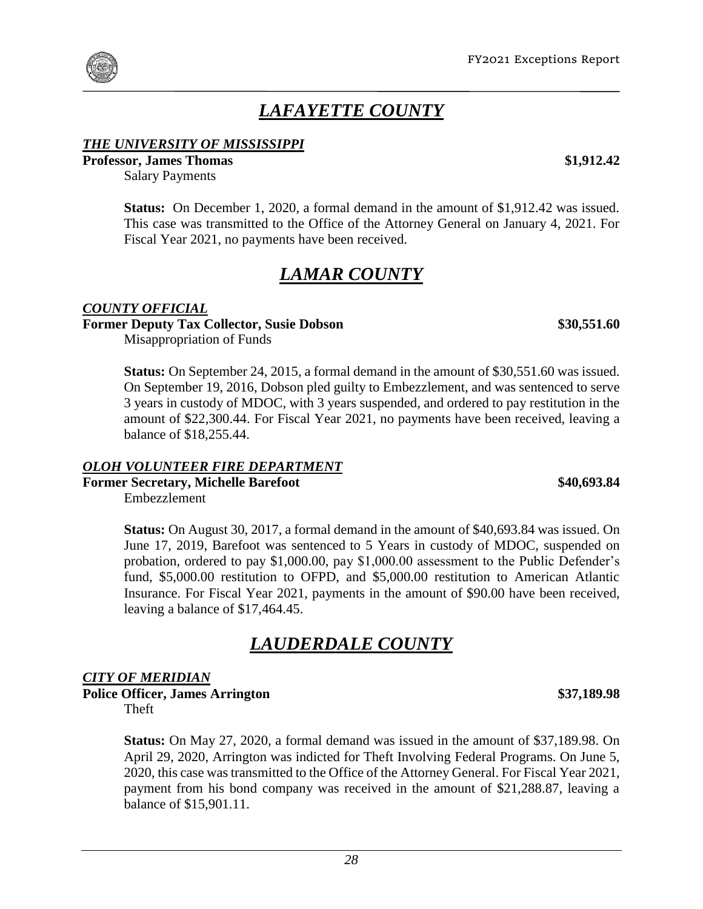# *LAFAYETTE COUNTY*

***THE UNIVERSITY OF MISSISSIPPI***

**Professor, James Thomas** **$1,912.42**

Salary Payments

**Status:** On December 1, 2020, a formal demand in the amount of $1,912.42 was issued. This case was transmitted to the Office of the Attorney General on January 4, 2021. For Fiscal Year 2021, no payments have been received.

# *LAMAR COUNTY*

***COUNTY OFFICIAL***

**Former Deputy Tax Collector, Susie Dobson** **$30,551.60**

Misappropriation of Funds

**Status:** On September 24, 2015, a formal demand in the amount of $30,551.60 was issued. On September 19, 2016, Dobson pled guilty to Embezzlement, and was sentenced to serve 3 years in custody of MDOC, with 3 years suspended, and ordered to pay restitution in the amount of $22,300.44. For Fiscal Year 2021, no payments have been received, leaving a balance of $18,255.44.

***OLOH VOLUNTEER FIRE DEPARTMENT***

**Former Secretary, Michelle Barefoot** **$40,693.84**

Embezzlement

**Status:** On August 30, 2017, a formal demand in the amount of $40,693.84 was issued. On June 17, 2019, Barefoot was sentenced to 5 Years in custody of MDOC, suspended on probation, ordered to pay $1,000.00, pay $1,000.00 assessment to the Public Defender's fund, $5,000.00 restitution to OFPD, and $5,000.00 restitution to American Atlantic Insurance. For Fiscal Year 2021, payments in the amount of $90.00 have been received, leaving a balance of $17,464.45.

# *LAUDERDALE COUNTY*

***CITY OF MERIDIAN***

**Police Officer, James Arrington** **$37,189.98**

Theft

**Status:** On May 27, 2020, a formal demand was issued in the amount of $37,189.98. On April 29, 2020, Arrington was indicted for Theft Involving Federal Programs. On June 5, 2020, this case was transmitted to the Office of the Attorney General. For Fiscal Year 2021, payment from his bond company was received in the amount of $21,288.87, leaving a balance of $15,901.11.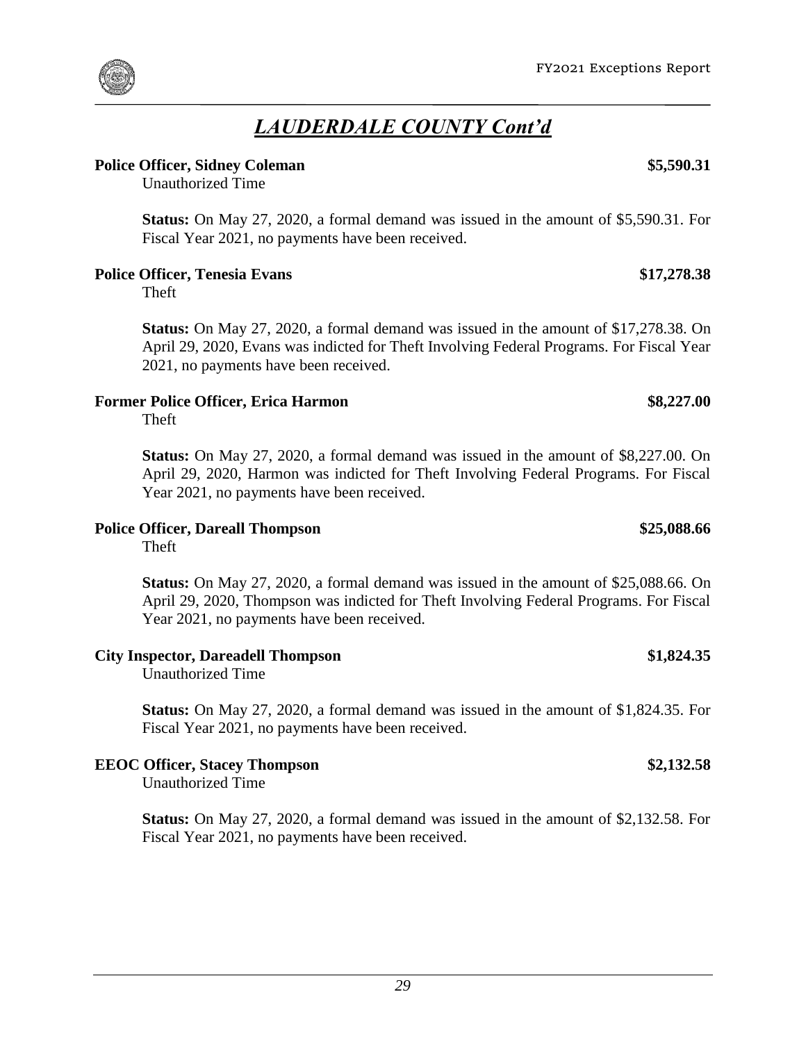## *LAUDERDALE COUNTY Cont'd*

**Police Officer, Sidney Coleman** **$5,590.31**
Unauthorized Time

**Status:** On May 27, 2020, a formal demand was issued in the amount of $5,590.31. For Fiscal Year 2021, no payments have been received.

**Police Officer, Tenesia Evans** **$17,278.38**
Theft

**Status:** On May 27, 2020, a formal demand was issued in the amount of $17,278.38. On April 29, 2020, Evans was indicted for Theft Involving Federal Programs. For Fiscal Year 2021, no payments have been received.

**Former Police Officer, Erica Harmon** **$8,227.00**
Theft

**Status:** On May 27, 2020, a formal demand was issued in the amount of $8,227.00. On April 29, 2020, Harmon was indicted for Theft Involving Federal Programs. For Fiscal Year 2021, no payments have been received.

**Police Officer, Dareall Thompson** **$25,088.66**
Theft

**Status:** On May 27, 2020, a formal demand was issued in the amount of $25,088.66. On April 29, 2020, Thompson was indicted for Theft Involving Federal Programs. For Fiscal Year 2021, no payments have been received.

**City Inspector, Dareadell Thompson** **$1,824.35**
Unauthorized Time

**Status:** On May 27, 2020, a formal demand was issued in the amount of $1,824.35. For Fiscal Year 2021, no payments have been received.

**EEOC Officer, Stacey Thompson** **$2,132.58**
Unauthorized Time

**Status:** On May 27, 2020, a formal demand was issued in the amount of $2,132.58. For Fiscal Year 2021, no payments have been received.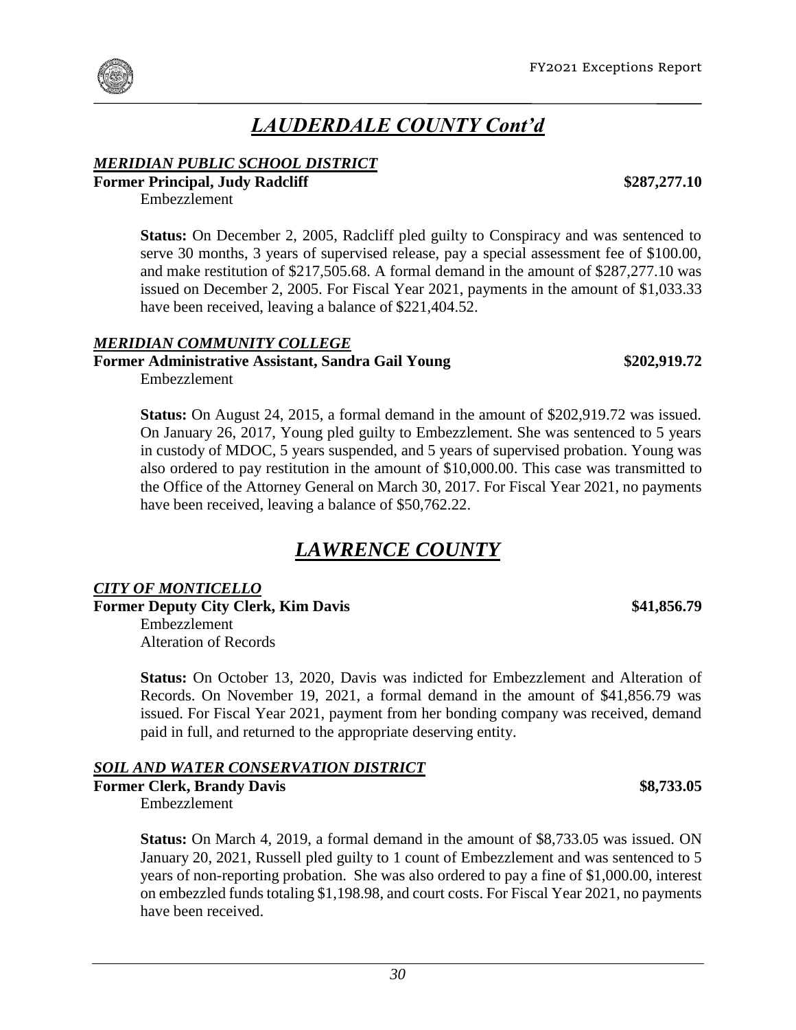# *LAUDERDALE COUNTY Cont'd*

### *MERIDIAN PUBLIC SCHOOL DISTRICT*

**Former Principal, Judy Radcliff** **$287,277.10**

Embezzlement

**Status:** On December 2, 2005, Radcliff pled guilty to Conspiracy and was sentenced to serve 30 months, 3 years of supervised release, pay a special assessment fee of $100.00, and make restitution of $217,505.68. A formal demand in the amount of $287,277.10 was issued on December 2, 2005. For Fiscal Year 2021, payments in the amount of $1,033.33 have been received, leaving a balance of $221,404.52.

### *MERIDIAN COMMUNITY COLLEGE*

**Former Administrative Assistant, Sandra Gail Young** **$202,919.72**

Embezzlement

**Status:** On August 24, 2015, a formal demand in the amount of $202,919.72 was issued. On January 26, 2017, Young pled guilty to Embezzlement. She was sentenced to 5 years in custody of MDOC, 5 years suspended, and 5 years of supervised probation. Young was also ordered to pay restitution in the amount of $10,000.00. This case was transmitted to the Office of the Attorney General on March 30, 2017. For Fiscal Year 2021, no payments have been received, leaving a balance of $50,762.22.

# *LAWRENCE COUNTY*

### *CITY OF MONTICELLO*

**Former Deputy City Clerk, Kim Davis** **$41,856.79**

Embezzlement
Alteration of Records

**Status:** On October 13, 2020, Davis was indicted for Embezzlement and Alteration of Records. On November 19, 2021, a formal demand in the amount of $41,856.79 was issued. For Fiscal Year 2021, payment from her bonding company was received, demand paid in full, and returned to the appropriate deserving entity.

### *SOIL AND WATER CONSERVATION DISTRICT*

**Former Clerk, Brandy Davis** **$8,733.05**

Embezzlement

**Status:** On March 4, 2019, a formal demand in the amount of $8,733.05 was issued. ON January 20, 2021, Russell pled guilty to 1 count of Embezzlement and was sentenced to 5 years of non-reporting probation. She was also ordered to pay a fine of $1,000.00, interest on embezzled funds totaling $1,198.98, and court costs. For Fiscal Year 2021, no payments have been received.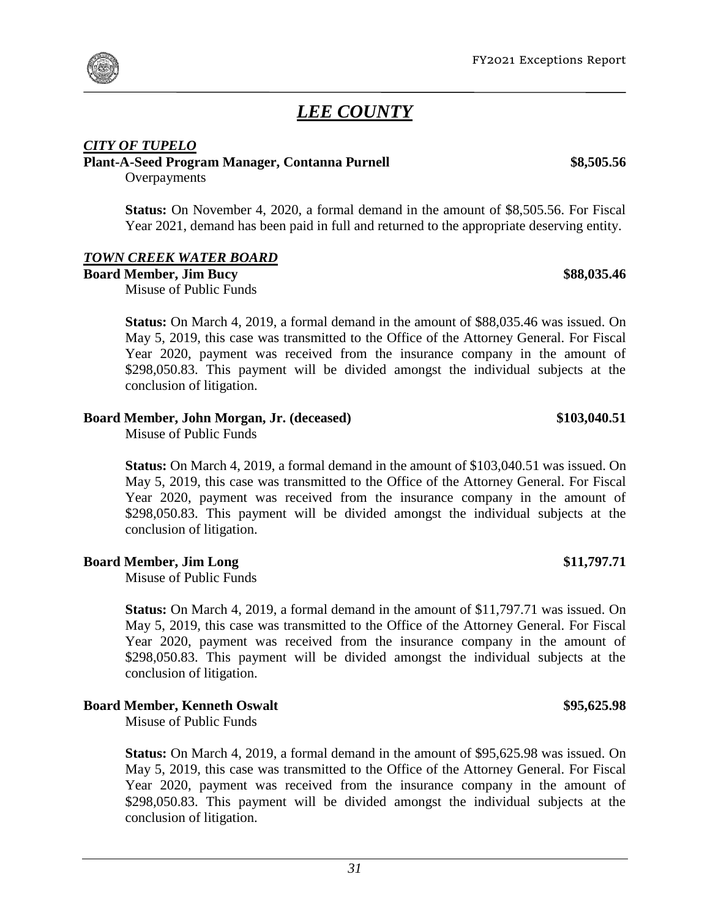# *LEE COUNTY*

***CITY OF TUPELO***

**Plant-A-Seed Program Manager, Contanna Purnell** **$8,505.56**

Overpayments

**Status:** On November 4, 2020, a formal demand in the amount of $8,505.56. For Fiscal Year 2021, demand has been paid in full and returned to the appropriate deserving entity.

***TOWN CREEK WATER BOARD***

**Board Member, Jim Bucy** **$88,035.46**

Misuse of Public Funds

**Status:** On March 4, 2019, a formal demand in the amount of $88,035.46 was issued. On May 5, 2019, this case was transmitted to the Office of the Attorney General. For Fiscal Year 2020, payment was received from the insurance company in the amount of $298,050.83. This payment will be divided amongst the individual subjects at the conclusion of litigation.

**Board Member, John Morgan, Jr. (deceased)** **$103,040.51**

Misuse of Public Funds

**Status:** On March 4, 2019, a formal demand in the amount of $103,040.51 was issued. On May 5, 2019, this case was transmitted to the Office of the Attorney General. For Fiscal Year 2020, payment was received from the insurance company in the amount of $298,050.83. This payment will be divided amongst the individual subjects at the conclusion of litigation.

**Board Member, Jim Long** **$11,797.71**

Misuse of Public Funds

**Status:** On March 4, 2019, a formal demand in the amount of $11,797.71 was issued. On May 5, 2019, this case was transmitted to the Office of the Attorney General. For Fiscal Year 2020, payment was received from the insurance company in the amount of $298,050.83. This payment will be divided amongst the individual subjects at the conclusion of litigation.

**Board Member, Kenneth Oswalt** **$95,625.98**

Misuse of Public Funds

**Status:** On March 4, 2019, a formal demand in the amount of $95,625.98 was issued. On May 5, 2019, this case was transmitted to the Office of the Attorney General. For Fiscal Year 2020, payment was received from the insurance company in the amount of $298,050.83. This payment will be divided amongst the individual subjects at the conclusion of litigation.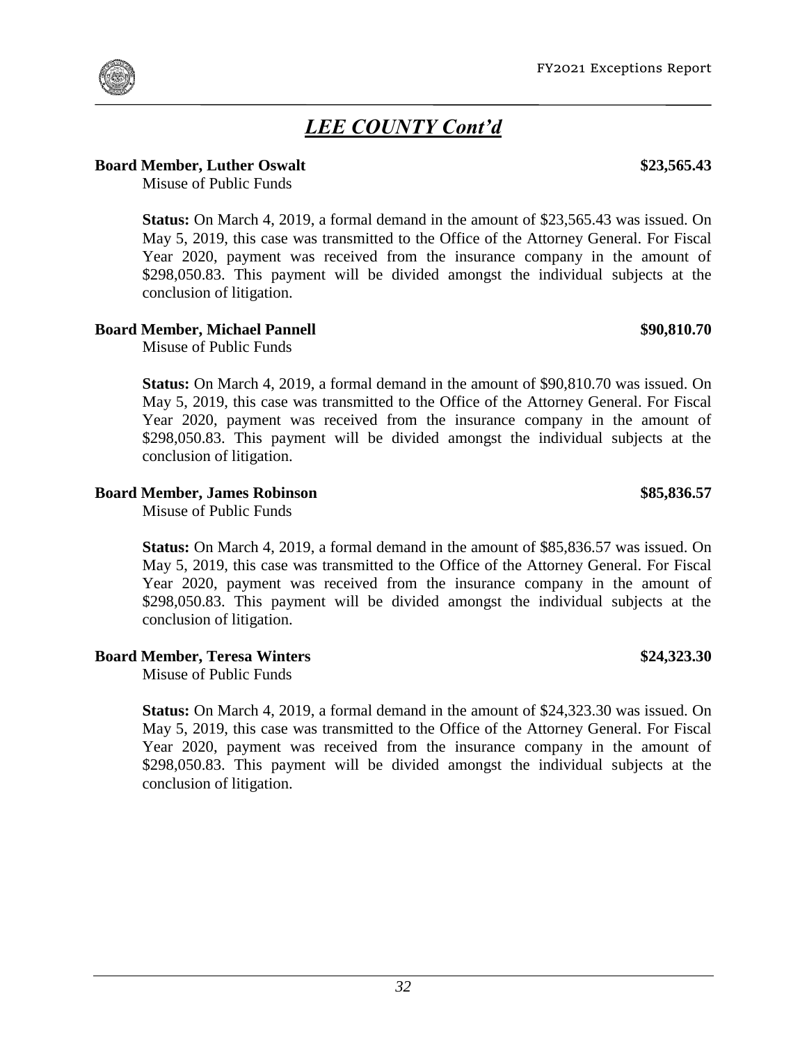## *LEE COUNTY Cont'd*

**Board Member, Luther Oswalt** **$23,565.43**

Misuse of Public Funds

**Status:** On March 4, 2019, a formal demand in the amount of $23,565.43 was issued. On May 5, 2019, this case was transmitted to the Office of the Attorney General. For Fiscal Year 2020, payment was received from the insurance company in the amount of $298,050.83. This payment will be divided amongst the individual subjects at the conclusion of litigation.

**Board Member, Michael Pannell** **$90,810.70**

Misuse of Public Funds

**Status:** On March 4, 2019, a formal demand in the amount of $90,810.70 was issued. On May 5, 2019, this case was transmitted to the Office of the Attorney General. For Fiscal Year 2020, payment was received from the insurance company in the amount of $298,050.83. This payment will be divided amongst the individual subjects at the conclusion of litigation.

**Board Member, James Robinson** **$85,836.57**

Misuse of Public Funds

**Status:** On March 4, 2019, a formal demand in the amount of $85,836.57 was issued. On May 5, 2019, this case was transmitted to the Office of the Attorney General. For Fiscal Year 2020, payment was received from the insurance company in the amount of $298,050.83. This payment will be divided amongst the individual subjects at the conclusion of litigation.

**Board Member, Teresa Winters** **$24,323.30**

Misuse of Public Funds

**Status:** On March 4, 2019, a formal demand in the amount of $24,323.30 was issued. On May 5, 2019, this case was transmitted to the Office of the Attorney General. For Fiscal Year 2020, payment was received from the insurance company in the amount of $298,050.83. This payment will be divided amongst the individual subjects at the conclusion of litigation.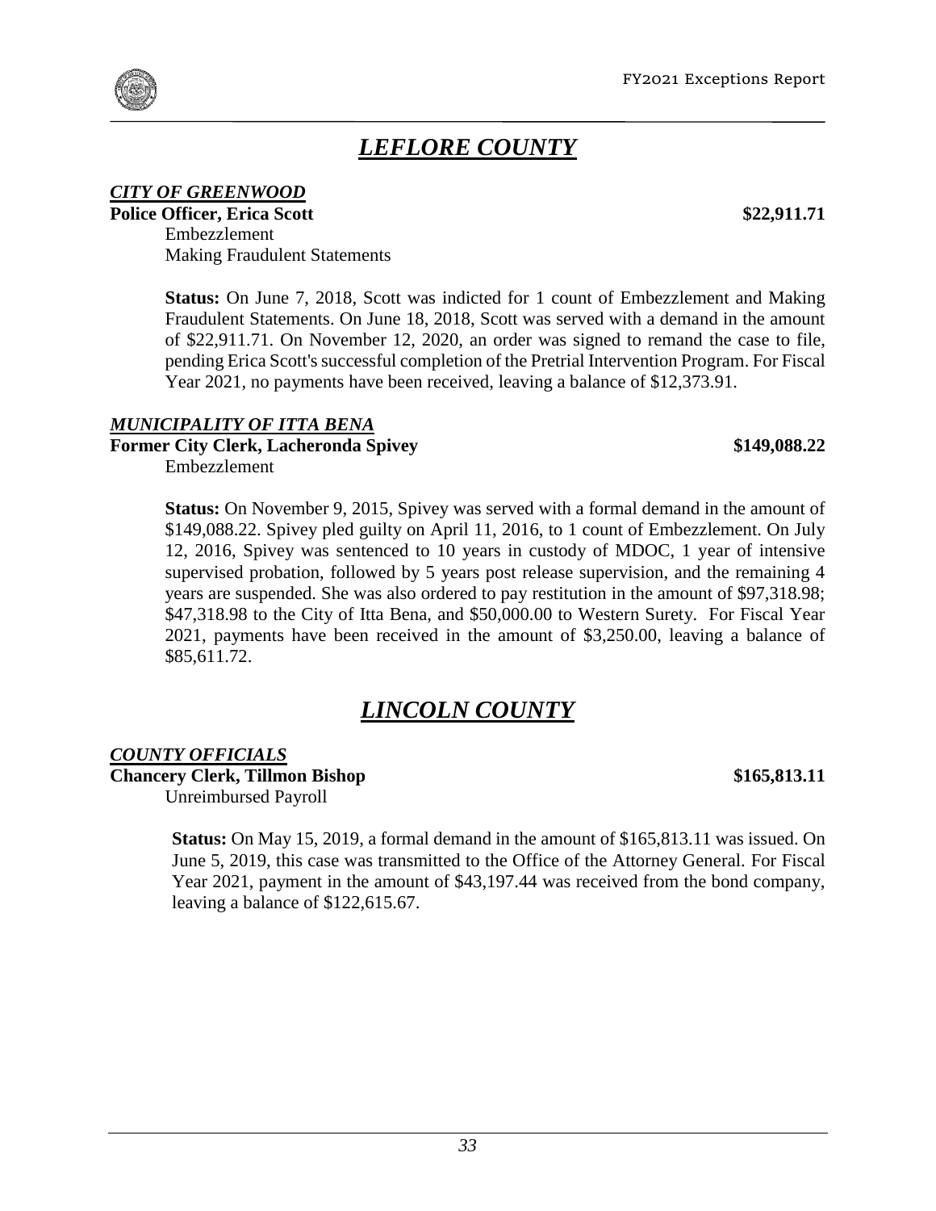# *LEFLORE COUNTY*

***CITY OF GREENWOOD***

**Police Officer, Erica Scott** **$22,911.71**

Embezzlement
Making Fraudulent Statements

**Status:** On June 7, 2018, Scott was indicted for 1 count of Embezzlement and Making Fraudulent Statements. On June 18, 2018, Scott was served with a demand in the amount of $22,911.71. On November 12, 2020, an order was signed to remand the case to file, pending Erica Scott's successful completion of the Pretrial Intervention Program. For Fiscal Year 2021, no payments have been received, leaving a balance of $12,373.91.

***MUNICIPALITY OF ITTA BENA***

**Former City Clerk, Lacheronda Spivey** **$149,088.22**

Embezzlement

**Status:** On November 9, 2015, Spivey was served with a formal demand in the amount of $149,088.22. Spivey pled guilty on April 11, 2016, to 1 count of Embezzlement. On July 12, 2016, Spivey was sentenced to 10 years in custody of MDOC, 1 year of intensive supervised probation, followed by 5 years post release supervision, and the remaining 4 years are suspended. She was also ordered to pay restitution in the amount of $97,318.98; $47,318.98 to the City of Itta Bena, and $50,000.00 to Western Surety. For Fiscal Year 2021, payments have been received in the amount of $3,250.00, leaving a balance of $85,611.72.

# *LINCOLN COUNTY*

***COUNTY OFFICIALS***

**Chancery Clerk, Tillmon Bishop** **$165,813.11**

Unreimbursed Payroll

**Status:** On May 15, 2019, a formal demand in the amount of $165,813.11 was issued. On June 5, 2019, this case was transmitted to the Office of the Attorney General. For Fiscal Year 2021, payment in the amount of $43,197.44 was received from the bond company, leaving a balance of $122,615.67.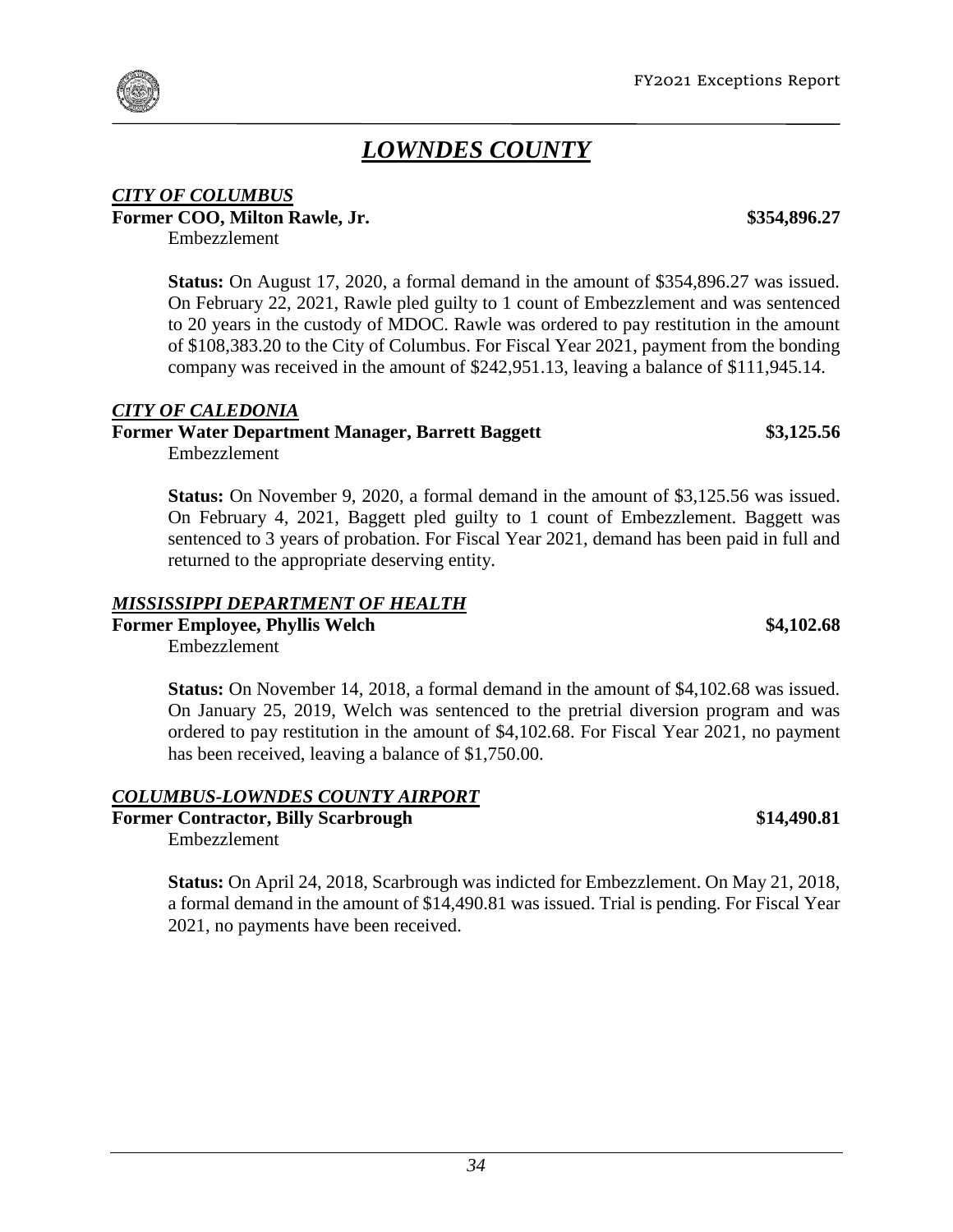# *LOWNDES COUNTY*

***CITY OF COLUMBUS***

**Former COO, Milton Rawle, Jr. — \$354,896.27**

Embezzlement

**Status:** On August 17, 2020, a formal demand in the amount of \$354,896.27 was issued. On February 22, 2021, Rawle pled guilty to 1 count of Embezzlement and was sentenced to 20 years in the custody of MDOC. Rawle was ordered to pay restitution in the amount of \$108,383.20 to the City of Columbus. For Fiscal Year 2021, payment from the bonding company was received in the amount of \$242,951.13, leaving a balance of \$111,945.14.

***CITY OF CALEDONIA***

**Former Water Department Manager, Barrett Baggett — \$3,125.56**

Embezzlement

**Status:** On November 9, 2020, a formal demand in the amount of \$3,125.56 was issued. On February 4, 2021, Baggett pled guilty to 1 count of Embezzlement. Baggett was sentenced to 3 years of probation. For Fiscal Year 2021, demand has been paid in full and returned to the appropriate deserving entity.

***MISSISSIPPI DEPARTMENT OF HEALTH***

**Former Employee, Phyllis Welch — \$4,102.68**

Embezzlement

**Status:** On November 14, 2018, a formal demand in the amount of \$4,102.68 was issued. On January 25, 2019, Welch was sentenced to the pretrial diversion program and was ordered to pay restitution in the amount of \$4,102.68. For Fiscal Year 2021, no payment has been received, leaving a balance of \$1,750.00.

***COLUMBUS-LOWNDES COUNTY AIRPORT***

**Former Contractor, Billy Scarbrough — \$14,490.81**

Embezzlement

**Status:** On April 24, 2018, Scarbrough was indicted for Embezzlement. On May 21, 2018, a formal demand in the amount of \$14,490.81 was issued. Trial is pending. For Fiscal Year 2021, no payments have been received.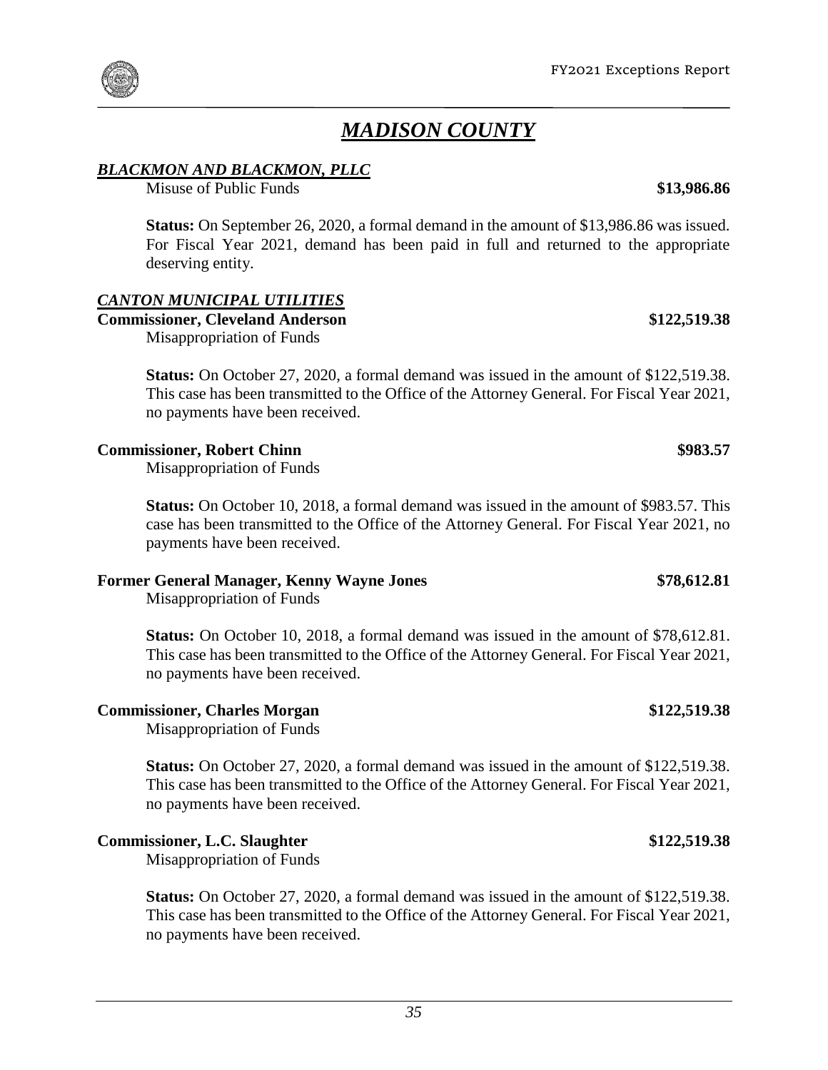# ***MADISON COUNTY***

***BLACKMON AND BLACKMON, PLLC***

Misuse of Public Funds **$13,986.86**

**Status:** On September 26, 2020, a formal demand in the amount of $13,986.86 was issued. For Fiscal Year 2021, demand has been paid in full and returned to the appropriate deserving entity.

***CANTON MUNICIPAL UTILITIES***

**Commissioner, Cleveland Anderson** **$122,519.38**

Misappropriation of Funds

**Status:** On October 27, 2020, a formal demand was issued in the amount of $122,519.38. This case has been transmitted to the Office of the Attorney General. For Fiscal Year 2021, no payments have been received.

**Commissioner, Robert Chinn** **$983.57**

Misappropriation of Funds

**Status:** On October 10, 2018, a formal demand was issued in the amount of $983.57. This case has been transmitted to the Office of the Attorney General. For Fiscal Year 2021, no payments have been received.

**Former General Manager, Kenny Wayne Jones** **$78,612.81**

Misappropriation of Funds

**Status:** On October 10, 2018, a formal demand was issued in the amount of $78,612.81. This case has been transmitted to the Office of the Attorney General. For Fiscal Year 2021, no payments have been received.

**Commissioner, Charles Morgan** **$122,519.38**

Misappropriation of Funds

**Status:** On October 27, 2020, a formal demand was issued in the amount of $122,519.38. This case has been transmitted to the Office of the Attorney General. For Fiscal Year 2021, no payments have been received.

**Commissioner, L.C. Slaughter** **$122,519.38**

Misappropriation of Funds

**Status:** On October 27, 2020, a formal demand was issued in the amount of $122,519.38. This case has been transmitted to the Office of the Attorney General. For Fiscal Year 2021, no payments have been received.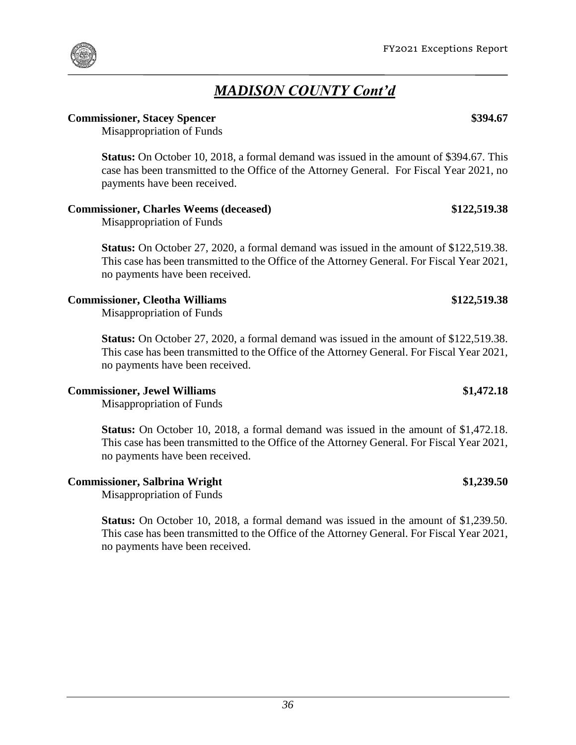## *MADISON COUNTY Cont'd*

**Commissioner, Stacey Spencer** **$394.67**

Misappropriation of Funds

**Status:** On October 10, 2018, a formal demand was issued in the amount of $394.67. This case has been transmitted to the Office of the Attorney General. For Fiscal Year 2021, no payments have been received.

**Commissioner, Charles Weems (deceased)** **$122,519.38**

Misappropriation of Funds

**Status:** On October 27, 2020, a formal demand was issued in the amount of $122,519.38. This case has been transmitted to the Office of the Attorney General. For Fiscal Year 2021, no payments have been received.

**Commissioner, Cleotha Williams** **$122,519.38**

Misappropriation of Funds

**Status:** On October 27, 2020, a formal demand was issued in the amount of $122,519.38. This case has been transmitted to the Office of the Attorney General. For Fiscal Year 2021, no payments have been received.

**Commissioner, Jewel Williams** **$1,472.18**

Misappropriation of Funds

**Status:** On October 10, 2018, a formal demand was issued in the amount of $1,472.18. This case has been transmitted to the Office of the Attorney General. For Fiscal Year 2021, no payments have been received.

**Commissioner, Salbrina Wright** **$1,239.50**

Misappropriation of Funds

**Status:** On October 10, 2018, a formal demand was issued in the amount of $1,239.50. This case has been transmitted to the Office of the Attorney General. For Fiscal Year 2021, no payments have been received.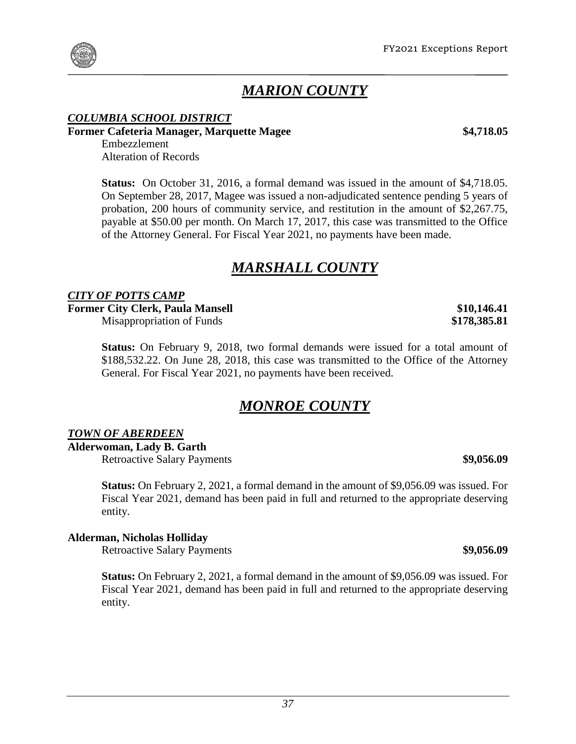# *MARION COUNTY*

***COLUMBIA SCHOOL DISTRICT***

**Former Cafeteria Manager, Marquette Magee** **$4,718.05**

Embezzlement
Alteration of Records

**Status:** On October 31, 2016, a formal demand was issued in the amount of $4,718.05. On September 28, 2017, Magee was issued a non-adjudicated sentence pending 5 years of probation, 200 hours of community service, and restitution in the amount of $2,267.75, payable at $50.00 per month. On March 17, 2017, this case was transmitted to the Office of the Attorney General. For Fiscal Year 2021, no payments have been made.

# *MARSHALL COUNTY*

***CITY OF POTTS CAMP***

**Former City Clerk, Paula Mansell** **$10,146.41**

Misappropriation of Funds **$178,385.81**

**Status:** On February 9, 2018, two formal demands were issued for a total amount of $188,532.22. On June 28, 2018, this case was transmitted to the Office of the Attorney General. For Fiscal Year 2021, no payments have been received.

# *MONROE COUNTY*

***TOWN OF ABERDEEN***

**Alderwoman, Lady B. Garth**

Retroactive Salary Payments **$9,056.09**

**Status:** On February 2, 2021, a formal demand in the amount of $9,056.09 was issued. For Fiscal Year 2021, demand has been paid in full and returned to the appropriate deserving entity.

**Alderman, Nicholas Holliday**

Retroactive Salary Payments **$9,056.09**

**Status:** On February 2, 2021, a formal demand in the amount of $9,056.09 was issued. For Fiscal Year 2021, demand has been paid in full and returned to the appropriate deserving entity.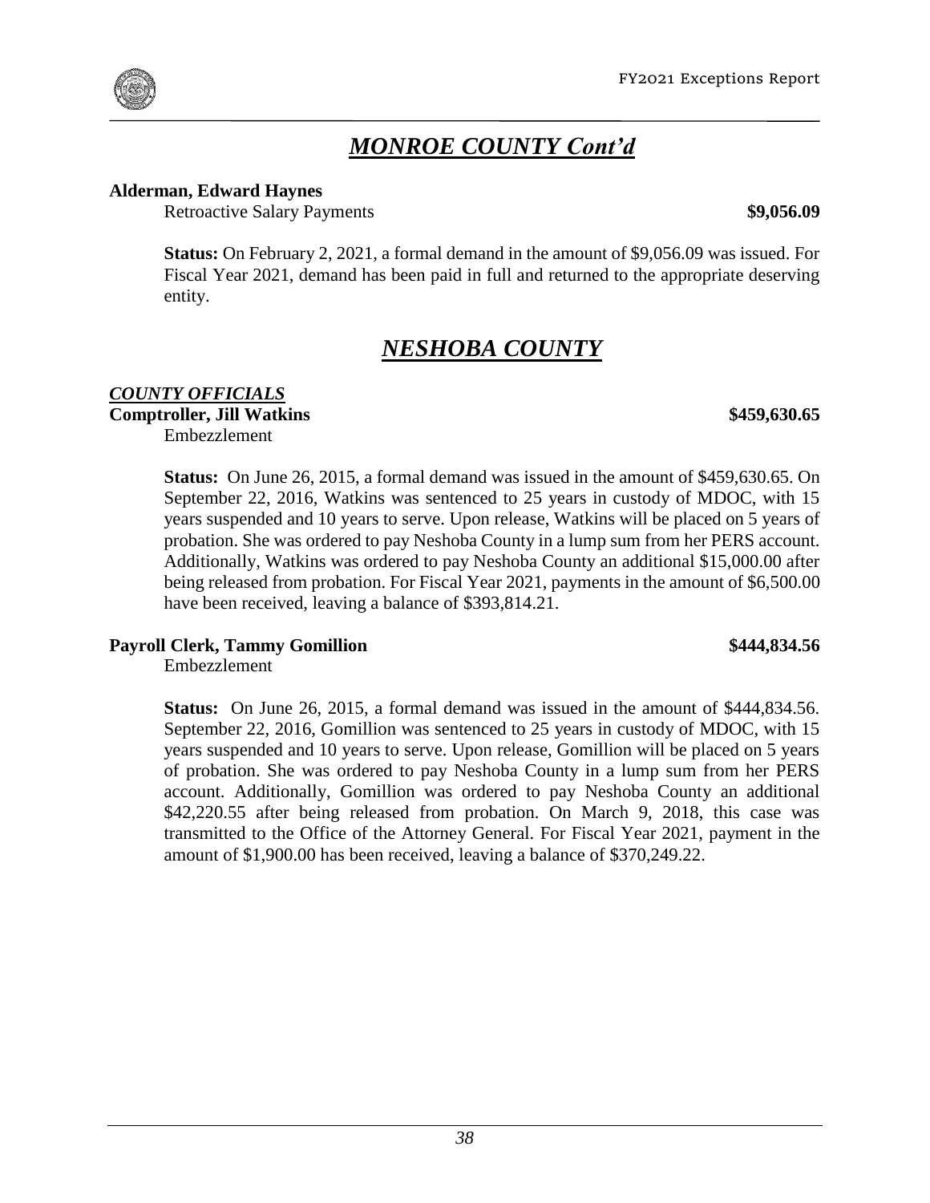## *MONROE COUNTY Cont'd*

**Alderman, Edward Haynes**

Retroactive Salary Payments **$9,056.09**

**Status:** On February 2, 2021, a formal demand in the amount of $9,056.09 was issued. For Fiscal Year 2021, demand has been paid in full and returned to the appropriate deserving entity.

## *NESHOBA COUNTY*

### *COUNTY OFFICIALS*

**Comptroller, Jill Watkins** **$459,630.65**

Embezzlement

**Status:** On June 26, 2015, a formal demand was issued in the amount of $459,630.65. On September 22, 2016, Watkins was sentenced to 25 years in custody of MDOC, with 15 years suspended and 10 years to serve. Upon release, Watkins will be placed on 5 years of probation. She was ordered to pay Neshoba County in a lump sum from her PERS account. Additionally, Watkins was ordered to pay Neshoba County an additional $15,000.00 after being released from probation. For Fiscal Year 2021, payments in the amount of $6,500.00 have been received, leaving a balance of $393,814.21.

**Payroll Clerk, Tammy Gomillion** **$444,834.56**

Embezzlement

**Status:** On June 26, 2015, a formal demand was issued in the amount of $444,834.56. September 22, 2016, Gomillion was sentenced to 25 years in custody of MDOC, with 15 years suspended and 10 years to serve. Upon release, Gomillion will be placed on 5 years of probation. She was ordered to pay Neshoba County in a lump sum from her PERS account. Additionally, Gomillion was ordered to pay Neshoba County an additional $42,220.55 after being released from probation. On March 9, 2018, this case was transmitted to the Office of the Attorney General. For Fiscal Year 2021, payment in the amount of $1,900.00 has been received, leaving a balance of $370,249.22.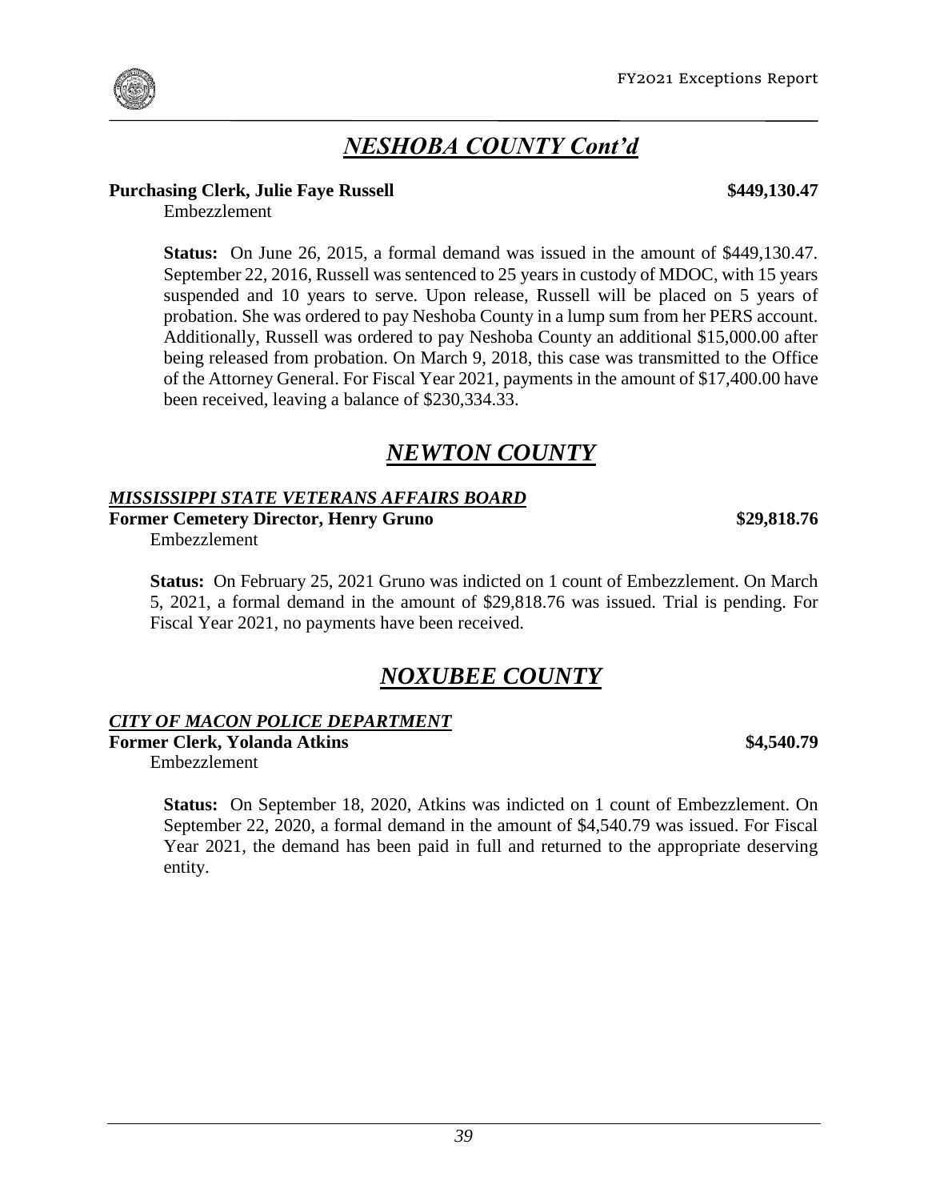## *NESHOBA COUNTY Cont'd*

**Purchasing Clerk, Julie Faye Russell** **$449,130.47**

Embezzlement

**Status:** On June 26, 2015, a formal demand was issued in the amount of $449,130.47. September 22, 2016, Russell was sentenced to 25 years in custody of MDOC, with 15 years suspended and 10 years to serve. Upon release, Russell will be placed on 5 years of probation. She was ordered to pay Neshoba County in a lump sum from her PERS account. Additionally, Russell was ordered to pay Neshoba County an additional $15,000.00 after being released from probation. On March 9, 2018, this case was transmitted to the Office of the Attorney General. For Fiscal Year 2021, payments in the amount of $17,400.00 have been received, leaving a balance of $230,334.33.

## *NEWTON COUNTY*

***MISSISSIPPI STATE VETERANS AFFAIRS BOARD***

**Former Cemetery Director, Henry Gruno** **$29,818.76**

Embezzlement

**Status:** On February 25, 2021 Gruno was indicted on 1 count of Embezzlement. On March 5, 2021, a formal demand in the amount of $29,818.76 was issued. Trial is pending. For Fiscal Year 2021, no payments have been received.

## *NOXUBEE COUNTY*

***CITY OF MACON POLICE DEPARTMENT***

**Former Clerk, Yolanda Atkins** **$4,540.79**

Embezzlement

**Status:** On September 18, 2020, Atkins was indicted on 1 count of Embezzlement. On September 22, 2020, a formal demand in the amount of $4,540.79 was issued. For Fiscal Year 2021, the demand has been paid in full and returned to the appropriate deserving entity.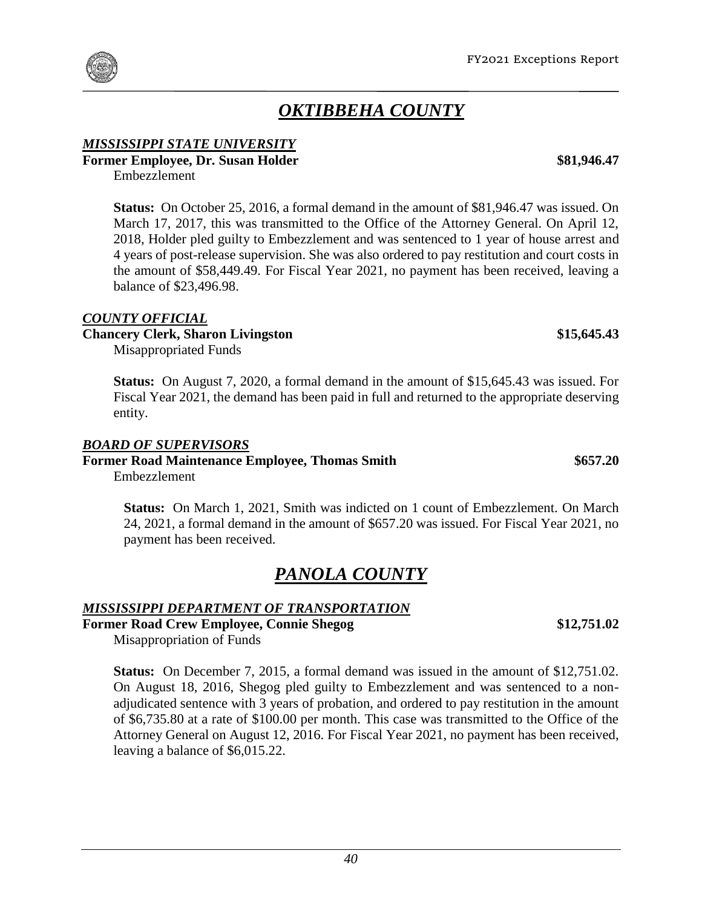# *OKTIBBEHA COUNTY*

### *MISSISSIPPI STATE UNIVERSITY*

**Former Employee, Dr. Susan Holder** **$81,946.47**

Embezzlement

**Status:** On October 25, 2016, a formal demand in the amount of $81,946.47 was issued. On March 17, 2017, this was transmitted to the Office of the Attorney General. On April 12, 2018, Holder pled guilty to Embezzlement and was sentenced to 1 year of house arrest and 4 years of post-release supervision. She was also ordered to pay restitution and court costs in the amount of $58,449.49. For Fiscal Year 2021, no payment has been received, leaving a balance of $23,496.98.

### *COUNTY OFFICIAL*

**Chancery Clerk, Sharon Livingston** **$15,645.43**

Misappropriated Funds

**Status:** On August 7, 2020, a formal demand in the amount of $15,645.43 was issued. For Fiscal Year 2021, the demand has been paid in full and returned to the appropriate deserving entity.

### *BOARD OF SUPERVISORS*

**Former Road Maintenance Employee, Thomas Smith** **$657.20**

Embezzlement

**Status:** On March 1, 2021, Smith was indicted on 1 count of Embezzlement. On March 24, 2021, a formal demand in the amount of $657.20 was issued. For Fiscal Year 2021, no payment has been received.

# *PANOLA COUNTY*

### *MISSISSIPPI DEPARTMENT OF TRANSPORTATION*

**Former Road Crew Employee, Connie Shegog** **$12,751.02**

Misappropriation of Funds

**Status:** On December 7, 2015, a formal demand was issued in the amount of $12,751.02. On August 18, 2016, Shegog pled guilty to Embezzlement and was sentenced to a non-adjudicated sentence with 3 years of probation, and ordered to pay restitution in the amount of $6,735.80 at a rate of $100.00 per month. This case was transmitted to the Office of the Attorney General on August 12, 2016. For Fiscal Year 2021, no payment has been received, leaving a balance of $6,015.22.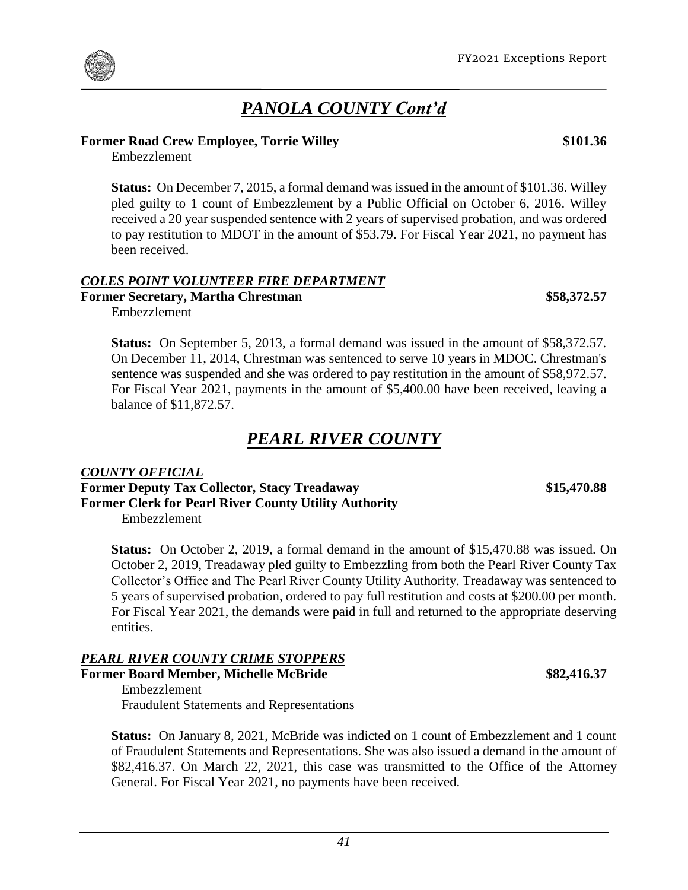## *PANOLA COUNTY Cont'd*

**Former Road Crew Employee, Torrie Willey** **$101.36**

Embezzlement

**Status:** On December 7, 2015, a formal demand was issued in the amount of $101.36. Willey pled guilty to 1 count of Embezzlement by a Public Official on October 6, 2016. Willey received a 20 year suspended sentence with 2 years of supervised probation, and was ordered to pay restitution to MDOT in the amount of $53.79. For Fiscal Year 2021, no payment has been received.

***COLES POINT VOLUNTEER FIRE DEPARTMENT***

**Former Secretary, Martha Chrestman** **$58,372.57**

Embezzlement

**Status:** On September 5, 2013, a formal demand was issued in the amount of $58,372.57. On December 11, 2014, Chrestman was sentenced to serve 10 years in MDOC. Chrestman's sentence was suspended and she was ordered to pay restitution in the amount of $58,972.57. For Fiscal Year 2021, payments in the amount of $5,400.00 have been received, leaving a balance of $11,872.57.

## *PEARL RIVER COUNTY*

***COUNTY OFFICIAL***

**Former Deputy Tax Collector, Stacy Treadaway** **$15,470.88**
**Former Clerk for Pearl River County Utility Authority**

Embezzlement

**Status:** On October 2, 2019, a formal demand in the amount of $15,470.88 was issued. On October 2, 2019, Treadaway pled guilty to Embezzling from both the Pearl River County Tax Collector's Office and The Pearl River County Utility Authority. Treadaway was sentenced to 5 years of supervised probation, ordered to pay full restitution and costs at $200.00 per month. For Fiscal Year 2021, the demands were paid in full and returned to the appropriate deserving entities.

***PEARL RIVER COUNTY CRIME STOPPERS***

**Former Board Member, Michelle McBride** **$82,416.37**

Embezzlement
Fraudulent Statements and Representations

**Status:** On January 8, 2021, McBride was indicted on 1 count of Embezzlement and 1 count of Fraudulent Statements and Representations. She was also issued a demand in the amount of $82,416.37. On March 22, 2021, this case was transmitted to the Office of the Attorney General. For Fiscal Year 2021, no payments have been received.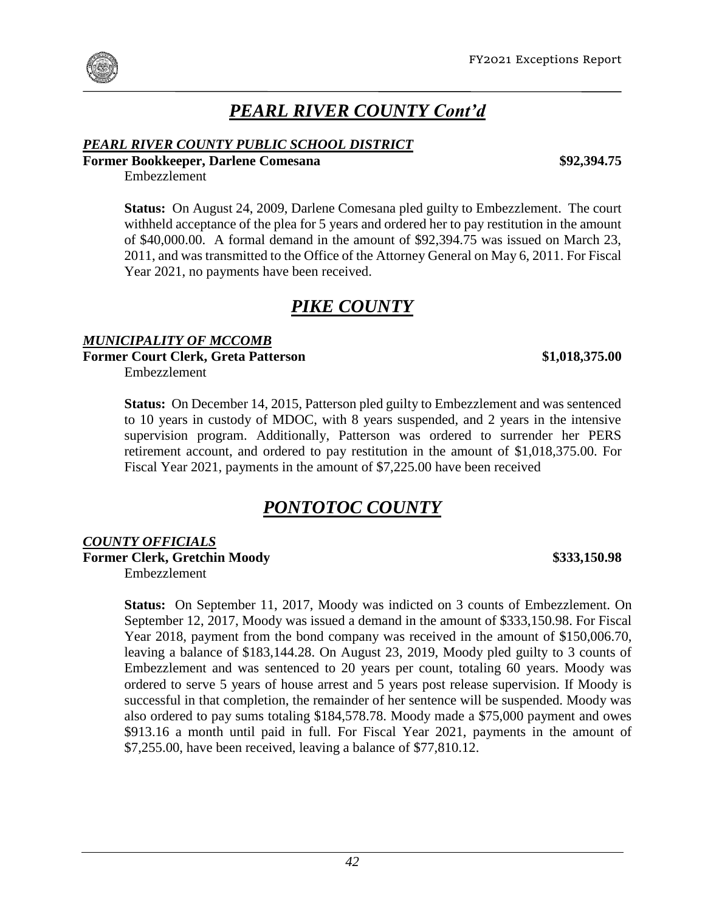# *PEARL RIVER COUNTY Cont'd*

### *PEARL RIVER COUNTY PUBLIC SCHOOL DISTRICT*

**Former Bookkeeper, Darlene Comesana** **\$92,394.75**

Embezzlement

**Status:** On August 24, 2009, Darlene Comesana pled guilty to Embezzlement. The court withheld acceptance of the plea for 5 years and ordered her to pay restitution in the amount of \$40,000.00. A formal demand in the amount of \$92,394.75 was issued on March 23, 2011, and was transmitted to the Office of the Attorney General on May 6, 2011. For Fiscal Year 2021, no payments have been received.

# *PIKE COUNTY*

### *MUNICIPALITY OF MCCOMB*

**Former Court Clerk, Greta Patterson** **\$1,018,375.00**

Embezzlement

**Status:** On December 14, 2015, Patterson pled guilty to Embezzlement and was sentenced to 10 years in custody of MDOC, with 8 years suspended, and 2 years in the intensive supervision program. Additionally, Patterson was ordered to surrender her PERS retirement account, and ordered to pay restitution in the amount of \$1,018,375.00. For Fiscal Year 2021, payments in the amount of \$7,225.00 have been received

# *PONTOTOC COUNTY*

### *COUNTY OFFICIALS*

**Former Clerk, Gretchin Moody** **\$333,150.98**

Embezzlement

**Status:** On September 11, 2017, Moody was indicted on 3 counts of Embezzlement. On September 12, 2017, Moody was issued a demand in the amount of \$333,150.98. For Fiscal Year 2018, payment from the bond company was received in the amount of \$150,006.70, leaving a balance of \$183,144.28. On August 23, 2019, Moody pled guilty to 3 counts of Embezzlement and was sentenced to 20 years per count, totaling 60 years. Moody was ordered to serve 5 years of house arrest and 5 years post release supervision. If Moody is successful in that completion, the remainder of her sentence will be suspended. Moody was also ordered to pay sums totaling \$184,578.78. Moody made a \$75,000 payment and owes \$913.16 a month until paid in full. For Fiscal Year 2021, payments in the amount of \$7,255.00, have been received, leaving a balance of \$77,810.12.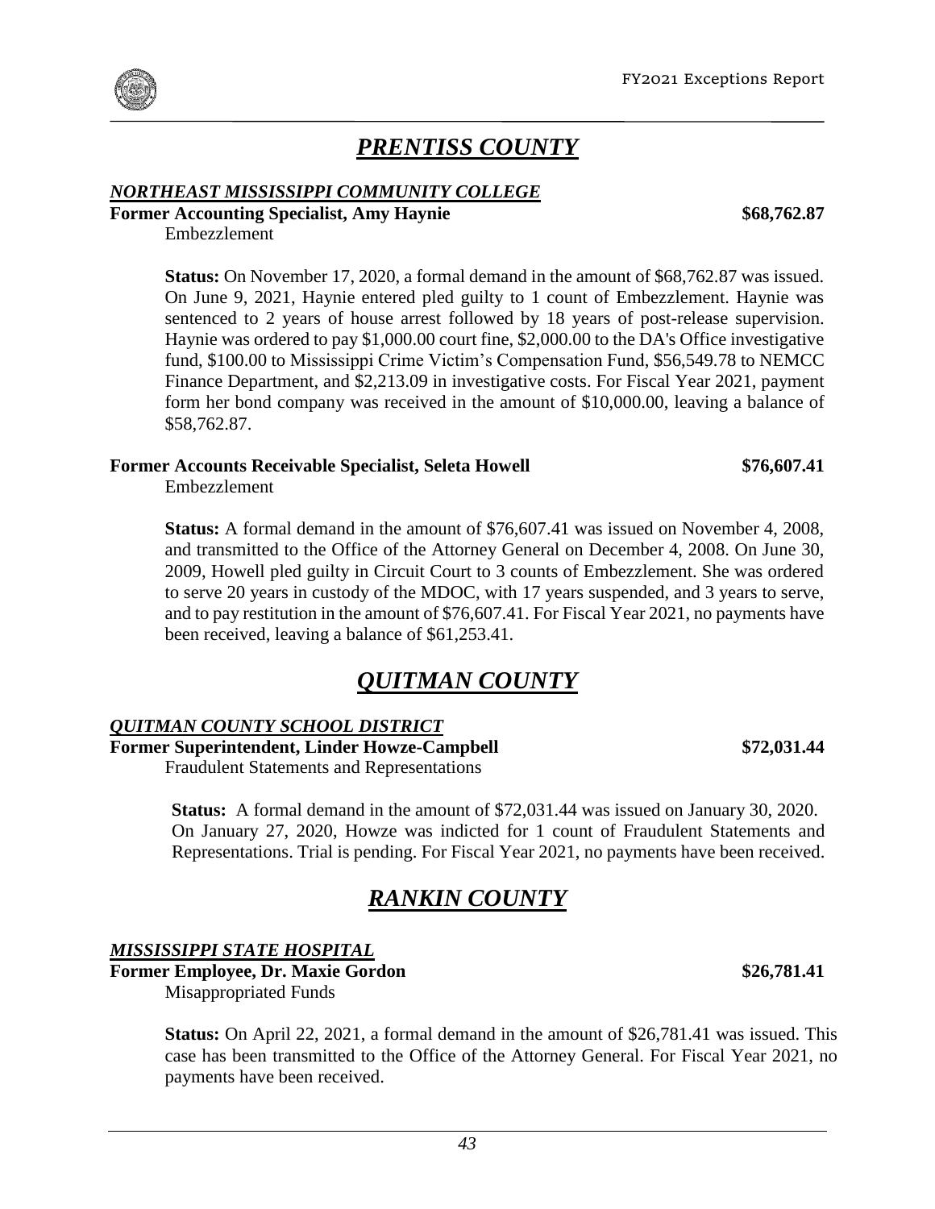# *PRENTISS COUNTY*

***NORTHEAST MISSISSIPPI COMMUNITY COLLEGE***

**Former Accounting Specialist, Amy Haynie** **$68,762.87**

Embezzlement

**Status:** On November 17, 2020, a formal demand in the amount of $68,762.87 was issued. On June 9, 2021, Haynie entered pled guilty to 1 count of Embezzlement. Haynie was sentenced to 2 years of house arrest followed by 18 years of post-release supervision. Haynie was ordered to pay $1,000.00 court fine, $2,000.00 to the DA's Office investigative fund, $100.00 to Mississippi Crime Victim's Compensation Fund, $56,549.78 to NEMCC Finance Department, and $2,213.09 in investigative costs. For Fiscal Year 2021, payment form her bond company was received in the amount of $10,000.00, leaving a balance of $58,762.87.

**Former Accounts Receivable Specialist, Seleta Howell** **$76,607.41**

Embezzlement

**Status:** A formal demand in the amount of $76,607.41 was issued on November 4, 2008, and transmitted to the Office of the Attorney General on December 4, 2008. On June 30, 2009, Howell pled guilty in Circuit Court to 3 counts of Embezzlement. She was ordered to serve 20 years in custody of the MDOC, with 17 years suspended, and 3 years to serve, and to pay restitution in the amount of $76,607.41. For Fiscal Year 2021, no payments have been received, leaving a balance of $61,253.41.

# *QUITMAN COUNTY*

***QUITMAN COUNTY SCHOOL DISTRICT***

**Former Superintendent, Linder Howze-Campbell** **$72,031.44**

Fraudulent Statements and Representations

**Status:** A formal demand in the amount of $72,031.44 was issued on January 30, 2020. On January 27, 2020, Howze was indicted for 1 count of Fraudulent Statements and Representations. Trial is pending. For Fiscal Year 2021, no payments have been received.

# *RANKIN COUNTY*

***MISSISSIPPI STATE HOSPITAL***

**Former Employee, Dr. Maxie Gordon** **$26,781.41**

Misappropriated Funds

**Status:** On April 22, 2021, a formal demand in the amount of $26,781.41 was issued. This case has been transmitted to the Office of the Attorney General. For Fiscal Year 2021, no payments have been received.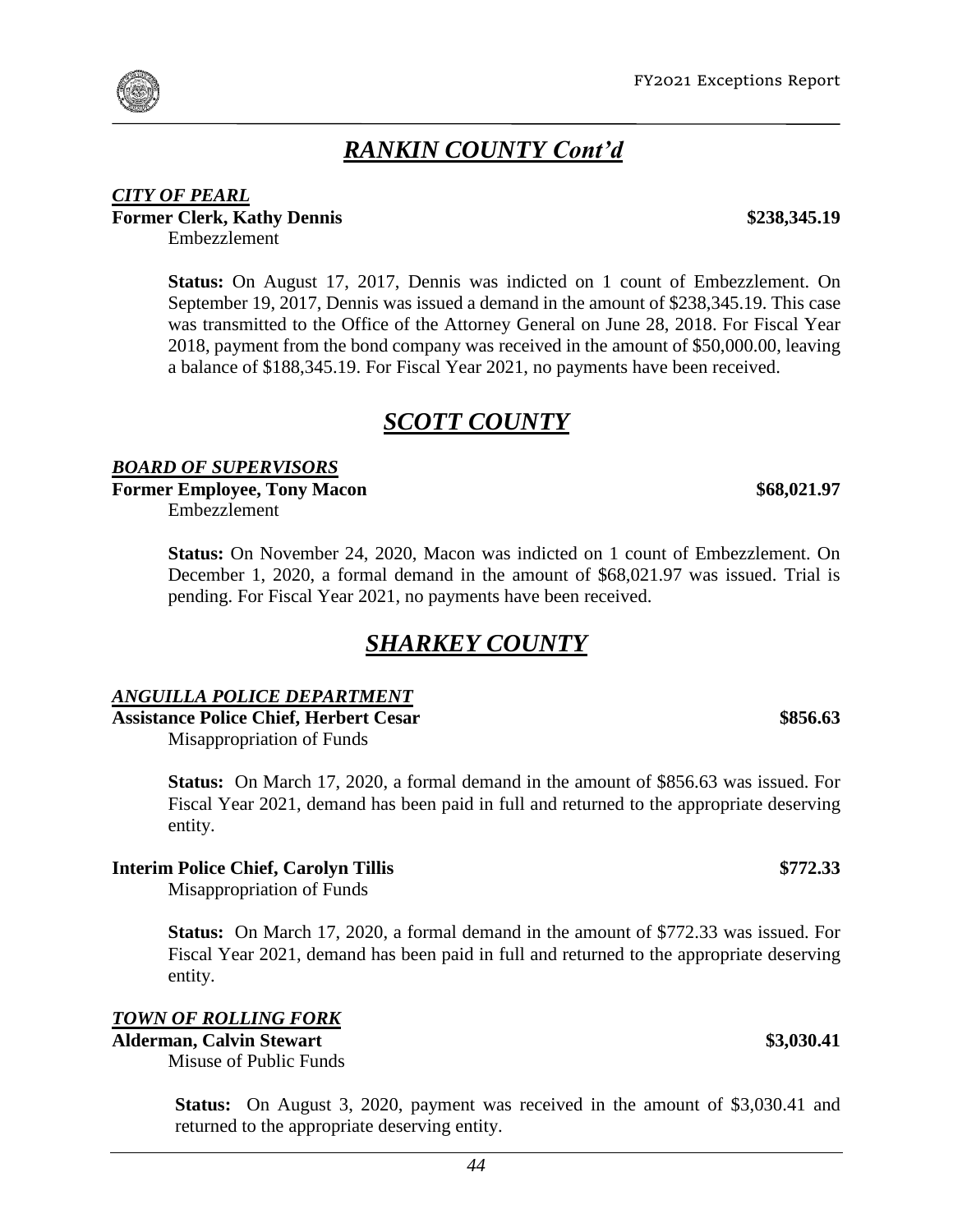## *RANKIN COUNTY Cont'd*

***CITY OF PEARL***

**Former Clerk, Kathy Dennis** **$238,345.19**

Embezzlement

**Status:** On August 17, 2017, Dennis was indicted on 1 count of Embezzlement. On September 19, 2017, Dennis was issued a demand in the amount of $238,345.19. This case was transmitted to the Office of the Attorney General on June 28, 2018. For Fiscal Year 2018, payment from the bond company was received in the amount of $50,000.00, leaving a balance of $188,345.19. For Fiscal Year 2021, no payments have been received.

## *SCOTT COUNTY*

***BOARD OF SUPERVISORS***

**Former Employee, Tony Macon** **$68,021.97**

Embezzlement

**Status:** On November 24, 2020, Macon was indicted on 1 count of Embezzlement. On December 1, 2020, a formal demand in the amount of $68,021.97 was issued. Trial is pending. For Fiscal Year 2021, no payments have been received.

## *SHARKEY COUNTY*

***ANGUILLA POLICE DEPARTMENT***

**Assistance Police Chief, Herbert Cesar** **$856.63**

Misappropriation of Funds

**Status:** On March 17, 2020, a formal demand in the amount of $856.63 was issued. For Fiscal Year 2021, demand has been paid in full and returned to the appropriate deserving entity.

**Interim Police Chief, Carolyn Tillis** **$772.33**

Misappropriation of Funds

**Status:** On March 17, 2020, a formal demand in the amount of $772.33 was issued. For Fiscal Year 2021, demand has been paid in full and returned to the appropriate deserving entity.

***TOWN OF ROLLING FORK***

**Alderman, Calvin Stewart** **$3,030.41**

Misuse of Public Funds

**Status:** On August 3, 2020, payment was received in the amount of $3,030.41 and returned to the appropriate deserving entity.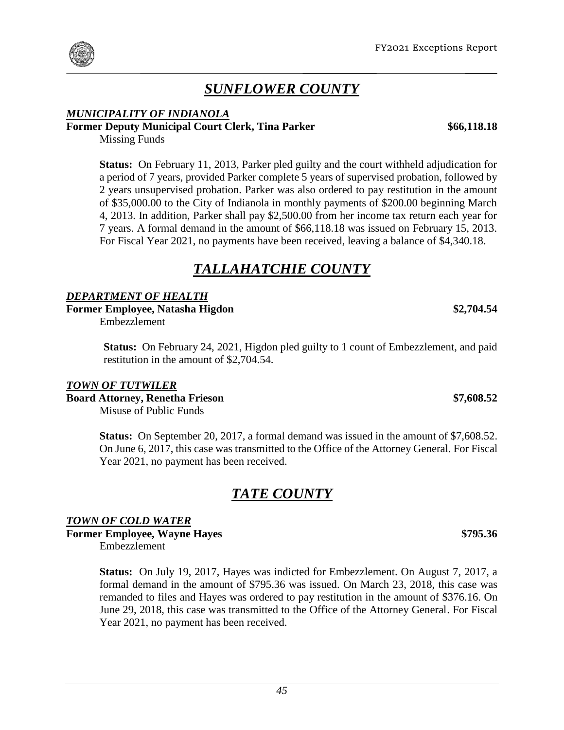# *SUNFLOWER COUNTY*

***MUNICIPALITY OF INDIANOLA***

**Former Deputy Municipal Court Clerk, Tina Parker** **$66,118.18**

Missing Funds

**Status:** On February 11, 2013, Parker pled guilty and the court withheld adjudication for a period of 7 years, provided Parker complete 5 years of supervised probation, followed by 2 years unsupervised probation. Parker was also ordered to pay restitution in the amount of $35,000.00 to the City of Indianola in monthly payments of $200.00 beginning March 4, 2013. In addition, Parker shall pay $2,500.00 from her income tax return each year for 7 years. A formal demand in the amount of $66,118.18 was issued on February 15, 2013. For Fiscal Year 2021, no payments have been received, leaving a balance of $4,340.18.

# *TALLAHATCHIE COUNTY*

***DEPARTMENT OF HEALTH***

**Former Employee, Natasha Higdon** **$2,704.54**

Embezzlement

**Status:** On February 24, 2021, Higdon pled guilty to 1 count of Embezzlement, and paid restitution in the amount of $2,704.54.

***TOWN OF TUTWILER***

**Board Attorney, Renetha Frieson** **$7,608.52**

Misuse of Public Funds

**Status:** On September 20, 2017, a formal demand was issued in the amount of $7,608.52. On June 6, 2017, this case was transmitted to the Office of the Attorney General. For Fiscal Year 2021, no payment has been received.

# *TATE COUNTY*

***TOWN OF COLD WATER***

**Former Employee, Wayne Hayes** **$795.36**

Embezzlement

**Status:** On July 19, 2017, Hayes was indicted for Embezzlement. On August 7, 2017, a formal demand in the amount of $795.36 was issued. On March 23, 2018, this case was remanded to files and Hayes was ordered to pay restitution in the amount of $376.16. On June 29, 2018, this case was transmitted to the Office of the Attorney General. For Fiscal Year 2021, no payment has been received.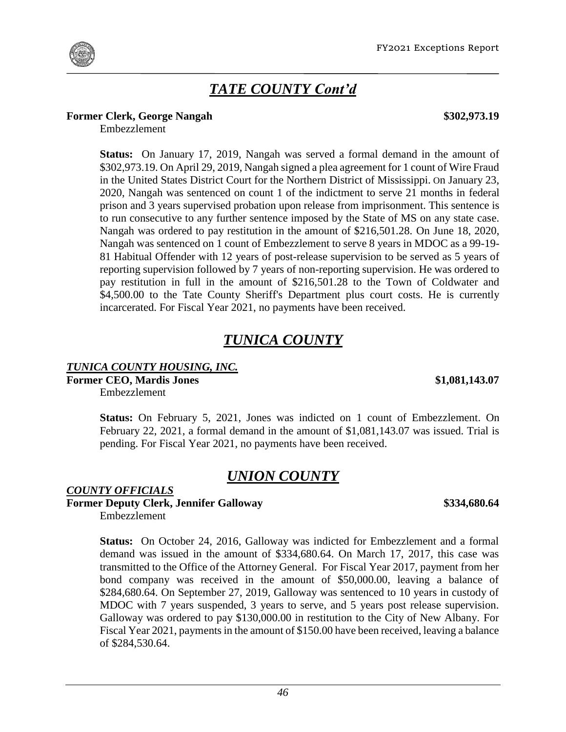# *TATE COUNTY Cont'd*

**Former Clerk, George Nangah** **$302,973.19**

Embezzlement

**Status:** On January 17, 2019, Nangah was served a formal demand in the amount of $302,973.19. On April 29, 2019, Nangah signed a plea agreement for 1 count of Wire Fraud in the United States District Court for the Northern District of Mississippi. On January 23, 2020, Nangah was sentenced on count 1 of the indictment to serve 21 months in federal prison and 3 years supervised probation upon release from imprisonment. This sentence is to run consecutive to any further sentence imposed by the State of MS on any state case. Nangah was ordered to pay restitution in the amount of $216,501.28. On June 18, 2020, Nangah was sentenced on 1 count of Embezzlement to serve 8 years in MDOC as a 99-19-81 Habitual Offender with 12 years of post-release supervision to be served as 5 years of reporting supervision followed by 7 years of non-reporting supervision. He was ordered to pay restitution in full in the amount of $216,501.28 to the Town of Coldwater and $4,500.00 to the Tate County Sheriff's Department plus court costs. He is currently incarcerated. For Fiscal Year 2021, no payments have been received.

# *TUNICA COUNTY*

***TUNICA COUNTY HOUSING, INC.***

**Former CEO, Mardis Jones** **$1,081,143.07**

Embezzlement

**Status:** On February 5, 2021, Jones was indicted on 1 count of Embezzlement. On February 22, 2021, a formal demand in the amount of $1,081,143.07 was issued. Trial is pending. For Fiscal Year 2021, no payments have been received.

# *UNION COUNTY*

***COUNTY OFFICIALS***

**Former Deputy Clerk, Jennifer Galloway** **$334,680.64**

Embezzlement

**Status:** On October 24, 2016, Galloway was indicted for Embezzlement and a formal demand was issued in the amount of $334,680.64. On March 17, 2017, this case was transmitted to the Office of the Attorney General. For Fiscal Year 2017, payment from her bond company was received in the amount of $50,000.00, leaving a balance of $284,680.64. On September 27, 2019, Galloway was sentenced to 10 years in custody of MDOC with 7 years suspended, 3 years to serve, and 5 years post release supervision. Galloway was ordered to pay $130,000.00 in restitution to the City of New Albany. For Fiscal Year 2021, payments in the amount of $150.00 have been received, leaving a balance of $284,530.64.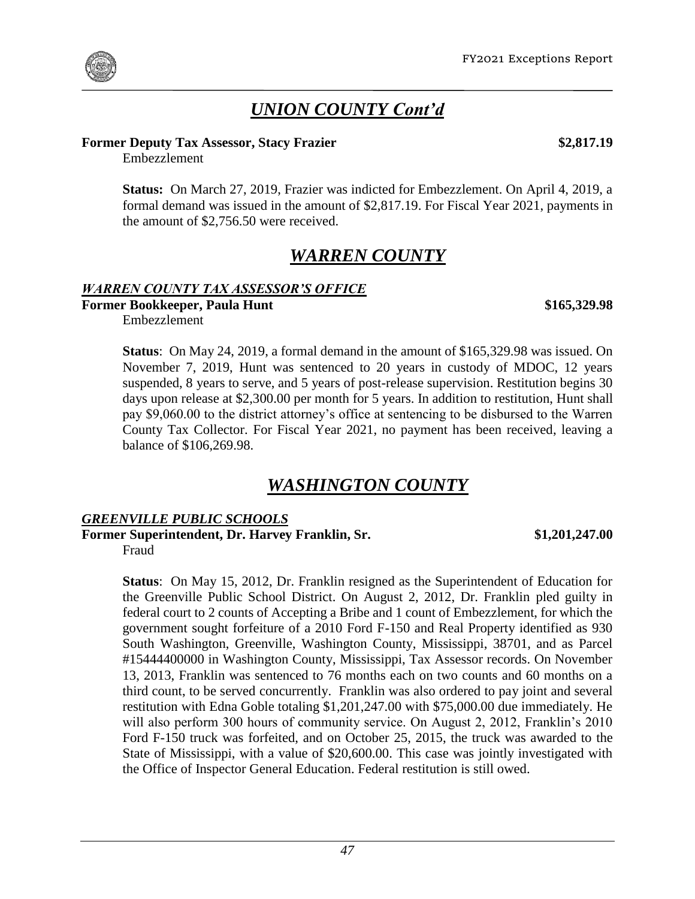## *UNION COUNTY Cont'd*

**Former Deputy Tax Assessor, Stacy Frazier** **$2,817.19**

Embezzlement

**Status:** On March 27, 2019, Frazier was indicted for Embezzlement. On April 4, 2019, a formal demand was issued in the amount of $2,817.19. For Fiscal Year 2021, payments in the amount of $2,756.50 were received.

## *WARREN COUNTY*

### *WARREN COUNTY TAX ASSESSOR'S OFFICE*

**Former Bookkeeper, Paula Hunt** **$165,329.98**

Embezzlement

**Status**: On May 24, 2019, a formal demand in the amount of $165,329.98 was issued. On November 7, 2019, Hunt was sentenced to 20 years in custody of MDOC, 12 years suspended, 8 years to serve, and 5 years of post-release supervision. Restitution begins 30 days upon release at $2,300.00 per month for 5 years. In addition to restitution, Hunt shall pay $9,060.00 to the district attorney's office at sentencing to be disbursed to the Warren County Tax Collector. For Fiscal Year 2021, no payment has been received, leaving a balance of $106,269.98.

## *WASHINGTON COUNTY*

### *GREENVILLE PUBLIC SCHOOLS*

**Former Superintendent, Dr. Harvey Franklin, Sr.** **$1,201,247.00**

Fraud

**Status**: On May 15, 2012, Dr. Franklin resigned as the Superintendent of Education for the Greenville Public School District. On August 2, 2012, Dr. Franklin pled guilty in federal court to 2 counts of Accepting a Bribe and 1 count of Embezzlement, for which the government sought forfeiture of a 2010 Ford F-150 and Real Property identified as 930 South Washington, Greenville, Washington County, Mississippi, 38701, and as Parcel #15444400000 in Washington County, Mississippi, Tax Assessor records. On November 13, 2013, Franklin was sentenced to 76 months each on two counts and 60 months on a third count, to be served concurrently. Franklin was also ordered to pay joint and several restitution with Edna Goble totaling $1,201,247.00 with $75,000.00 due immediately. He will also perform 300 hours of community service. On August 2, 2012, Franklin's 2010 Ford F-150 truck was forfeited, and on October 25, 2015, the truck was awarded to the State of Mississippi, with a value of $20,600.00. This case was jointly investigated with the Office of Inspector General Education. Federal restitution is still owed.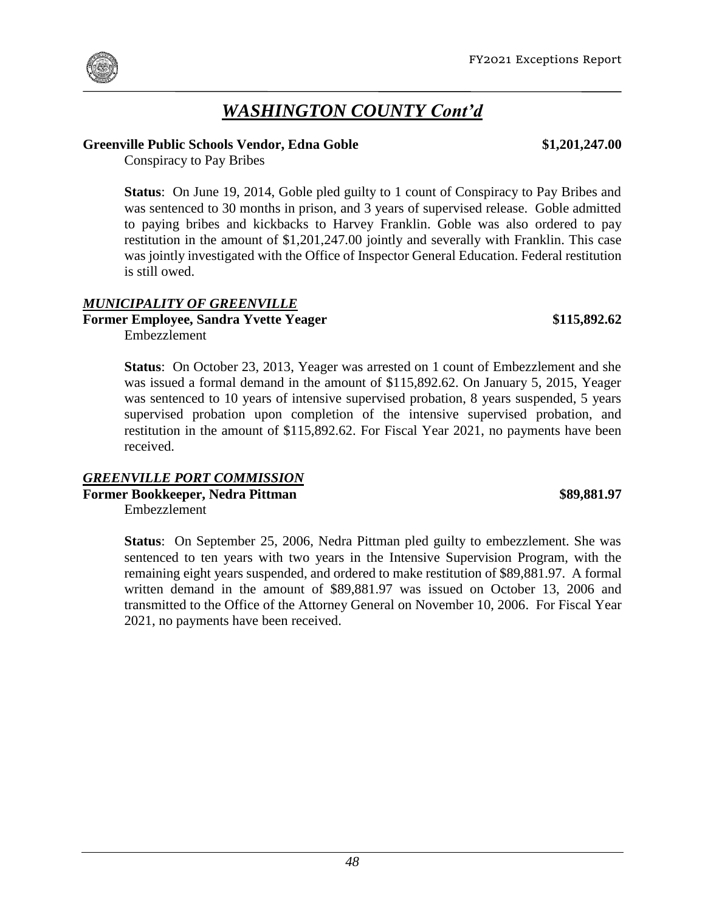## *WASHINGTON COUNTY Cont'd*

**Greenville Public Schools Vendor, Edna Goble** **$1,201,247.00**

Conspiracy to Pay Bribes

**Status**: On June 19, 2014, Goble pled guilty to 1 count of Conspiracy to Pay Bribes and was sentenced to 30 months in prison, and 3 years of supervised release. Goble admitted to paying bribes and kickbacks to Harvey Franklin. Goble was also ordered to pay restitution in the amount of $1,201,247.00 jointly and severally with Franklin. This case was jointly investigated with the Office of Inspector General Education. Federal restitution is still owed.

### *MUNICIPALITY OF GREENVILLE*

**Former Employee, Sandra Yvette Yeager** **$115,892.62**

Embezzlement

**Status**: On October 23, 2013, Yeager was arrested on 1 count of Embezzlement and she was issued a formal demand in the amount of $115,892.62. On January 5, 2015, Yeager was sentenced to 10 years of intensive supervised probation, 8 years suspended, 5 years supervised probation upon completion of the intensive supervised probation, and restitution in the amount of $115,892.62. For Fiscal Year 2021, no payments have been received.

### *GREENVILLE PORT COMMISSION*

**Former Bookkeeper, Nedra Pittman** **$89,881.97**

Embezzlement

**Status**: On September 25, 2006, Nedra Pittman pled guilty to embezzlement. She was sentenced to ten years with two years in the Intensive Supervision Program, with the remaining eight years suspended, and ordered to make restitution of $89,881.97. A formal written demand in the amount of $89,881.97 was issued on October 13, 2006 and transmitted to the Office of the Attorney General on November 10, 2006. For Fiscal Year 2021, no payments have been received.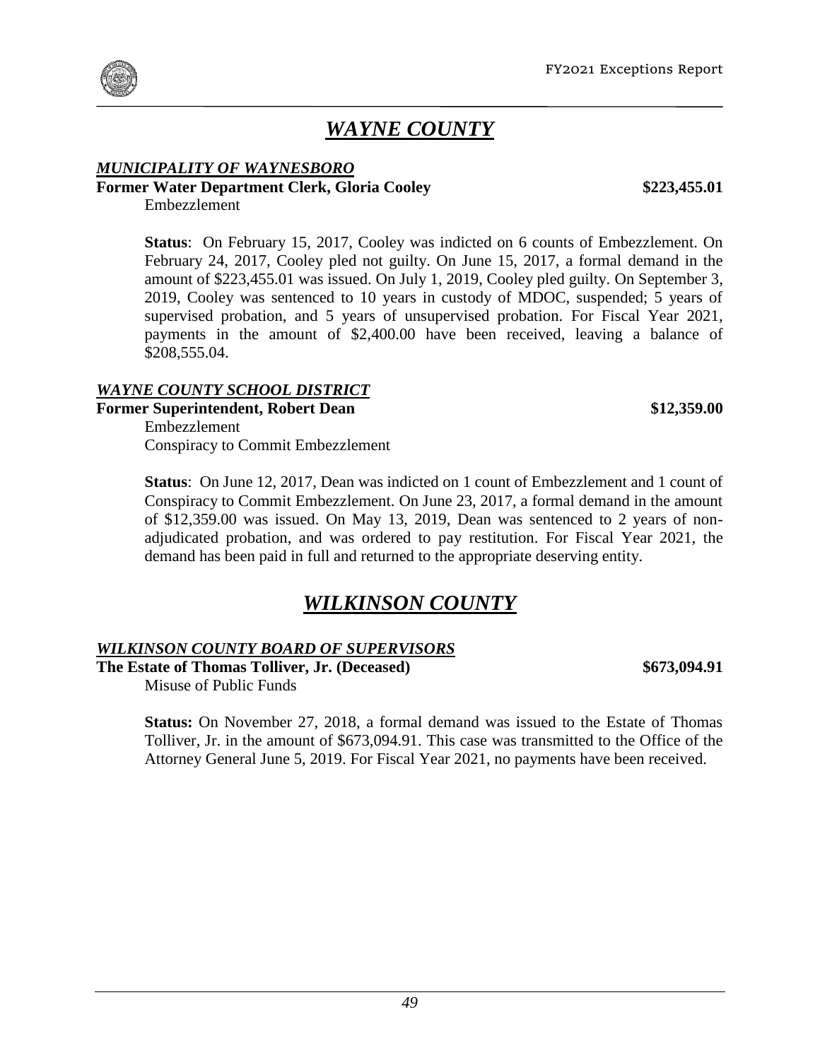# *WAYNE COUNTY*

***MUNICIPALITY OF WAYNESBORO***

**Former Water Department Clerk, Gloria Cooley** **$223,455.01**

Embezzlement

**Status**: On February 15, 2017, Cooley was indicted on 6 counts of Embezzlement. On February 24, 2017, Cooley pled not guilty. On June 15, 2017, a formal demand in the amount of $223,455.01 was issued. On July 1, 2019, Cooley pled guilty. On September 3, 2019, Cooley was sentenced to 10 years in custody of MDOC, suspended; 5 years of supervised probation, and 5 years of unsupervised probation. For Fiscal Year 2021, payments in the amount of $2,400.00 have been received, leaving a balance of $208,555.04.

***WAYNE COUNTY SCHOOL DISTRICT***

**Former Superintendent, Robert Dean** **$12,359.00**

Embezzlement
Conspiracy to Commit Embezzlement

**Status**: On June 12, 2017, Dean was indicted on 1 count of Embezzlement and 1 count of Conspiracy to Commit Embezzlement. On June 23, 2017, a formal demand in the amount of $12,359.00 was issued. On May 13, 2019, Dean was sentenced to 2 years of non-adjudicated probation, and was ordered to pay restitution. For Fiscal Year 2021, the demand has been paid in full and returned to the appropriate deserving entity.

# *WILKINSON COUNTY*

***WILKINSON COUNTY BOARD OF SUPERVISORS***

**The Estate of Thomas Tolliver, Jr. (Deceased)** **$673,094.91**

Misuse of Public Funds

**Status:** On November 27, 2018, a formal demand was issued to the Estate of Thomas Tolliver, Jr. in the amount of $673,094.91. This case was transmitted to the Office of the Attorney General June 5, 2019. For Fiscal Year 2021, no payments have been received.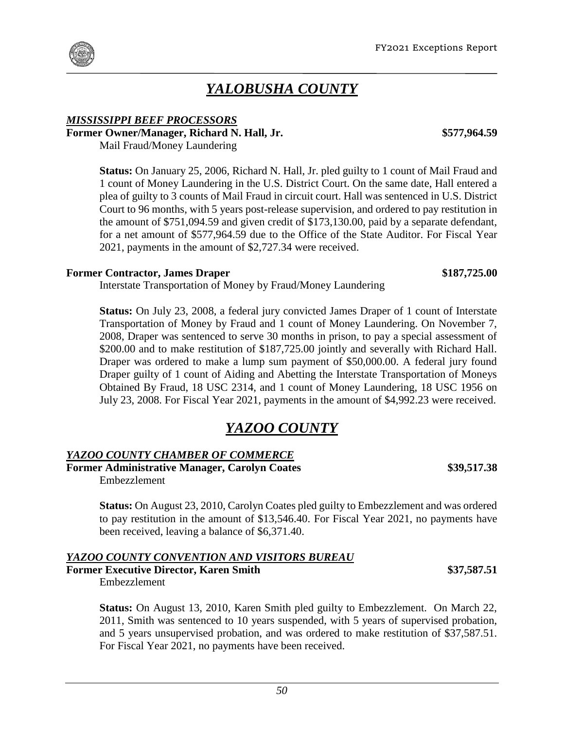# *YALOBUSHA COUNTY*

### *MISSISSIPPI BEEF PROCESSORS*

**Former Owner/Manager, Richard N. Hall, Jr.** **$577,964.59**

Mail Fraud/Money Laundering

**Status:** On January 25, 2006, Richard N. Hall, Jr. pled guilty to 1 count of Mail Fraud and 1 count of Money Laundering in the U.S. District Court. On the same date, Hall entered a plea of guilty to 3 counts of Mail Fraud in circuit court. Hall was sentenced in U.S. District Court to 96 months, with 5 years post-release supervision, and ordered to pay restitution in the amount of $751,094.59 and given credit of $173,130.00, paid by a separate defendant, for a net amount of $577,964.59 due to the Office of the State Auditor. For Fiscal Year 2021, payments in the amount of $2,727.34 were received.

**Former Contractor, James Draper** **$187,725.00**

Interstate Transportation of Money by Fraud/Money Laundering

**Status:** On July 23, 2008, a federal jury convicted James Draper of 1 count of Interstate Transportation of Money by Fraud and 1 count of Money Laundering. On November 7, 2008, Draper was sentenced to serve 30 months in prison, to pay a special assessment of $200.00 and to make restitution of $187,725.00 jointly and severally with Richard Hall. Draper was ordered to make a lump sum payment of $50,000.00. A federal jury found Draper guilty of 1 count of Aiding and Abetting the Interstate Transportation of Moneys Obtained By Fraud, 18 USC 2314, and 1 count of Money Laundering, 18 USC 1956 on July 23, 2008. For Fiscal Year 2021, payments in the amount of $4,992.23 were received.

# *YAZOO COUNTY*

### *YAZOO COUNTY CHAMBER OF COMMERCE*

**Former Administrative Manager, Carolyn Coates** **$39,517.38**

Embezzlement

**Status:** On August 23, 2010, Carolyn Coates pled guilty to Embezzlement and was ordered to pay restitution in the amount of $13,546.40. For Fiscal Year 2021, no payments have been received, leaving a balance of $6,371.40.

### *YAZOO COUNTY CONVENTION AND VISITORS BUREAU*

**Former Executive Director, Karen Smith** **$37,587.51**

Embezzlement

**Status:** On August 13, 2010, Karen Smith pled guilty to Embezzlement. On March 22, 2011, Smith was sentenced to 10 years suspended, with 5 years of supervised probation, and 5 years unsupervised probation, and was ordered to make restitution of $37,587.51. For Fiscal Year 2021, no payments have been received.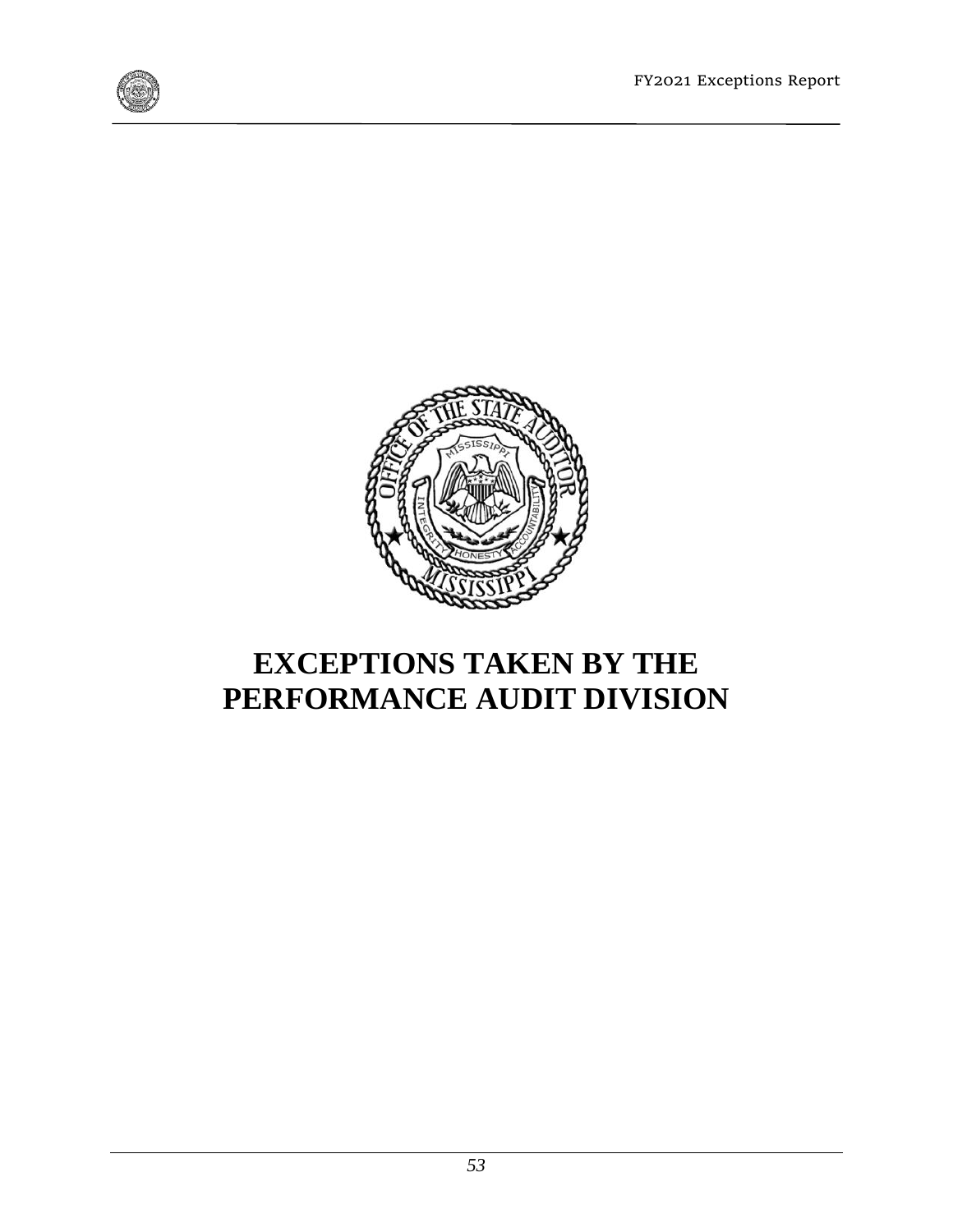# EXCEPTIONS TAKEN BY THE PERFORMANCE AUDIT DIVISION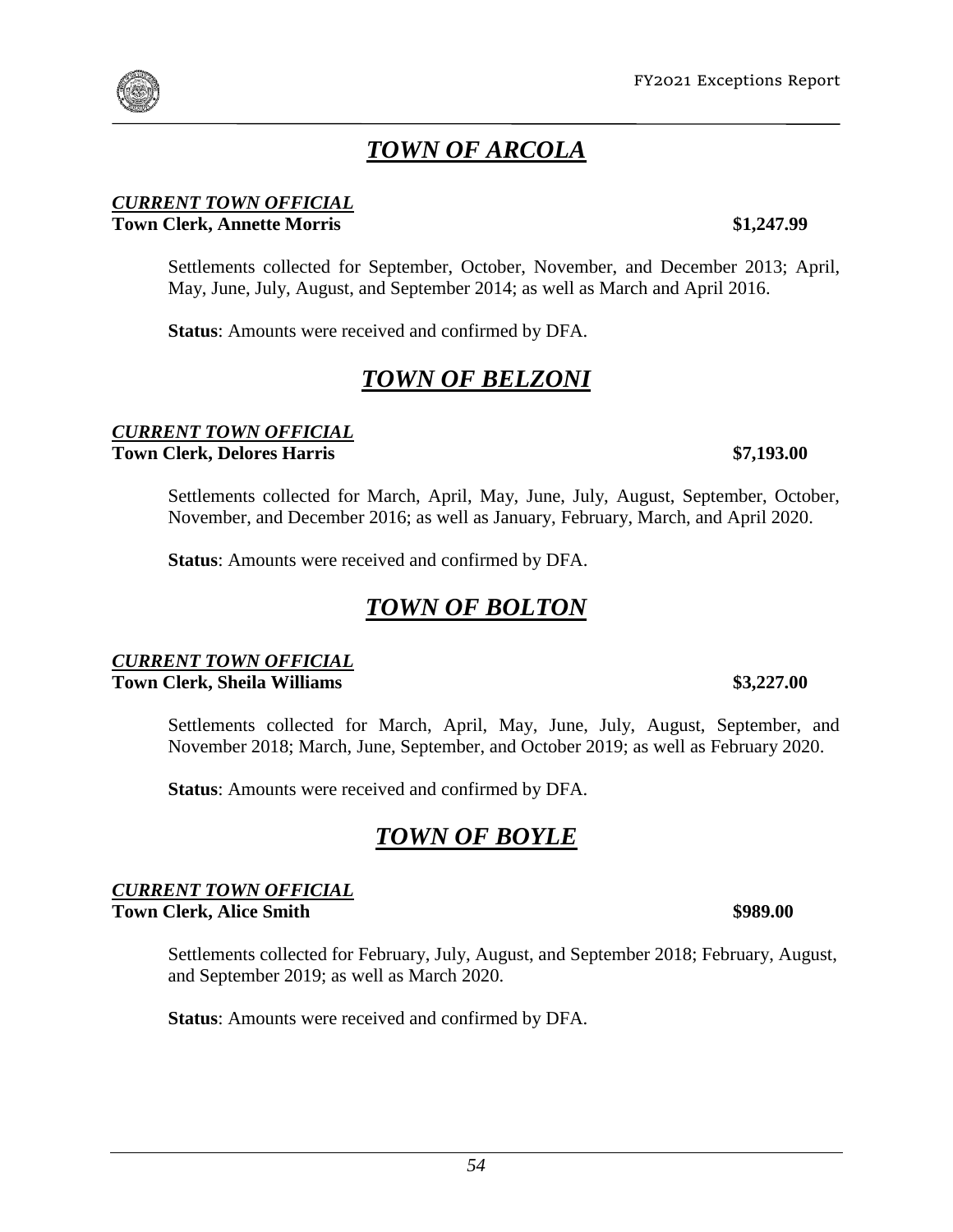# ***TOWN OF ARCOLA***

***CURRENT TOWN OFFICIAL***
**Town Clerk, Annette Morris** **$1,247.99**

Settlements collected for September, October, November, and December 2013; April, May, June, July, August, and September 2014; as well as March and April 2016.

**Status**: Amounts were received and confirmed by DFA.

# ***TOWN OF BELZONI***

***CURRENT TOWN OFFICIAL***
**Town Clerk, Delores Harris** **$7,193.00**

Settlements collected for March, April, May, June, July, August, September, October, November, and December 2016; as well as January, February, March, and April 2020.

**Status**: Amounts were received and confirmed by DFA.

# ***TOWN OF BOLTON***

***CURRENT TOWN OFFICIAL***
**Town Clerk, Sheila Williams** **$3,227.00**

Settlements collected for March, April, May, June, July, August, September, and November 2018; March, June, September, and October 2019; as well as February 2020.

**Status**: Amounts were received and confirmed by DFA.

# ***TOWN OF BOYLE***

***CURRENT TOWN OFFICIAL***
**Town Clerk, Alice Smith** **$989.00**

Settlements collected for February, July, August, and September 2018; February, August, and September 2019; as well as March 2020.

**Status**: Amounts were received and confirmed by DFA.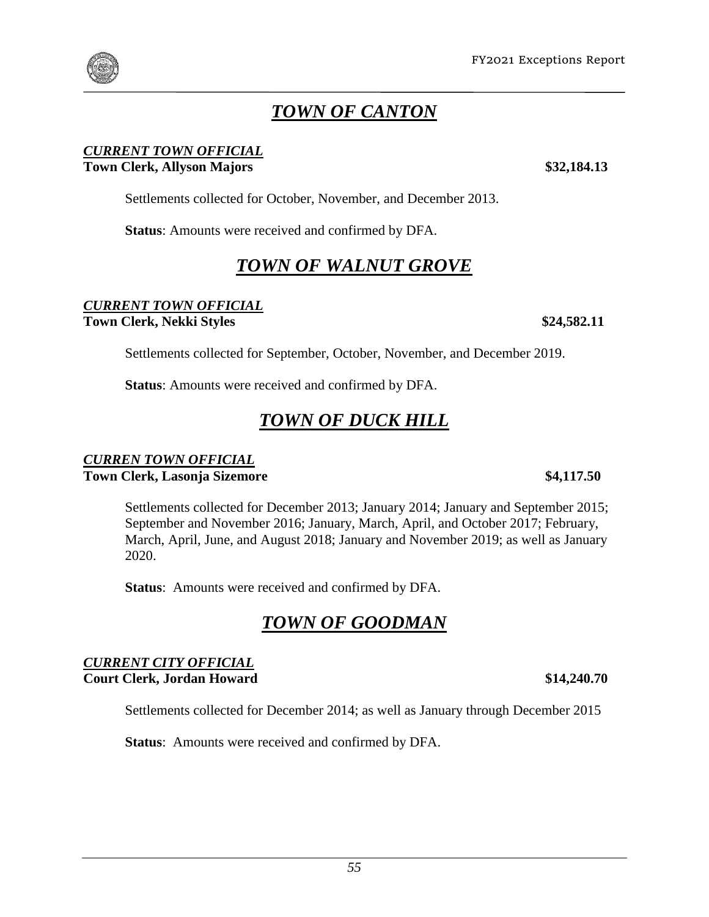# *TOWN OF CANTON*

***CURRENT TOWN OFFICIAL***
**Town Clerk, Allyson Majors** **$32,184.13**

Settlements collected for October, November, and December 2013.

**Status**: Amounts were received and confirmed by DFA.

# *TOWN OF WALNUT GROVE*

***CURRENT TOWN OFFICIAL***
**Town Clerk, Nekki Styles** **$24,582.11**

Settlements collected for September, October, November, and December 2019.

**Status**: Amounts were received and confirmed by DFA.

# *TOWN OF DUCK HILL*

***CURREN TOWN OFFICIAL***
**Town Clerk, Lasonja Sizemore** **$4,117.50**

Settlements collected for December 2013; January 2014; January and September 2015; September and November 2016; January, March, April, and October 2017; February, March, April, June, and August 2018; January and November 2019; as well as January 2020.

**Status**: Amounts were received and confirmed by DFA.

# *TOWN OF GOODMAN*

***CURRENT CITY OFFICIAL***
**Court Clerk, Jordan Howard** **$14,240.70**

Settlements collected for December 2014; as well as January through December 2015

**Status**: Amounts were received and confirmed by DFA.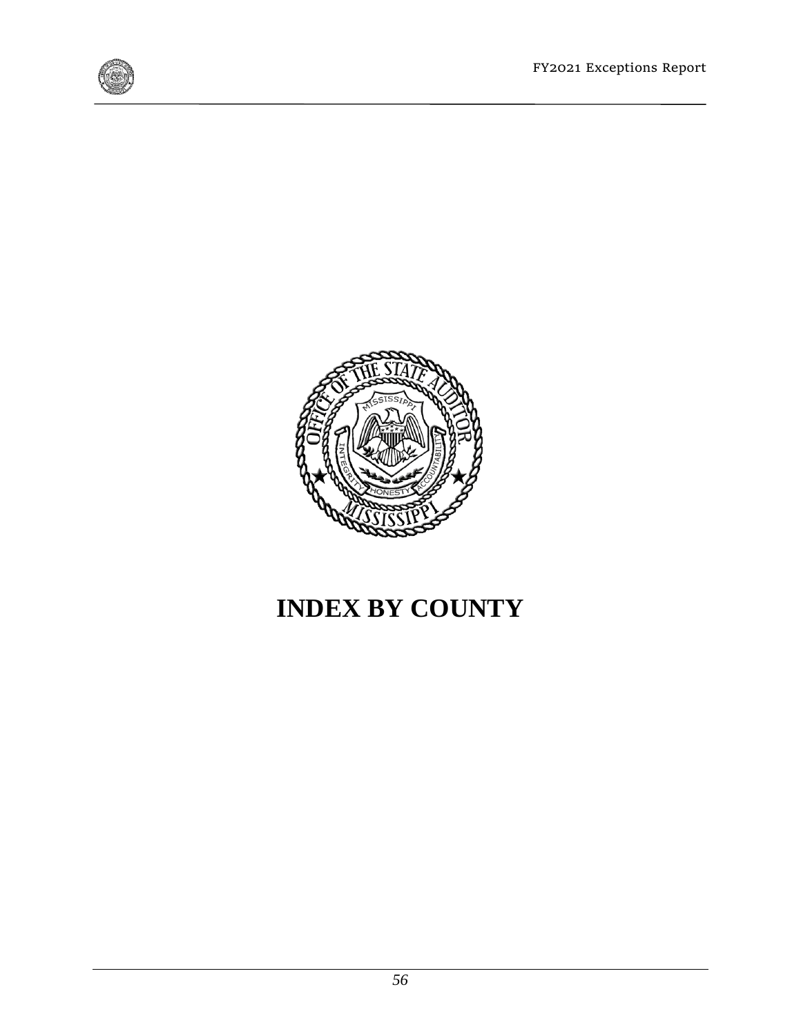# INDEX BY COUNTY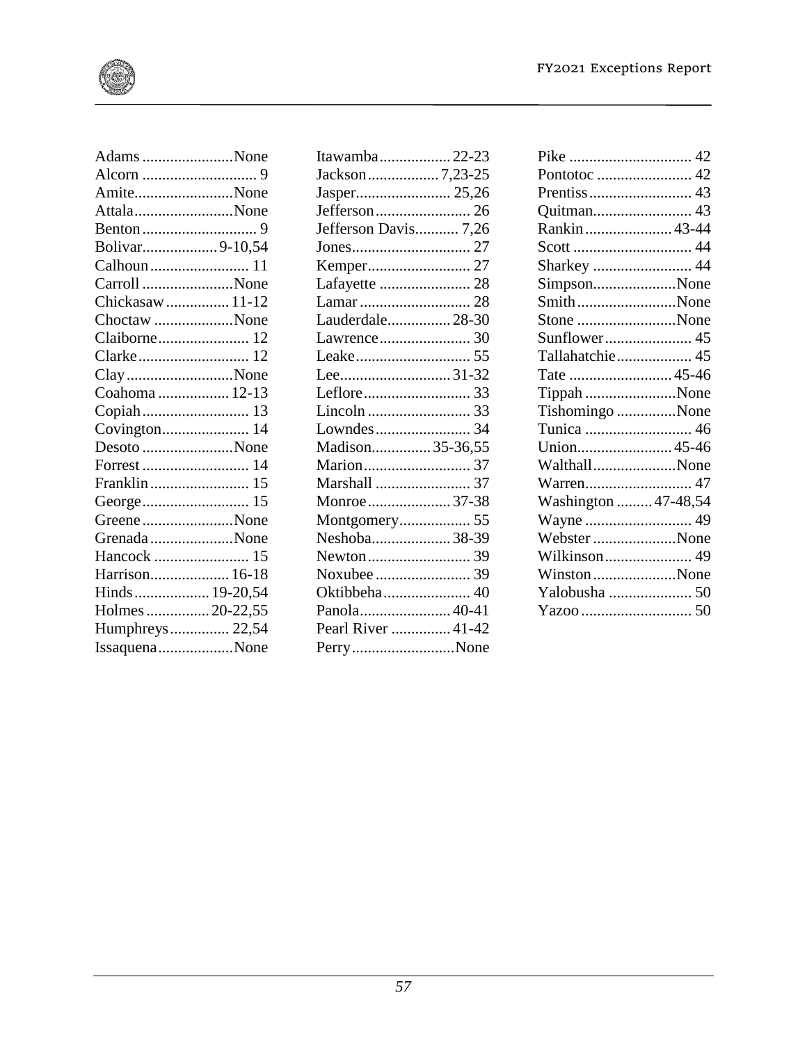Adams.......................None
Alcorn ............................. 9
Amite.........................None
Attala.........................None
Benton ............................. 9
Bolivar................... 9-10,54
Calhoun ......................... 11
Carroll .......................None
Chickasaw ................ 11-12
Choctaw ....................None
Claiborne....................... 12
Clarke............................ 12
Clay...........................None
Coahoma .................. 12-13
Copiah........................... 13
Covington...................... 14
Desoto .......................None
Forrest ........................... 14
Franklin ......................... 15
George........................... 15
Greene .......................None
Grenada .....................None
Hancock ........................ 15
Harrison.................... 16-18
Hinds................... 19-20,54
Holmes ................ 20-22,55
Humphreys............... 22,54
Issaquena...................None

Itawamba.................. 22-23
Jackson................. 7,23-25
Jasper........................ 25,26
Jefferson........................ 26
Jefferson Davis........... 7,26
Jones.............................. 27
Kemper.......................... 27
Lafayette ....................... 28
Lamar ............................ 28
Lauderdale................ 28-30
Lawrence....................... 30
Leake............................. 55
Lee............................ 31-32
Leflore........................... 33
Lincoln .......................... 33
Lowndes........................ 34
Madison.............. 35-36,55
Marion........................... 37
Marshall ........................ 37
Monroe..................... 37-38
Montgomery.................. 55
Neshoba.................... 38-39
Newton.......................... 39
Noxubee ........................ 39
Oktibbeha...................... 40
Panola....................... 40-41
Pearl River ............... 41-42
Perry..........................None

Pike ............................... 42
Pontotoc ........................ 42
Prentiss.......................... 43
Quitman......................... 43
Rankin...................... 43-44
Scott .............................. 44
Sharkey ......................... 44
Simpson.....................None
Smith.........................None
Stone .........................None
Sunflower...................... 45
Tallahatchie................... 45
Tate .......................... 45-46
Tippah .......................None
Tishomingo ...............None
Tunica ........................... 46
Union........................ 45-46
Walthall.....................None
Warren........................... 47
Washington ......... 47-48,54
Wayne ........................... 49
Webster .....................None
Wilkinson...................... 49
Winston.....................None
Yalobusha ..................... 50
Yazoo ............................ 50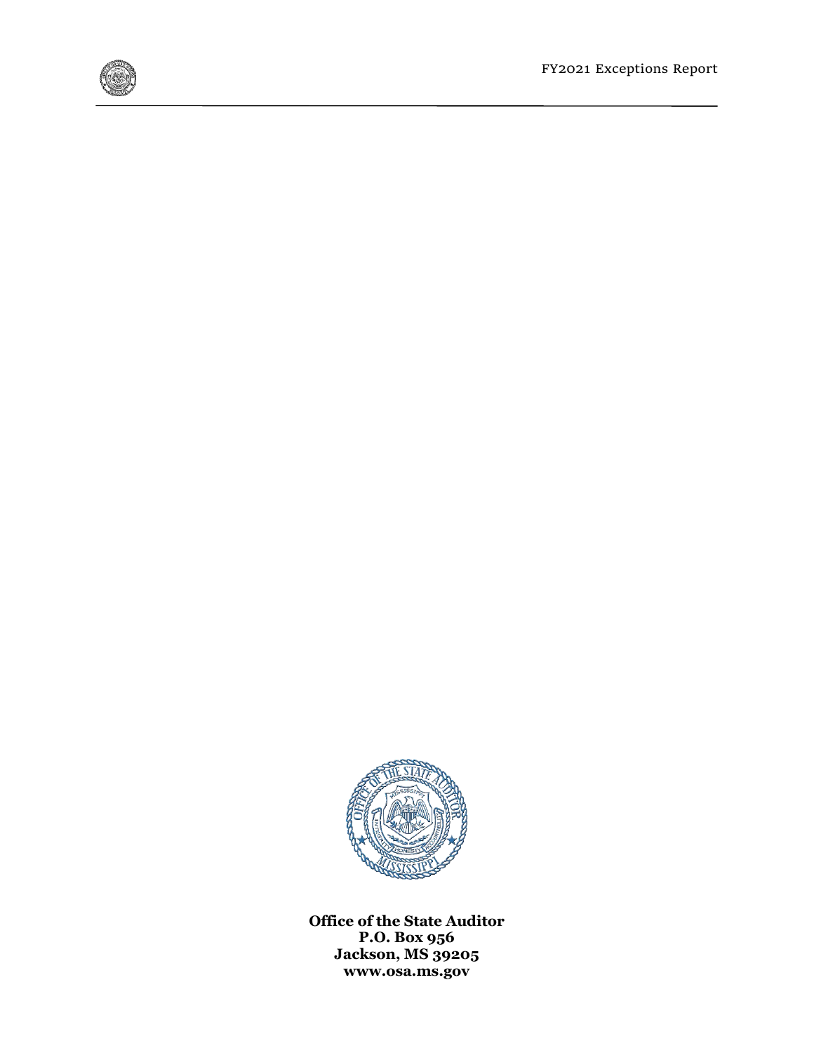**Office of the State Auditor**
**P.O. Box 956**
**Jackson, MS 39205**
**www.osa.ms.gov**